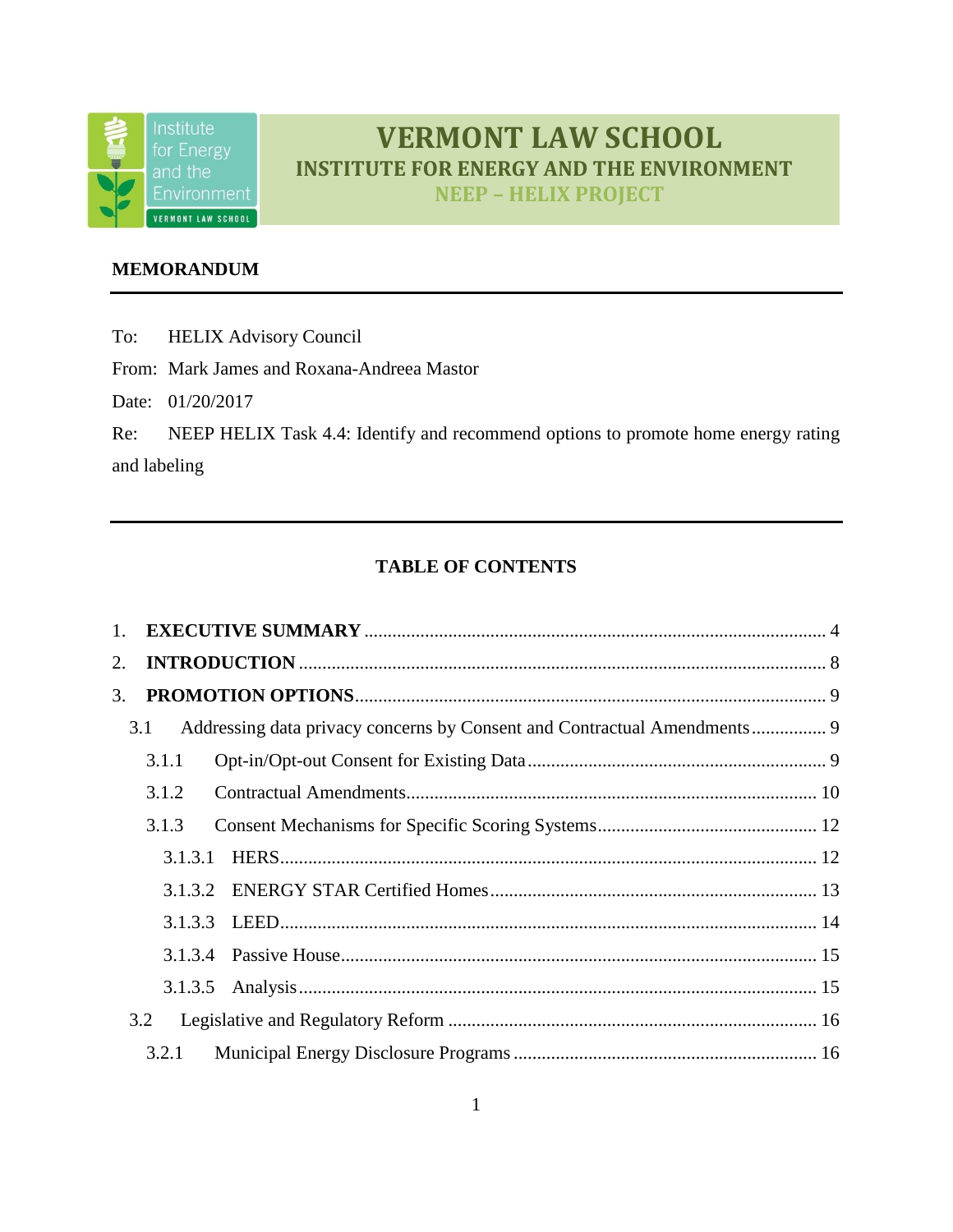# VERMONT LAW SCHOOL

## INSTITUTE FOR ENERGY AND THE ENVIRONMENT

### NEEP – HELIX PROJECT

**MEMORANDUM**

---

To: HELIX Advisory Council

From: Mark James and Roxana-Andreea Mastor

Date: 01/20/2017

Re: NEEP HELIX Task 4.4: Identify and recommend options to promote home energy rating and labeling

---

**TABLE OF CONTENTS**

1. **EXECUTIVE SUMMARY** .......... 4
2. **INTRODUCTION** .......... 8
3. **PROMOTION OPTIONS** .......... 9
   - 3.1 Addressing data privacy concerns by Consent and Contractual Amendments .......... 9
     - 3.1.1 Opt-in/Opt-out Consent for Existing Data .......... 9
     - 3.1.2 Contractual Amendments .......... 10
     - 3.1.3 Consent Mechanisms for Specific Scoring Systems .......... 12
       - 3.1.3.1 HERS .......... 12
       - 3.1.3.2 ENERGY STAR Certified Homes .......... 13
       - 3.1.3.3 LEED .......... 14
       - 3.1.3.4 Passive House .......... 15
       - 3.1.3.5 Analysis .......... 15
   - 3.2 Legislative and Regulatory Reform .......... 16
     - 3.2.1 Municipal Energy Disclosure Programs .......... 16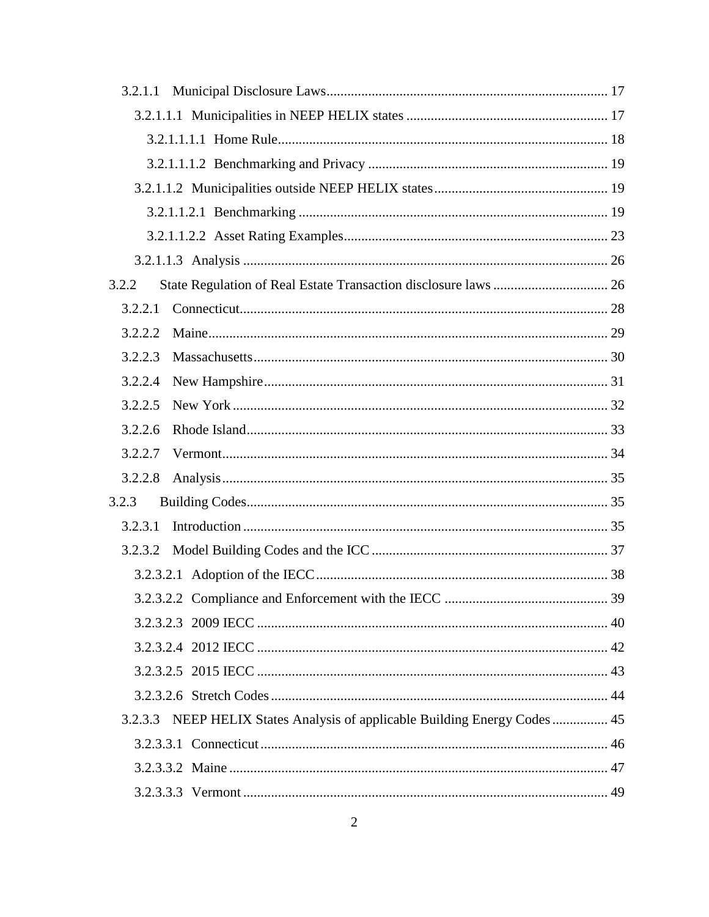3.2.1.1 Municipal Disclosure Laws ........................................ 17

3.2.1.1.1 Municipalities in NEEP HELIX states ........................................ 17

3.2.1.1.1.1 Home Rule ........................................ 18

3.2.1.1.1.2 Benchmarking and Privacy ........................................ 19

3.2.1.1.2 Municipalities outside NEEP HELIX states ........................................ 19

3.2.1.1.2.1 Benchmarking ........................................ 19

3.2.1.1.2.2 Asset Rating Examples ........................................ 23

3.2.1.1.3 Analysis ........................................ 26

3.2.2 State Regulation of Real Estate Transaction disclosure laws ........................................ 26

3.2.2.1 Connecticut ........................................ 28

3.2.2.2 Maine ........................................ 29

3.2.2.3 Massachusetts ........................................ 30

3.2.2.4 New Hampshire ........................................ 31

3.2.2.5 New York ........................................ 32

3.2.2.6 Rhode Island ........................................ 33

3.2.2.7 Vermont ........................................ 34

3.2.2.8 Analysis ........................................ 35

3.2.3 Building Codes ........................................ 35

3.2.3.1 Introduction ........................................ 35

3.2.3.2 Model Building Codes and the ICC ........................................ 37

3.2.3.2.1 Adoption of the IECC ........................................ 38

3.2.3.2.2 Compliance and Enforcement with the IECC ........................................ 39

3.2.3.2.3 2009 IECC ........................................ 40

3.2.3.2.4 2012 IECC ........................................ 42

3.2.3.2.5 2015 IECC ........................................ 43

3.2.3.2.6 Stretch Codes ........................................ 44

3.2.3.3 NEEP HELIX States Analysis of applicable Building Energy Codes ........................................ 45

3.2.3.3.1 Connecticut ........................................ 46

3.2.3.3.2 Maine ........................................ 47

3.2.3.3.3 Vermont ........................................ 49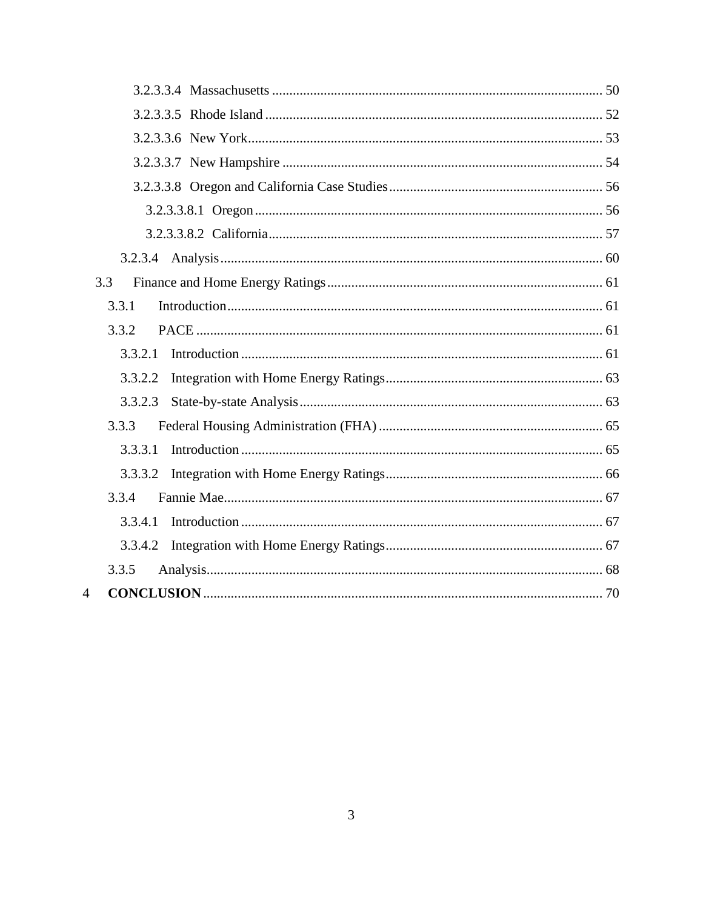3.2.3.3.4 Massachusetts ... 50

3.2.3.3.5 Rhode Island ... 52

3.2.3.3.6 New York ... 53

3.2.3.3.7 New Hampshire ... 54

3.2.3.3.8 Oregon and California Case Studies ... 56

3.2.3.3.8.1 Oregon ... 56

3.2.3.3.8.2 California ... 57

3.2.3.4 Analysis ... 60

3.3 Finance and Home Energy Ratings ... 61

3.3.1 Introduction ... 61

3.3.2 PACE ... 61

3.3.2.1 Introduction ... 61

3.3.2.2 Integration with Home Energy Ratings ... 63

3.3.2.3 State-by-state Analysis ... 63

3.3.3 Federal Housing Administration (FHA) ... 65

3.3.3.1 Introduction ... 65

3.3.3.2 Integration with Home Energy Ratings ... 66

3.3.4 Fannie Mae ... 67

3.3.4.1 Introduction ... 67

3.3.4.2 Integration with Home Energy Ratings ... 67

3.3.5 Analysis ... 68

4 **CONCLUSION** ... 70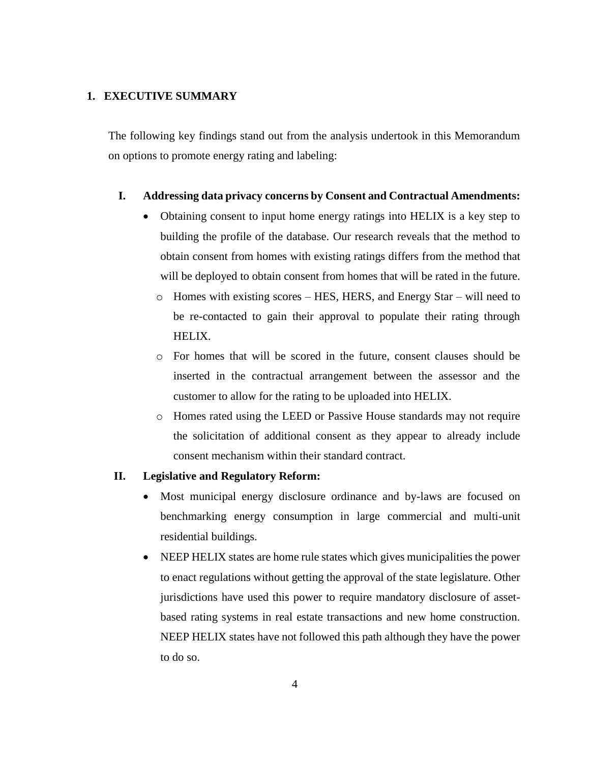## 1. EXECUTIVE SUMMARY

The following key findings stand out from the analysis undertook in this Memorandum on options to promote energy rating and labeling:

**I. Addressing data privacy concerns by Consent and Contractual Amendments:**

- Obtaining consent to input home energy ratings into HELIX is a key step to building the profile of the database. Our research reveals that the method to obtain consent from homes with existing ratings differs from the method that will be deployed to obtain consent from homes that will be rated in the future.
  - Homes with existing scores – HES, HERS, and Energy Star – will need to be re-contacted to gain their approval to populate their rating through HELIX.
  - For homes that will be scored in the future, consent clauses should be inserted in the contractual arrangement between the assessor and the customer to allow for the rating to be uploaded into HELIX.
  - Homes rated using the LEED or Passive House standards may not require the solicitation of additional consent as they appear to already include consent mechanism within their standard contract.

**II. Legislative and Regulatory Reform:**

- Most municipal energy disclosure ordinance and by-laws are focused on benchmarking energy consumption in large commercial and multi-unit residential buildings.
- NEEP HELIX states are home rule states which gives municipalities the power to enact regulations without getting the approval of the state legislature. Other jurisdictions have used this power to require mandatory disclosure of asset-based rating systems in real estate transactions and new home construction. NEEP HELIX states have not followed this path although they have the power to do so.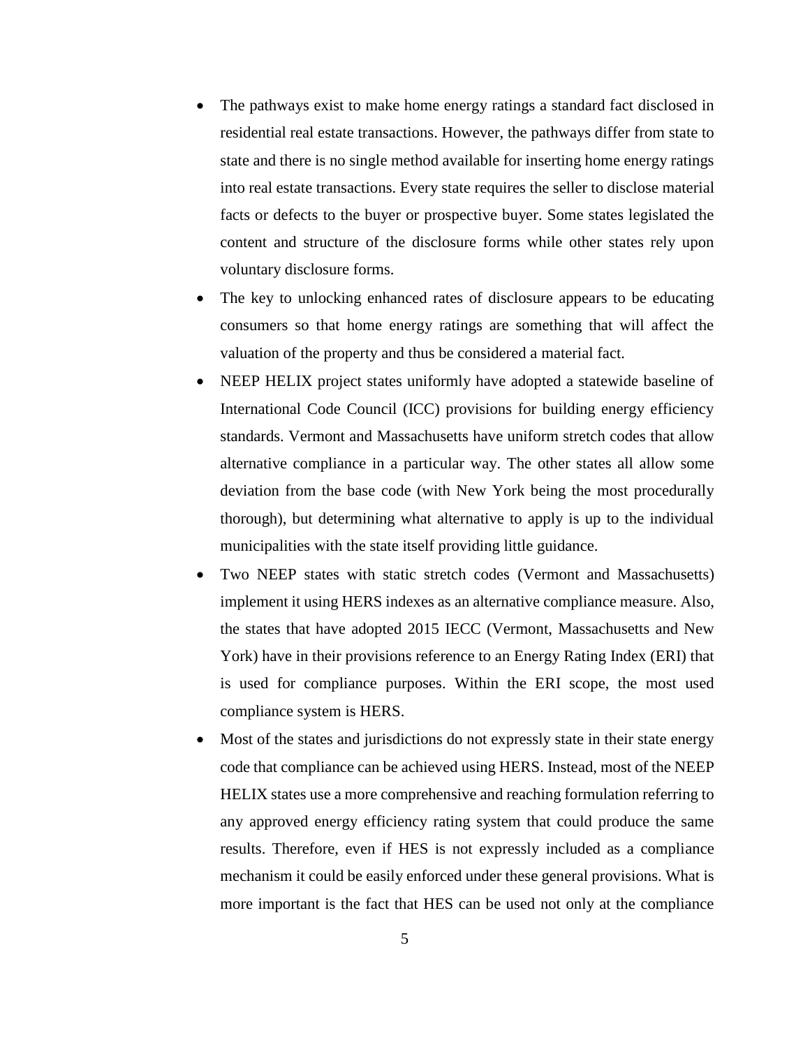- The pathways exist to make home energy ratings a standard fact disclosed in residential real estate transactions. However, the pathways differ from state to state and there is no single method available for inserting home energy ratings into real estate transactions. Every state requires the seller to disclose material facts or defects to the buyer or prospective buyer. Some states legislated the content and structure of the disclosure forms while other states rely upon voluntary disclosure forms.
- The key to unlocking enhanced rates of disclosure appears to be educating consumers so that home energy ratings are something that will affect the valuation of the property and thus be considered a material fact.
- NEEP HELIX project states uniformly have adopted a statewide baseline of International Code Council (ICC) provisions for building energy efficiency standards. Vermont and Massachusetts have uniform stretch codes that allow alternative compliance in a particular way. The other states all allow some deviation from the base code (with New York being the most procedurally thorough), but determining what alternative to apply is up to the individual municipalities with the state itself providing little guidance.
- Two NEEP states with static stretch codes (Vermont and Massachusetts) implement it using HERS indexes as an alternative compliance measure. Also, the states that have adopted 2015 IECC (Vermont, Massachusetts and New York) have in their provisions reference to an Energy Rating Index (ERI) that is used for compliance purposes. Within the ERI scope, the most used compliance system is HERS.
- Most of the states and jurisdictions do not expressly state in their state energy code that compliance can be achieved using HERS. Instead, most of the NEEP HELIX states use a more comprehensive and reaching formulation referring to any approved energy efficiency rating system that could produce the same results. Therefore, even if HES is not expressly included as a compliance mechanism it could be easily enforced under these general provisions. What is more important is the fact that HES can be used not only at the compliance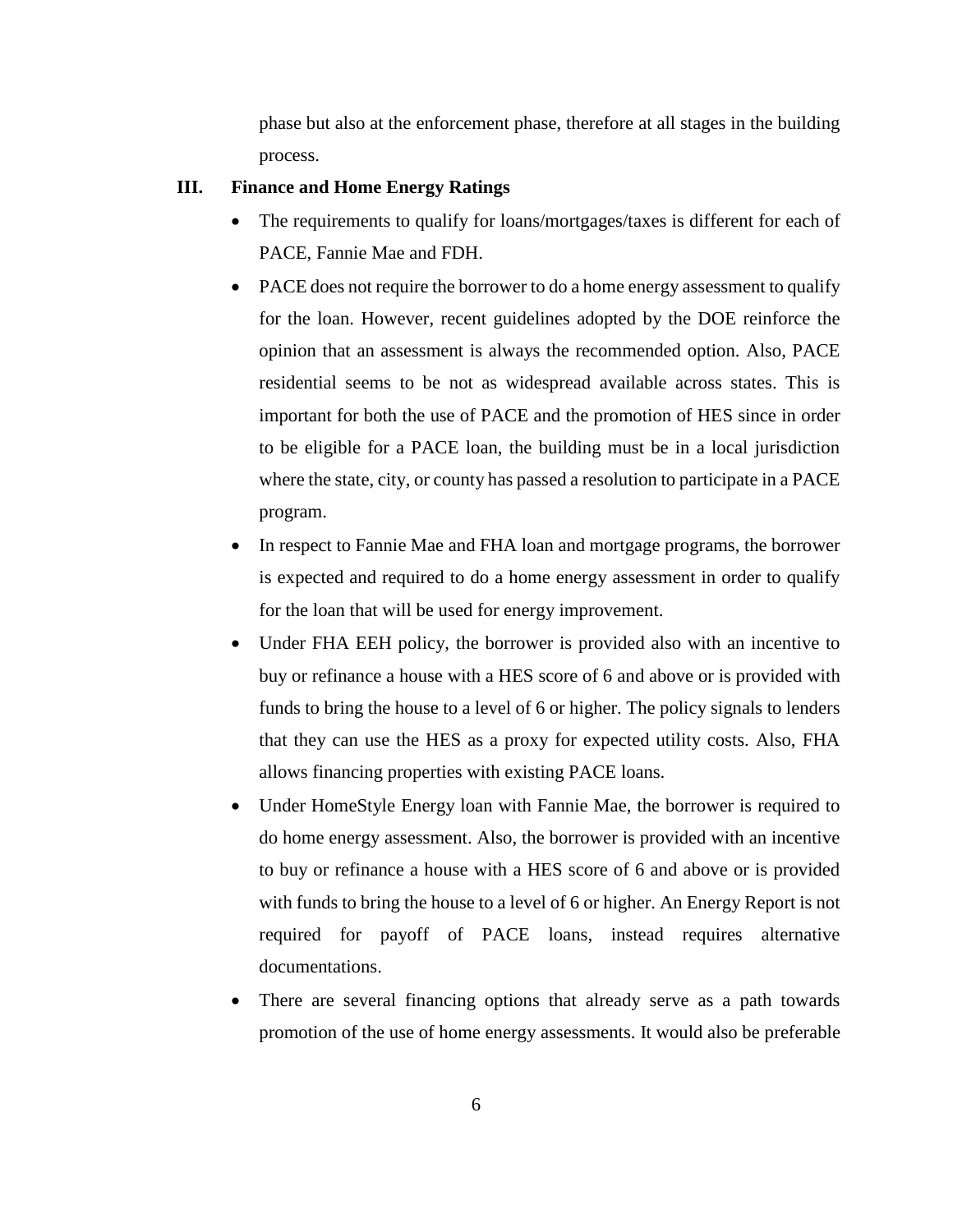phase but also at the enforcement phase, therefore at all stages in the building process.

## III. Finance and Home Energy Ratings

- The requirements to qualify for loans/mortgages/taxes is different for each of PACE, Fannie Mae and FDH.
- PACE does not require the borrower to do a home energy assessment to qualify for the loan. However, recent guidelines adopted by the DOE reinforce the opinion that an assessment is always the recommended option. Also, PACE residential seems to be not as widespread available across states. This is important for both the use of PACE and the promotion of HES since in order to be eligible for a PACE loan, the building must be in a local jurisdiction where the state, city, or county has passed a resolution to participate in a PACE program.
- In respect to Fannie Mae and FHA loan and mortgage programs, the borrower is expected and required to do a home energy assessment in order to qualify for the loan that will be used for energy improvement.
- Under FHA EEH policy, the borrower is provided also with an incentive to buy or refinance a house with a HES score of 6 and above or is provided with funds to bring the house to a level of 6 or higher. The policy signals to lenders that they can use the HES as a proxy for expected utility costs. Also, FHA allows financing properties with existing PACE loans.
- Under HomeStyle Energy loan with Fannie Mae, the borrower is required to do home energy assessment. Also, the borrower is provided with an incentive to buy or refinance a house with a HES score of 6 and above or is provided with funds to bring the house to a level of 6 or higher. An Energy Report is not required for payoff of PACE loans, instead requires alternative documentations.
- There are several financing options that already serve as a path towards promotion of the use of home energy assessments. It would also be preferable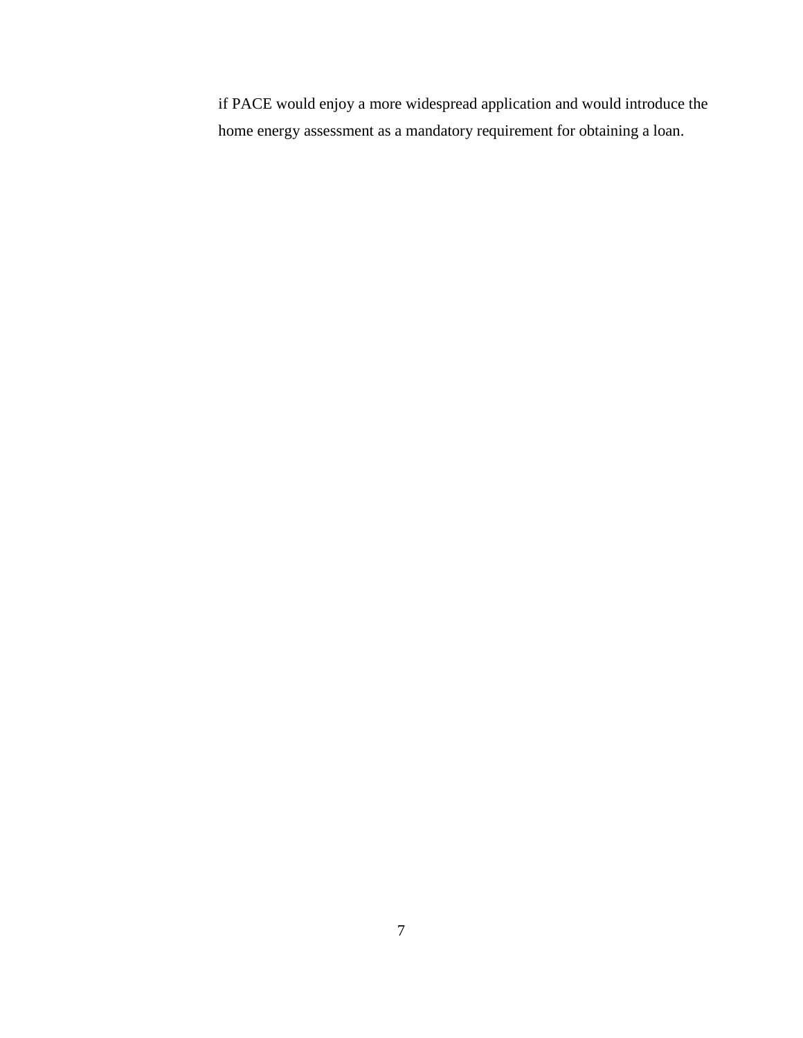if PACE would enjoy a more widespread application and would introduce the home energy assessment as a mandatory requirement for obtaining a loan.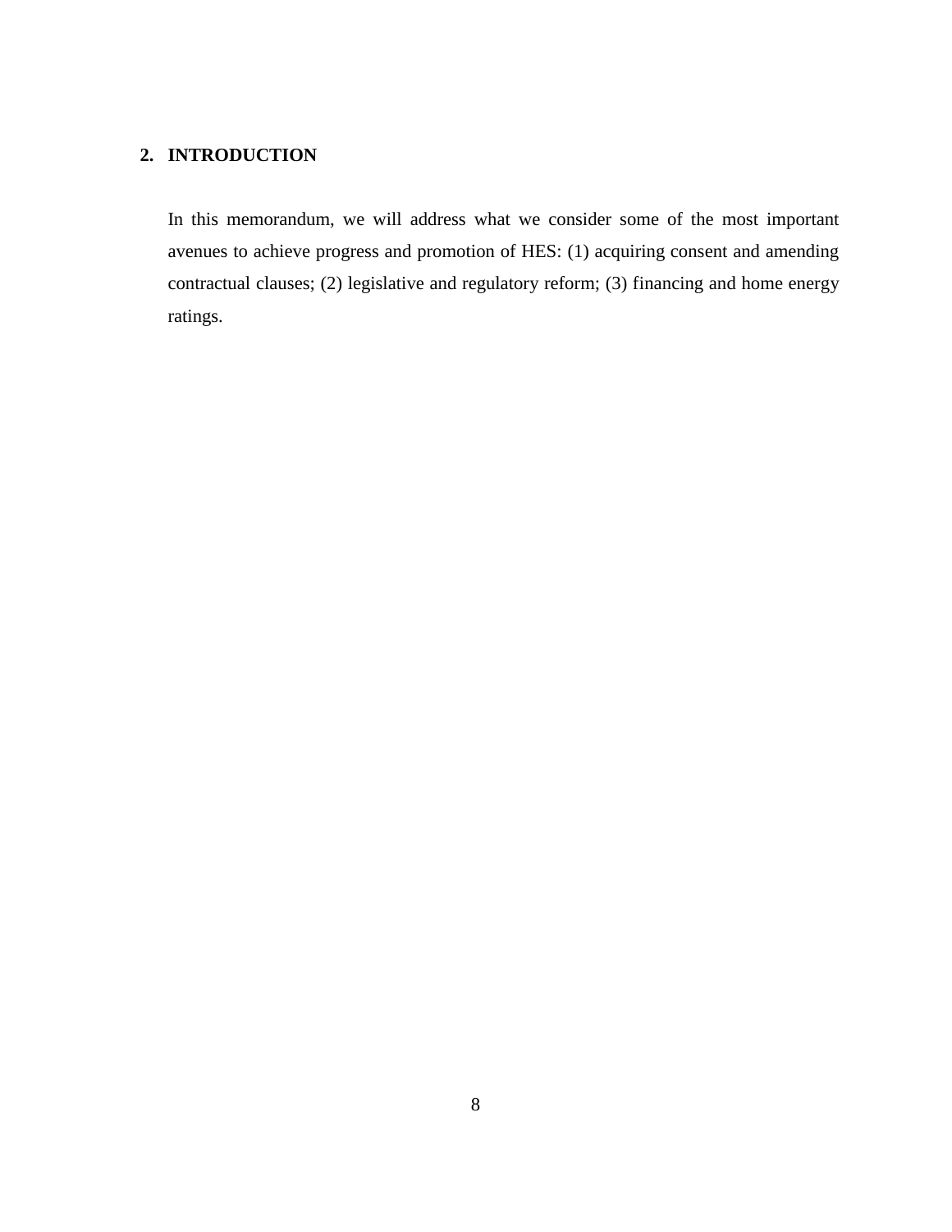## 2. INTRODUCTION

In this memorandum, we will address what we consider some of the most important avenues to achieve progress and promotion of HES: (1) acquiring consent and amending contractual clauses; (2) legislative and regulatory reform; (3) financing and home energy ratings.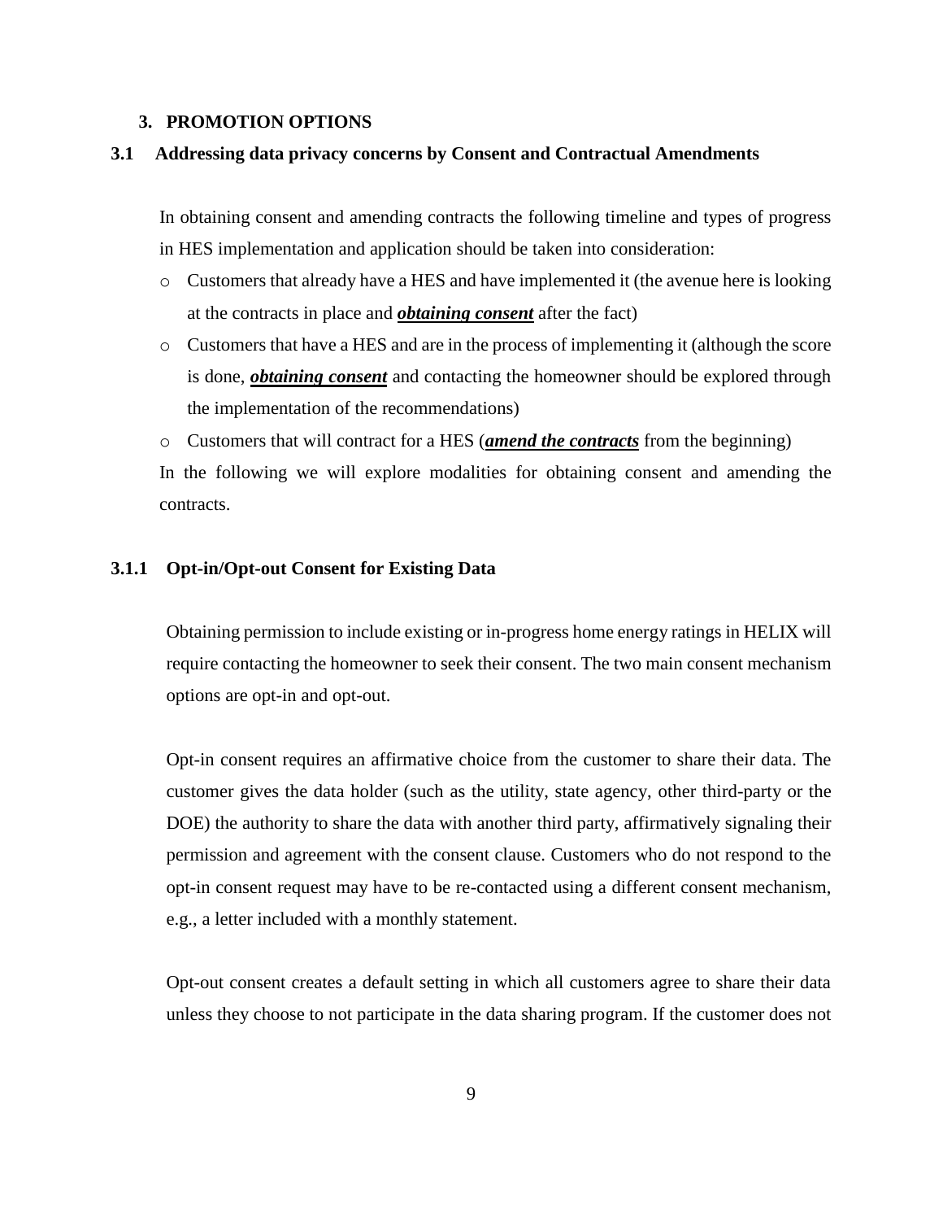## 3. PROMOTION OPTIONS

### 3.1 Addressing data privacy concerns by Consent and Contractual Amendments

In obtaining consent and amending contracts the following timeline and types of progress in HES implementation and application should be taken into consideration:

- Customers that already have a HES and have implemented it (the avenue here is looking at the contracts in place and ***obtaining consent*** after the fact)
- Customers that have a HES and are in the process of implementing it (although the score is done, ***obtaining consent*** and contacting the homeowner should be explored through the implementation of the recommendations)
- Customers that will contract for a HES (***amend the contracts*** from the beginning)

In the following we will explore modalities for obtaining consent and amending the contracts.

#### 3.1.1 Opt-in/Opt-out Consent for Existing Data

Obtaining permission to include existing or in-progress home energy ratings in HELIX will require contacting the homeowner to seek their consent. The two main consent mechanism options are opt-in and opt-out.

Opt-in consent requires an affirmative choice from the customer to share their data. The customer gives the data holder (such as the utility, state agency, other third-party or the DOE) the authority to share the data with another third party, affirmatively signaling their permission and agreement with the consent clause. Customers who do not respond to the opt-in consent request may have to be re-contacted using a different consent mechanism, e.g., a letter included with a monthly statement.

Opt-out consent creates a default setting in which all customers agree to share their data unless they choose to not participate in the data sharing program. If the customer does not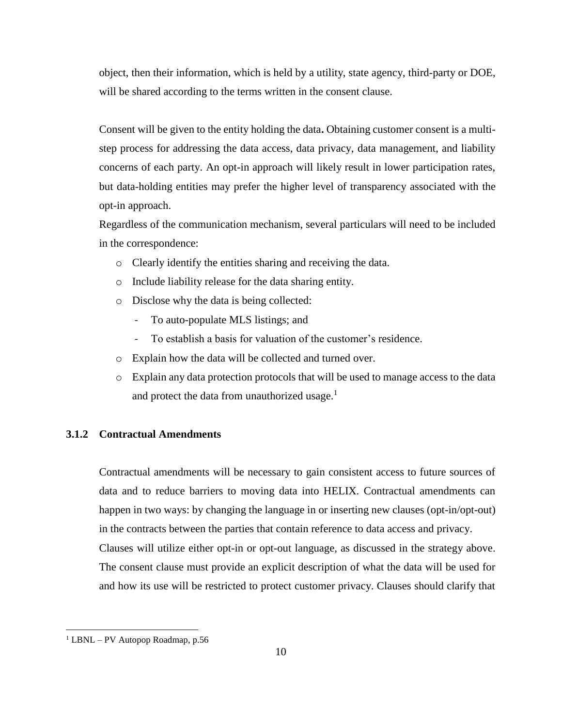object, then their information, which is held by a utility, state agency, third-party or DOE, will be shared according to the terms written in the consent clause.

Consent will be given to the entity holding the data**.** Obtaining customer consent is a multi-step process for addressing the data access, data privacy, data management, and liability concerns of each party. An opt-in approach will likely result in lower participation rates, but data-holding entities may prefer the higher level of transparency associated with the opt-in approach.

Regardless of the communication mechanism, several particulars will need to be included in the correspondence:

- Clearly identify the entities sharing and receiving the data.
- Include liability release for the data sharing entity.
- Disclose why the data is being collected:
  - To auto-populate MLS listings; and
  - To establish a basis for valuation of the customer's residence.
- Explain how the data will be collected and turned over.
- Explain any data protection protocols that will be used to manage access to the data and protect the data from unauthorized usage.[1]

### 3.1.2 Contractual Amendments

Contractual amendments will be necessary to gain consistent access to future sources of data and to reduce barriers to moving data into HELIX. Contractual amendments can happen in two ways: by changing the language in or inserting new clauses (opt-in/opt-out) in the contracts between the parties that contain reference to data access and privacy.

Clauses will utilize either opt-in or opt-out language, as discussed in the strategy above. The consent clause must provide an explicit description of what the data will be used for and how its use will be restricted to protect customer privacy. Clauses should clarify that

[1] LBNL – PV Autopop Roadmap, p.56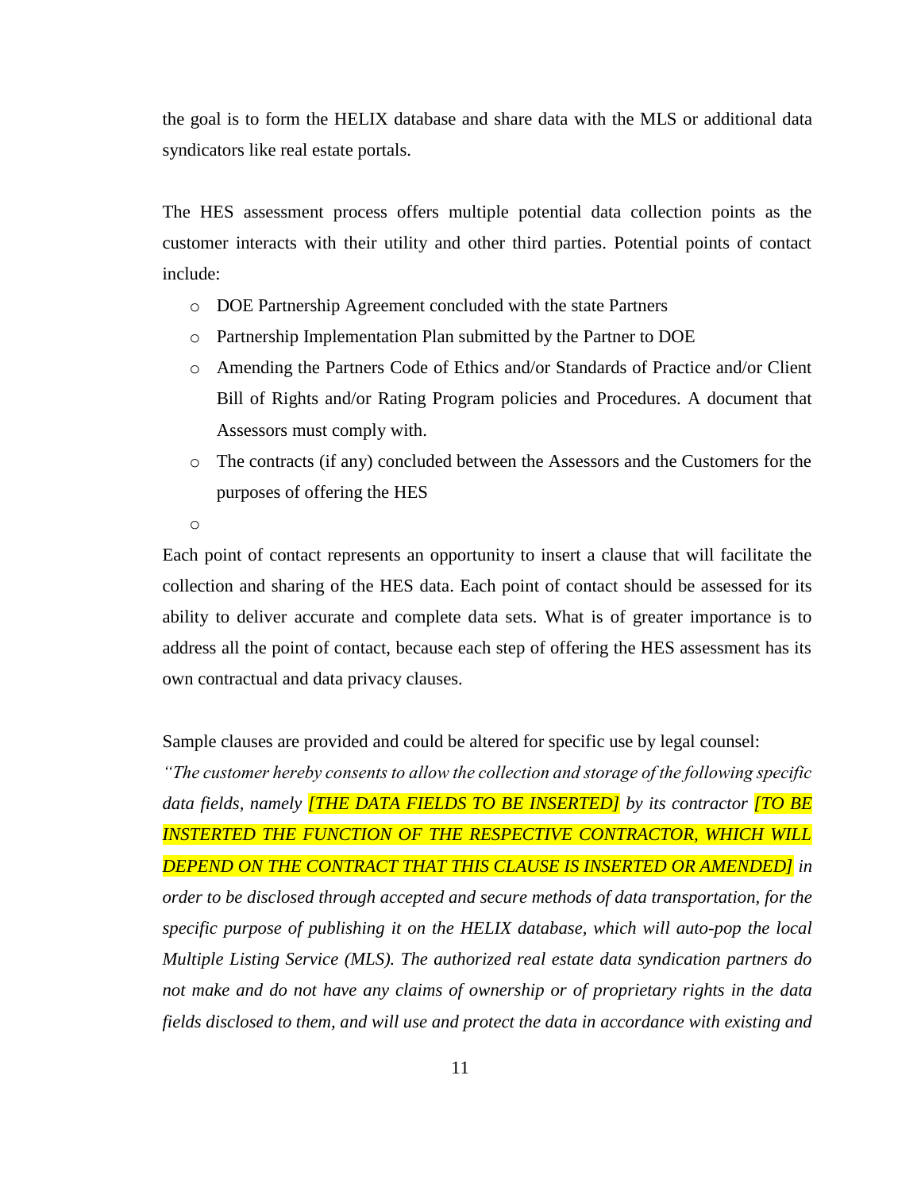the goal is to form the HELIX database and share data with the MLS or additional data syndicators like real estate portals.

The HES assessment process offers multiple potential data collection points as the customer interacts with their utility and other third parties. Potential points of contact include:

- DOE Partnership Agreement concluded with the state Partners
- Partnership Implementation Plan submitted by the Partner to DOE
- Amending the Partners Code of Ethics and/or Standards of Practice and/or Client Bill of Rights and/or Rating Program policies and Procedures. A document that Assessors must comply with.
- The contracts (if any) concluded between the Assessors and the Customers for the purposes of offering the HES
-

Each point of contact represents an opportunity to insert a clause that will facilitate the collection and sharing of the HES data. Each point of contact should be assessed for its ability to deliver accurate and complete data sets. What is of greater importance is to address all the point of contact, because each step of offering the HES assessment has its own contractual and data privacy clauses.

Sample clauses are provided and could be altered for specific use by legal counsel:

*"The customer hereby consents to allow the collection and storage of the following specific data fields, namely [THE DATA FIELDS TO BE INSERTED] by its contractor [TO BE INSTERTED THE FUNCTION OF THE RESPECTIVE CONTRACTOR, WHICH WILL DEPEND ON THE CONTRACT THAT THIS CLAUSE IS INSERTED OR AMENDED] in order to be disclosed through accepted and secure methods of data transportation, for the specific purpose of publishing it on the HELIX database, which will auto-pop the local Multiple Listing Service (MLS). The authorized real estate data syndication partners do not make and do not have any claims of ownership or of proprietary rights in the data fields disclosed to them, and will use and protect the data in accordance with existing and*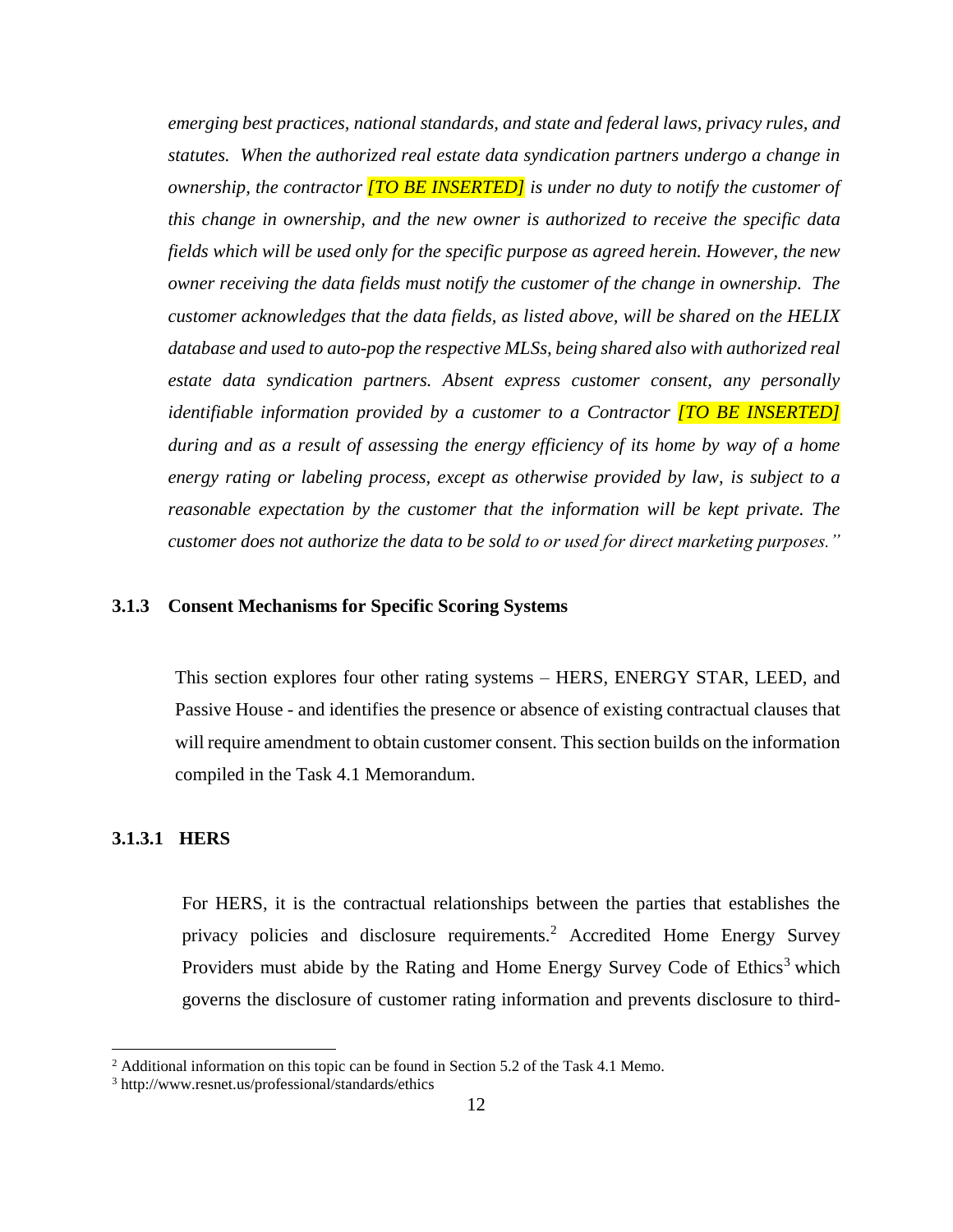*emerging best practices, national standards, and state and federal laws, privacy rules, and statutes. When the authorized real estate data syndication partners undergo a change in ownership, the contractor [TO BE INSERTED] is under no duty to notify the customer of this change in ownership, and the new owner is authorized to receive the specific data fields which will be used only for the specific purpose as agreed herein. However, the new owner receiving the data fields must notify the customer of the change in ownership. The customer acknowledges that the data fields, as listed above, will be shared on the HELIX database and used to auto-pop the respective MLSs, being shared also with authorized real estate data syndication partners. Absent express customer consent, any personally identifiable information provided by a customer to a Contractor [TO BE INSERTED] during and as a result of assessing the energy efficiency of its home by way of a home energy rating or labeling process, except as otherwise provided by law, is subject to a reasonable expectation by the customer that the information will be kept private. The customer does not authorize the data to be sold to or used for direct marketing purposes."*

### 3.1.3 Consent Mechanisms for Specific Scoring Systems

This section explores four other rating systems – HERS, ENERGY STAR, LEED, and Passive House - and identifies the presence or absence of existing contractual clauses that will require amendment to obtain customer consent. This section builds on the information compiled in the Task 4.1 Memorandum.

#### 3.1.3.1 HERS

For HERS, it is the contractual relationships between the parties that establishes the privacy policies and disclosure requirements.[2] Accredited Home Energy Survey Providers must abide by the Rating and Home Energy Survey Code of Ethics[3] which governs the disclosure of customer rating information and prevents disclosure to third-

[2] Additional information on this topic can be found in Section 5.2 of the Task 4.1 Memo.

[3] http://www.resnet.us/professional/standards/ethics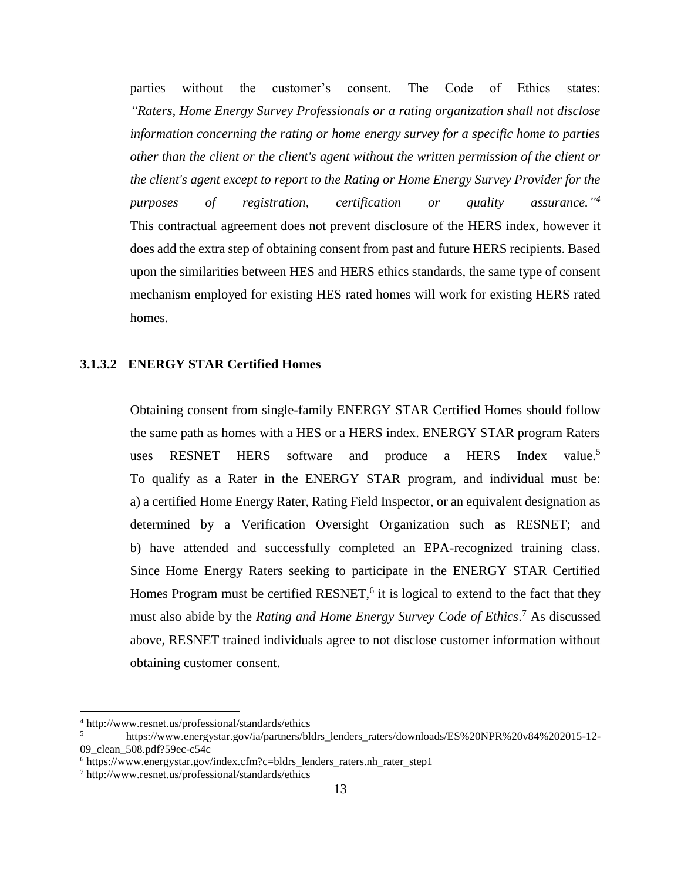parties without the customer's consent. The Code of Ethics states: *"Raters, Home Energy Survey Professionals or a rating organization shall not disclose information concerning the rating or home energy survey for a specific home to parties other than the client or the client's agent without the written permission of the client or the client's agent except to report to the Rating or Home Energy Survey Provider for the purposes of registration, certification or quality assurance."*[4] This contractual agreement does not prevent disclosure of the HERS index, however it does add the extra step of obtaining consent from past and future HERS recipients. Based upon the similarities between HES and HERS ethics standards, the same type of consent mechanism employed for existing HES rated homes will work for existing HERS rated homes.

#### 3.1.3.2 ENERGY STAR Certified Homes

Obtaining consent from single-family ENERGY STAR Certified Homes should follow the same path as homes with a HES or a HERS index. ENERGY STAR program Raters uses RESNET HERS software and produce a HERS Index value.[5] To qualify as a Rater in the ENERGY STAR program, and individual must be: a) a certified Home Energy Rater, Rating Field Inspector, or an equivalent designation as determined by a Verification Oversight Organization such as RESNET; and b) have attended and successfully completed an EPA-recognized training class. Since Home Energy Raters seeking to participate in the ENERGY STAR Certified Homes Program must be certified RESNET,[6] it is logical to extend to the fact that they must also abide by the *Rating and Home Energy Survey Code of Ethics*.[7] As discussed above, RESNET trained individuals agree to not disclose customer information without obtaining customer consent.

---

[4] http://www.resnet.us/professional/standards/ethics

[5] https://www.energystar.gov/ia/partners/bldrs_lenders_raters/downloads/ES%20NPR%20v84%202015-12-09_clean_508.pdf?59ec-c54c

[6] https://www.energystar.gov/index.cfm?c=bldrs_lenders_raters.nh_rater_step1

[7] http://www.resnet.us/professional/standards/ethics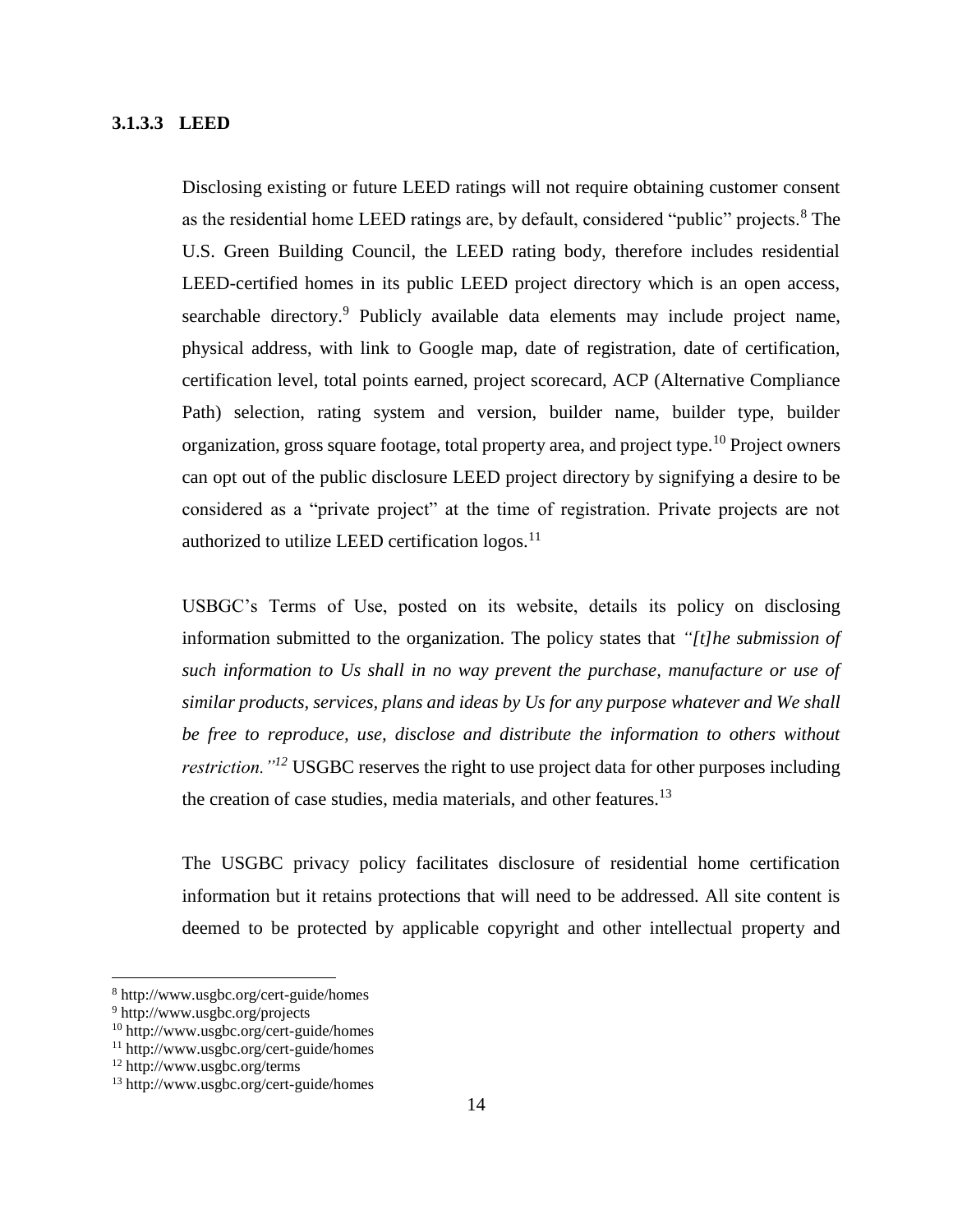#### 3.1.3.3 LEED

Disclosing existing or future LEED ratings will not require obtaining customer consent as the residential home LEED ratings are, by default, considered "public" projects.[8] The U.S. Green Building Council, the LEED rating body, therefore includes residential LEED-certified homes in its public LEED project directory which is an open access, searchable directory.[9] Publicly available data elements may include project name, physical address, with link to Google map, date of registration, date of certification, certification level, total points earned, project scorecard, ACP (Alternative Compliance Path) selection, rating system and version, builder name, builder type, builder organization, gross square footage, total property area, and project type.[10] Project owners can opt out of the public disclosure LEED project directory by signifying a desire to be considered as a "private project" at the time of registration. Private projects are not authorized to utilize LEED certification logos.[11]

USBGC's Terms of Use, posted on its website, details its policy on disclosing information submitted to the organization. The policy states that *"[t]he submission of such information to Us shall in no way prevent the purchase, manufacture or use of similar products, services, plans and ideas by Us for any purpose whatever and We shall be free to reproduce, use, disclose and distribute the information to others without restriction."*[12] USGBC reserves the right to use project data for other purposes including the creation of case studies, media materials, and other features.[13]

The USGBC privacy policy facilitates disclosure of residential home certification information but it retains protections that will need to be addressed. All site content is deemed to be protected by applicable copyright and other intellectual property and

---

[8] http://www.usgbc.org/cert-guide/homes

[9] http://www.usgbc.org/projects

[10] http://www.usgbc.org/cert-guide/homes

[11] http://www.usgbc.org/cert-guide/homes

[12] http://www.usgbc.org/terms

[13] http://www.usgbc.org/cert-guide/homes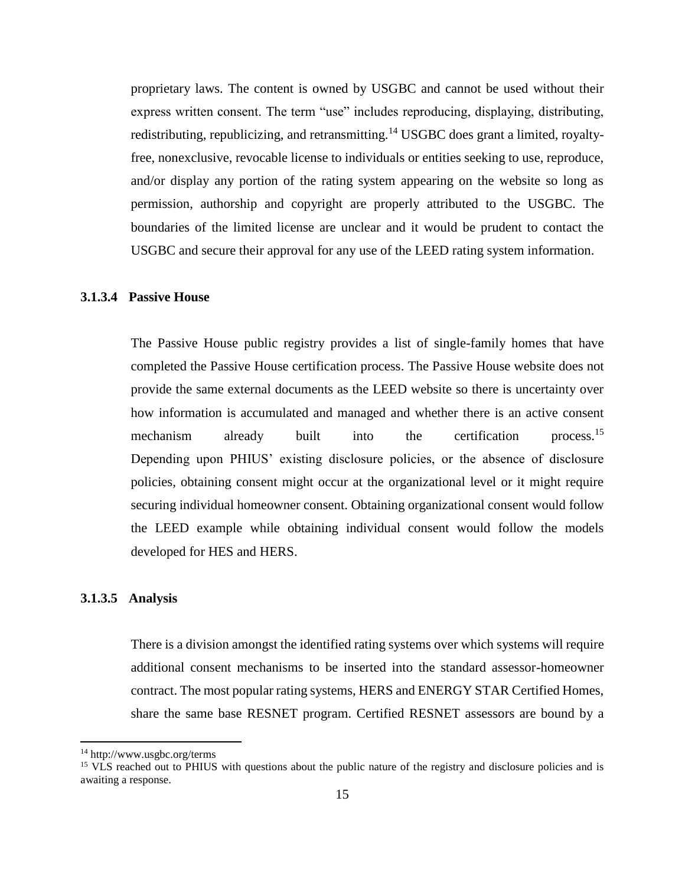proprietary laws. The content is owned by USGBC and cannot be used without their express written consent. The term "use" includes reproducing, displaying, distributing, redistributing, republicizing, and retransmitting.[14] USGBC does grant a limited, royalty-free, nonexclusive, revocable license to individuals or entities seeking to use, reproduce, and/or display any portion of the rating system appearing on the website so long as permission, authorship and copyright are properly attributed to the USGBC. The boundaries of the limited license are unclear and it would be prudent to contact the USGBC and secure their approval for any use of the LEED rating system information.

#### 3.1.3.4 Passive House

The Passive House public registry provides a list of single-family homes that have completed the Passive House certification process. The Passive House website does not provide the same external documents as the LEED website so there is uncertainty over how information is accumulated and managed and whether there is an active consent mechanism already built into the certification process.[15] Depending upon PHIUS' existing disclosure policies, or the absence of disclosure policies, obtaining consent might occur at the organizational level or it might require securing individual homeowner consent. Obtaining organizational consent would follow the LEED example while obtaining individual consent would follow the models developed for HES and HERS.

#### 3.1.3.5 Analysis

There is a division amongst the identified rating systems over which systems will require additional consent mechanisms to be inserted into the standard assessor-homeowner contract. The most popular rating systems, HERS and ENERGY STAR Certified Homes, share the same base RESNET program. Certified RESNET assessors are bound by a

[14] http://www.usgbc.org/terms

[15] VLS reached out to PHIUS with questions about the public nature of the registry and disclosure policies and is awaiting a response.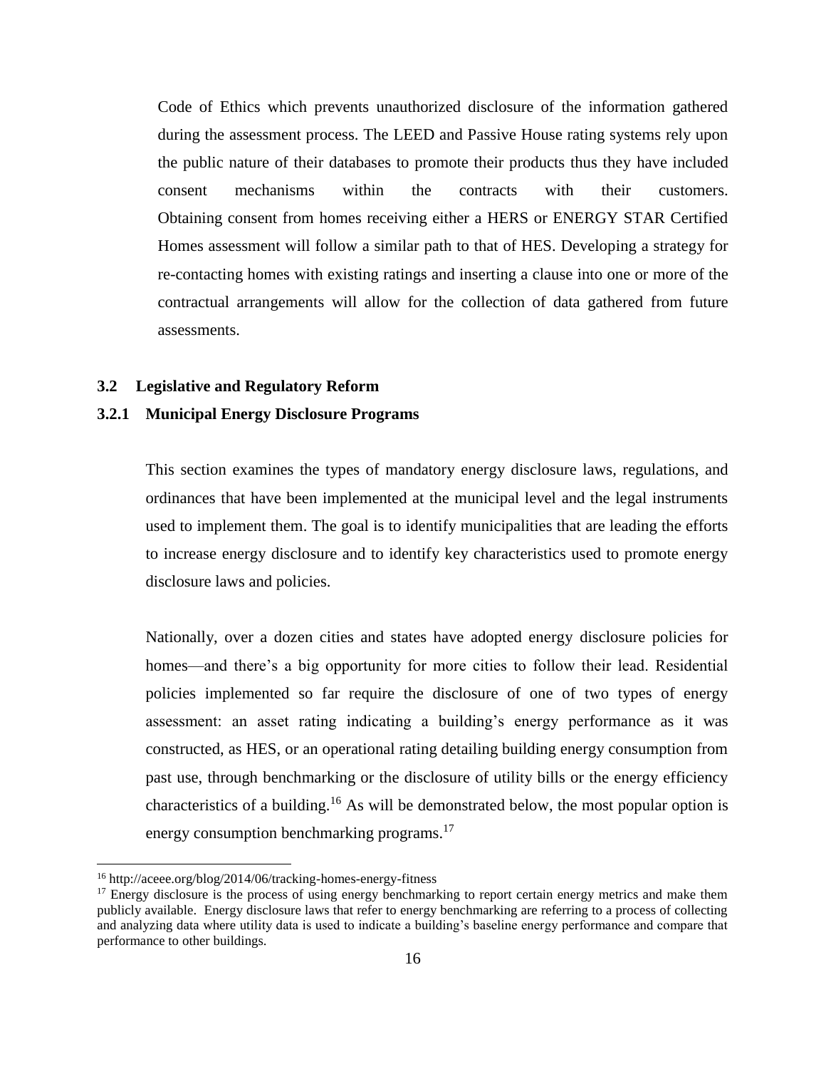Code of Ethics which prevents unauthorized disclosure of the information gathered during the assessment process. The LEED and Passive House rating systems rely upon the public nature of their databases to promote their products thus they have included consent mechanisms within the contracts with their customers. Obtaining consent from homes receiving either a HERS or ENERGY STAR Certified Homes assessment will follow a similar path to that of HES. Developing a strategy for re-contacting homes with existing ratings and inserting a clause into one or more of the contractual arrangements will allow for the collection of data gathered from future assessments.

## 3.2 Legislative and Regulatory Reform

### 3.2.1 Municipal Energy Disclosure Programs

This section examines the types of mandatory energy disclosure laws, regulations, and ordinances that have been implemented at the municipal level and the legal instruments used to implement them. The goal is to identify municipalities that are leading the efforts to increase energy disclosure and to identify key characteristics used to promote energy disclosure laws and policies.

Nationally, over a dozen cities and states have adopted energy disclosure policies for homes—and there's a big opportunity for more cities to follow their lead. Residential policies implemented so far require the disclosure of one of two types of energy assessment: an asset rating indicating a building's energy performance as it was constructed, as HES, or an operational rating detailing building energy consumption from past use, through benchmarking or the disclosure of utility bills or the energy efficiency characteristics of a building.[16] As will be demonstrated below, the most popular option is energy consumption benchmarking programs.[17]

[16] http://aceee.org/blog/2014/06/tracking-homes-energy-fitness

[17] Energy disclosure is the process of using energy benchmarking to report certain energy metrics and make them publicly available. Energy disclosure laws that refer to energy benchmarking are referring to a process of collecting and analyzing data where utility data is used to indicate a building's baseline energy performance and compare that performance to other buildings.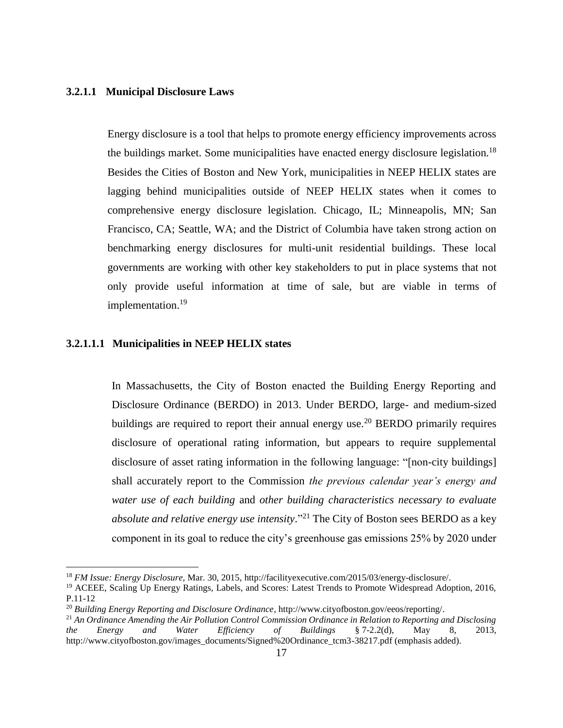#### 3.2.1.1 Municipal Disclosure Laws

Energy disclosure is a tool that helps to promote energy efficiency improvements across the buildings market. Some municipalities have enacted energy disclosure legislation.[18] Besides the Cities of Boston and New York, municipalities in NEEP HELIX states are lagging behind municipalities outside of NEEP HELIX states when it comes to comprehensive energy disclosure legislation. Chicago, IL; Minneapolis, MN; San Francisco, CA; Seattle, WA; and the District of Columbia have taken strong action on benchmarking energy disclosures for multi-unit residential buildings. These local governments are working with other key stakeholders to put in place systems that not only provide useful information at time of sale, but are viable in terms of implementation.[19]

##### 3.2.1.1.1 Municipalities in NEEP HELIX states

In Massachusetts, the City of Boston enacted the Building Energy Reporting and Disclosure Ordinance (BERDO) in 2013. Under BERDO, large- and medium-sized buildings are required to report their annual energy use.[20] BERDO primarily requires disclosure of operational rating information, but appears to require supplemental disclosure of asset rating information in the following language: "[non-city buildings] shall accurately report to the Commission *the previous calendar year's energy and water use of each building* and *other building characteristics necessary to evaluate absolute and relative energy use intensity*."[21] The City of Boston sees BERDO as a key component in its goal to reduce the city's greenhouse gas emissions 25% by 2020 under

---

[18] *FM Issue: Energy Disclosure,* Mar. 30, 2015, http://facilityexecutive.com/2015/03/energy-disclosure/.

[19] ACEEE, Scaling Up Energy Ratings, Labels, and Scores: Latest Trends to Promote Widespread Adoption, 2016, P.11-12

[20] *Building Energy Reporting and Disclosure Ordinance*, http://www.cityofboston.gov/eeos/reporting/.

[21] *An Ordinance Amending the Air Pollution Control Commission Ordinance in Relation to Reporting and Disclosing the Energy and Water Efficiency of Buildings* § 7-2.2(d), May 8, 2013, http://www.cityofboston.gov/images_documents/Signed%20Ordinance_tcm3-38217.pdf (emphasis added).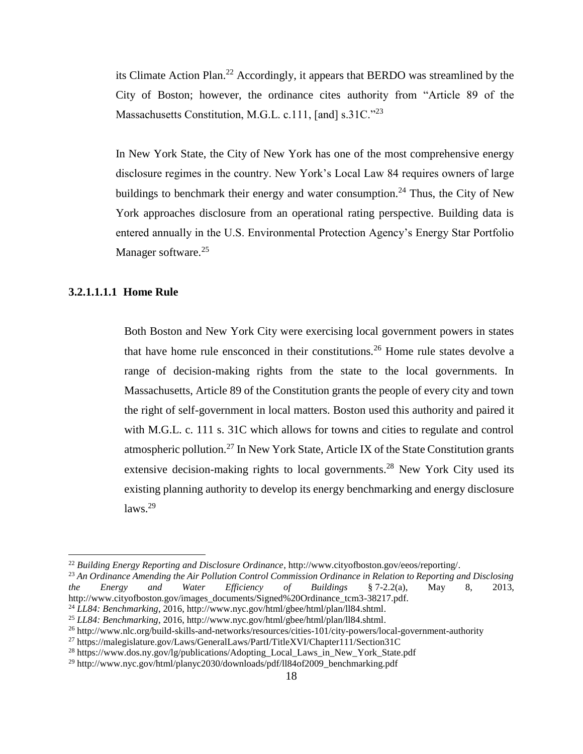its Climate Action Plan.[22] Accordingly, it appears that BERDO was streamlined by the City of Boston; however, the ordinance cites authority from "Article 89 of the Massachusetts Constitution, M.G.L. c.111, [and] s.31C."[23]

In New York State, the City of New York has one of the most comprehensive energy disclosure regimes in the country. New York's Local Law 84 requires owners of large buildings to benchmark their energy and water consumption.[24] Thus, the City of New York approaches disclosure from an operational rating perspective. Building data is entered annually in the U.S. Environmental Protection Agency's Energy Star Portfolio Manager software.[25]

#### 3.2.1.1.1.1 Home Rule

Both Boston and New York City were exercising local government powers in states that have home rule ensconced in their constitutions.[26] Home rule states devolve a range of decision-making rights from the state to the local governments. In Massachusetts, Article 89 of the Constitution grants the people of every city and town the right of self-government in local matters. Boston used this authority and paired it with M.G.L. c. 111 s. 31C which allows for towns and cities to regulate and control atmospheric pollution.[27] In New York State, Article IX of the State Constitution grants extensive decision-making rights to local governments.[28] New York City used its existing planning authority to develop its energy benchmarking and energy disclosure laws.[29]

---

[22] *Building Energy Reporting and Disclosure Ordinance*, http://www.cityofboston.gov/eeos/reporting/.

[23] *An Ordinance Amending the Air Pollution Control Commission Ordinance in Relation to Reporting and Disclosing the Energy and Water Efficiency of Buildings* § 7-2.2(a), May 8, 2013, http://www.cityofboston.gov/images_documents/Signed%20Ordinance_tcm3-38217.pdf.

[24] *LL84: Benchmarking*, 2016, http://www.nyc.gov/html/gbee/html/plan/ll84.shtml.

[25] *LL84: Benchmarking*, 2016, http://www.nyc.gov/html/gbee/html/plan/ll84.shtml.

[26] http://www.nlc.org/build-skills-and-networks/resources/cities-101/city-powers/local-government-authority

[27] https://malegislature.gov/Laws/GeneralLaws/PartI/TitleXVI/Chapter111/Section31C

[28] https://www.dos.ny.gov/lg/publications/Adopting_Local_Laws_in_New_York_State.pdf

[29] http://www.nyc.gov/html/planyc2030/downloads/pdf/ll84of2009_benchmarking.pdf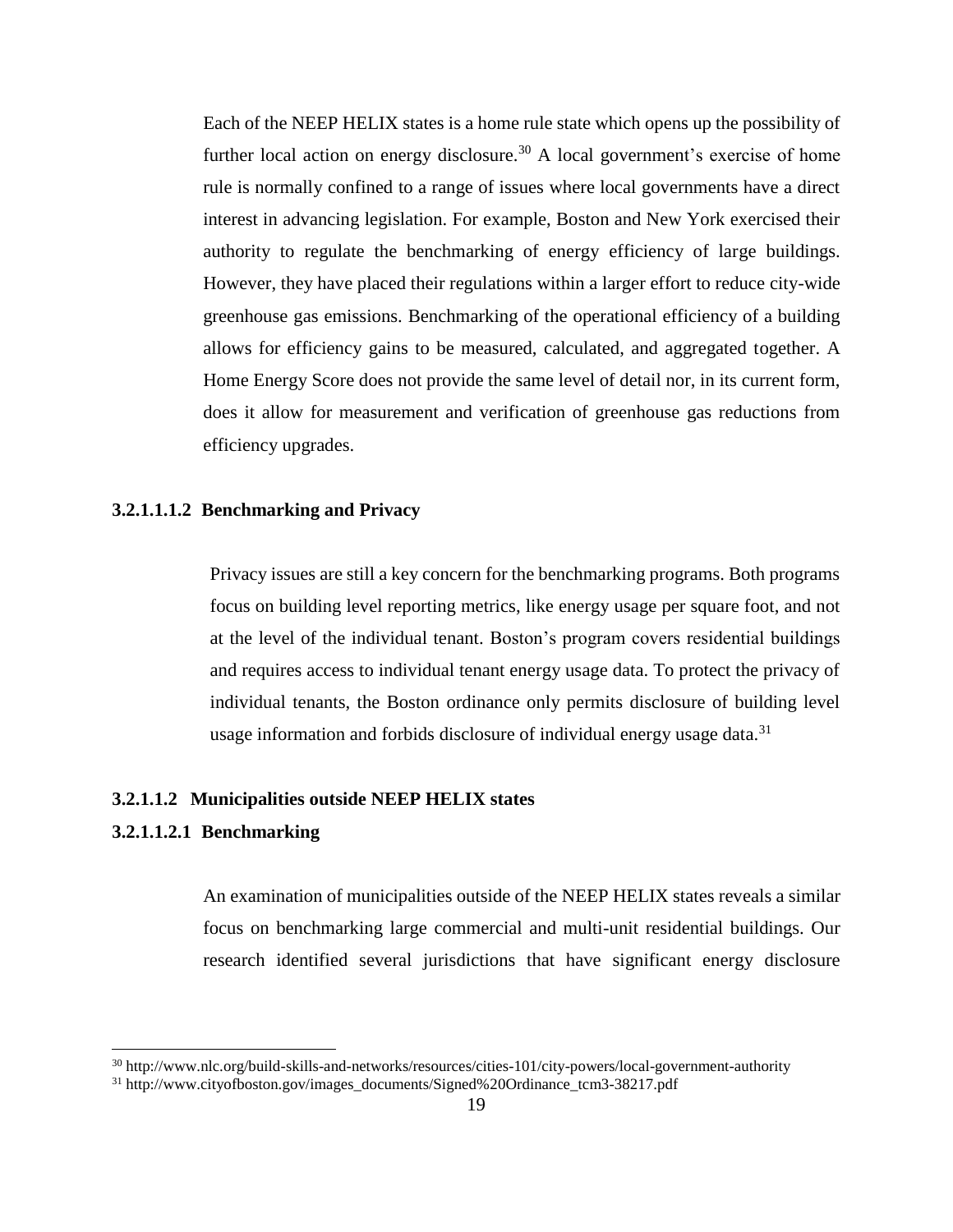Each of the NEEP HELIX states is a home rule state which opens up the possibility of further local action on energy disclosure.[30] A local government's exercise of home rule is normally confined to a range of issues where local governments have a direct interest in advancing legislation. For example, Boston and New York exercised their authority to regulate the benchmarking of energy efficiency of large buildings. However, they have placed their regulations within a larger effort to reduce city-wide greenhouse gas emissions. Benchmarking of the operational efficiency of a building allows for efficiency gains to be measured, calculated, and aggregated together. A Home Energy Score does not provide the same level of detail nor, in its current form, does it allow for measurement and verification of greenhouse gas reductions from efficiency upgrades.

**3.2.1.1.1.2 Benchmarking and Privacy**

Privacy issues are still a key concern for the benchmarking programs. Both programs focus on building level reporting metrics, like energy usage per square foot, and not at the level of the individual tenant. Boston's program covers residential buildings and requires access to individual tenant energy usage data. To protect the privacy of individual tenants, the Boston ordinance only permits disclosure of building level usage information and forbids disclosure of individual energy usage data.[31]

**3.2.1.1.2 Municipalities outside NEEP HELIX states**

**3.2.1.1.2.1 Benchmarking**

An examination of municipalities outside of the NEEP HELIX states reveals a similar focus on benchmarking large commercial and multi-unit residential buildings. Our research identified several jurisdictions that have significant energy disclosure

---

[30] http://www.nlc.org/build-skills-and-networks/resources/cities-101/city-powers/local-government-authority

[31] http://www.cityofboston.gov/images_documents/Signed%20Ordinance_tcm3-38217.pdf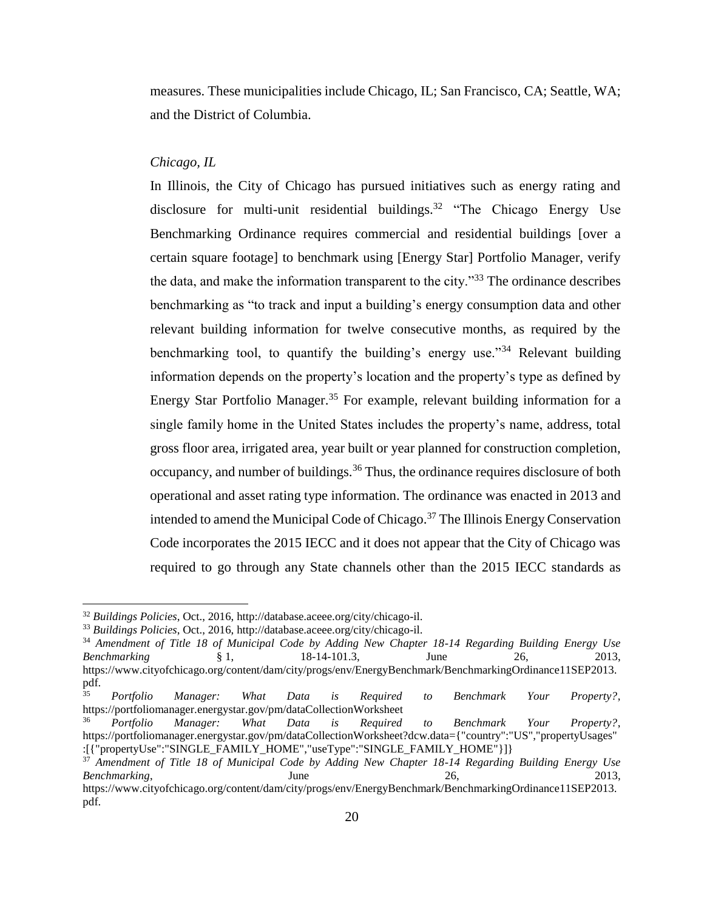measures. These municipalities include Chicago, IL; San Francisco, CA; Seattle, WA; and the District of Columbia.

*Chicago, IL*

In Illinois, the City of Chicago has pursued initiatives such as energy rating and disclosure for multi-unit residential buildings.[32] "The Chicago Energy Use Benchmarking Ordinance requires commercial and residential buildings [over a certain square footage] to benchmark using [Energy Star] Portfolio Manager, verify the data, and make the information transparent to the city."[33] The ordinance describes benchmarking as "to track and input a building's energy consumption data and other relevant building information for twelve consecutive months, as required by the benchmarking tool, to quantify the building's energy use."[34] Relevant building information depends on the property's location and the property's type as defined by Energy Star Portfolio Manager.[35] For example, relevant building information for a single family home in the United States includes the property's name, address, total gross floor area, irrigated area, year built or year planned for construction completion, occupancy, and number of buildings.[36] Thus, the ordinance requires disclosure of both operational and asset rating type information. The ordinance was enacted in 2013 and intended to amend the Municipal Code of Chicago.[37] The Illinois Energy Conservation Code incorporates the 2015 IECC and it does not appear that the City of Chicago was required to go through any State channels other than the 2015 IECC standards as

---

[32] *Buildings Policies*, Oct., 2016, http://database.aceee.org/city/chicago-il.

[33] *Buildings Policies*, Oct., 2016, http://database.aceee.org/city/chicago-il.

[34] *Amendment of Title 18 of Municipal Code by Adding New Chapter 18-14 Regarding Building Energy Use Benchmarking* § 1, 18-14-101.3, June 26, 2013, https://www.cityofchicago.org/content/dam/city/progs/env/EnergyBenchmark/BenchmarkingOrdinance11SEP2013.pdf.

[35] *Portfolio Manager: What Data is Required to Benchmark Your Property?*, https://portfoliomanager.energystar.gov/pm/dataCollectionWorksheet

[36] *Portfolio Manager: What Data is Required to Benchmark Your Property?*, https://portfoliomanager.energystar.gov/pm/dataCollectionWorksheet?dcw.data={"country":"US","propertyUsages":[{"propertyUse":"SINGLE_FAMILY_HOME","useType":"SINGLE_FAMILY_HOME"}]}

[37] *Amendment of Title 18 of Municipal Code by Adding New Chapter 18-14 Regarding Building Energy Use Benchmarking*, June 26, 2013, https://www.cityofchicago.org/content/dam/city/progs/env/EnergyBenchmark/BenchmarkingOrdinance11SEP2013.pdf.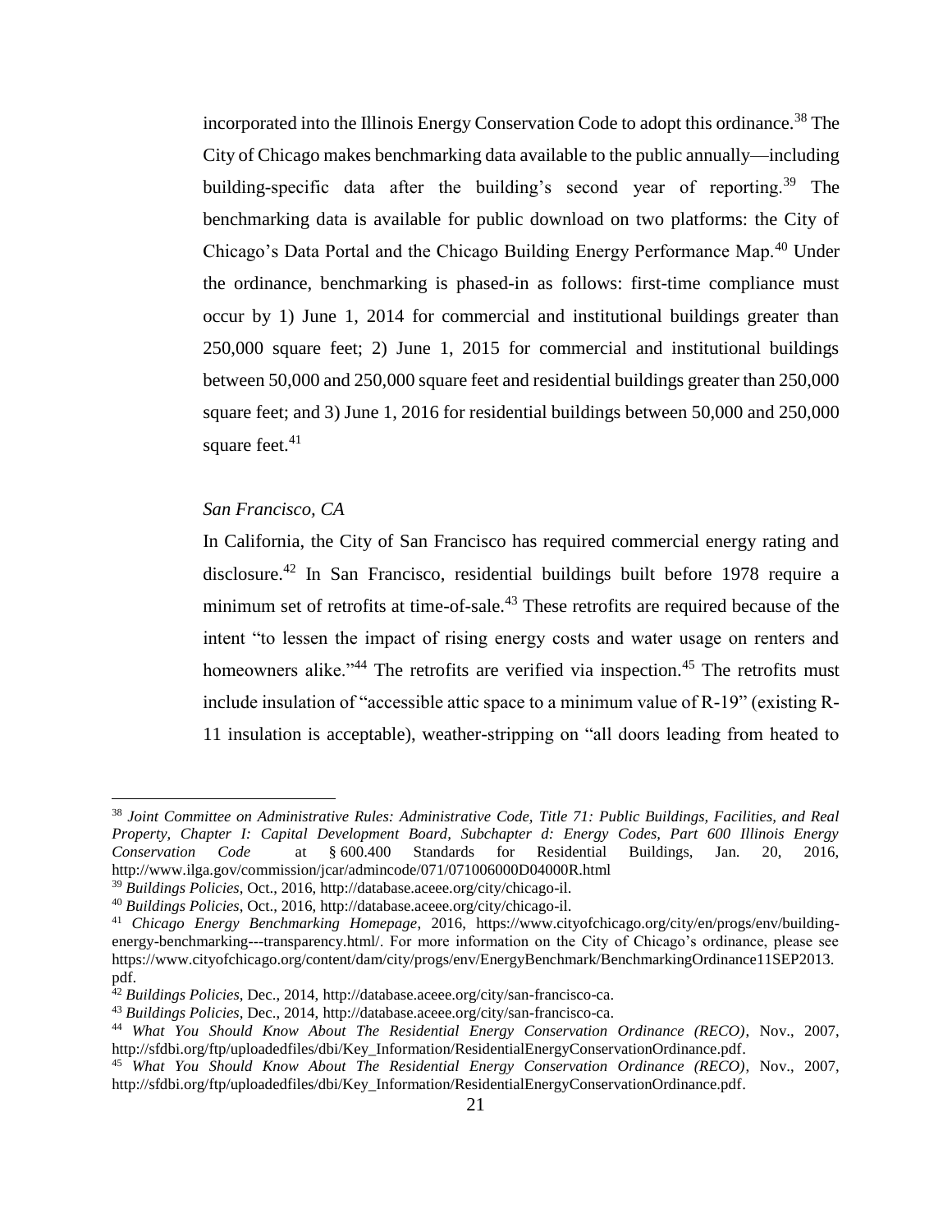incorporated into the Illinois Energy Conservation Code to adopt this ordinance.[38] The City of Chicago makes benchmarking data available to the public annually—including building-specific data after the building's second year of reporting.[39] The benchmarking data is available for public download on two platforms: the City of Chicago's Data Portal and the Chicago Building Energy Performance Map.[40] Under the ordinance, benchmarking is phased-in as follows: first-time compliance must occur by 1) June 1, 2014 for commercial and institutional buildings greater than 250,000 square feet; 2) June 1, 2015 for commercial and institutional buildings between 50,000 and 250,000 square feet and residential buildings greater than 250,000 square feet; and 3) June 1, 2016 for residential buildings between 50,000 and 250,000 square feet.[41]

*San Francisco, CA*

In California, the City of San Francisco has required commercial energy rating and disclosure.[42] In San Francisco, residential buildings built before 1978 require a minimum set of retrofits at time-of-sale.[43] These retrofits are required because of the intent "to lessen the impact of rising energy costs and water usage on renters and homeowners alike."[44] The retrofits are verified via inspection.[45] The retrofits must include insulation of "accessible attic space to a minimum value of R-19" (existing R-11 insulation is acceptable), weather-stripping on "all doors leading from heated to

---

[38] *Joint Committee on Administrative Rules: Administrative Code, Title 71: Public Buildings, Facilities, and Real Property, Chapter I: Capital Development Board, Subchapter d: Energy Codes, Part 600 Illinois Energy Conservation Code* at § 600.400 Standards for Residential Buildings, Jan. 20, 2016, http://www.ilga.gov/commission/jcar/admincode/071/071006000D04000R.html

[39] *Buildings Policies*, Oct., 2016, http://database.aceee.org/city/chicago-il.

[40] *Buildings Policies*, Oct., 2016, http://database.aceee.org/city/chicago-il.

[41] *Chicago Energy Benchmarking Homepage*, 2016, https://www.cityofchicago.org/city/en/progs/env/building-energy-benchmarking---transparency.html/. For more information on the City of Chicago's ordinance, please see https://www.cityofchicago.org/content/dam/city/progs/env/EnergyBenchmark/BenchmarkingOrdinance11SEP2013.pdf.

[42] *Buildings Policies*, Dec., 2014, http://database.aceee.org/city/san-francisco-ca.

[43] *Buildings Policies*, Dec., 2014, http://database.aceee.org/city/san-francisco-ca.

[44] *What You Should Know About The Residential Energy Conservation Ordinance (RECO)*, Nov., 2007, http://sfdbi.org/ftp/uploadedfiles/dbi/Key_Information/ResidentialEnergyConservationOrdinance.pdf.

[45] *What You Should Know About The Residential Energy Conservation Ordinance (RECO)*, Nov., 2007, http://sfdbi.org/ftp/uploadedfiles/dbi/Key_Information/ResidentialEnergyConservationOrdinance.pdf.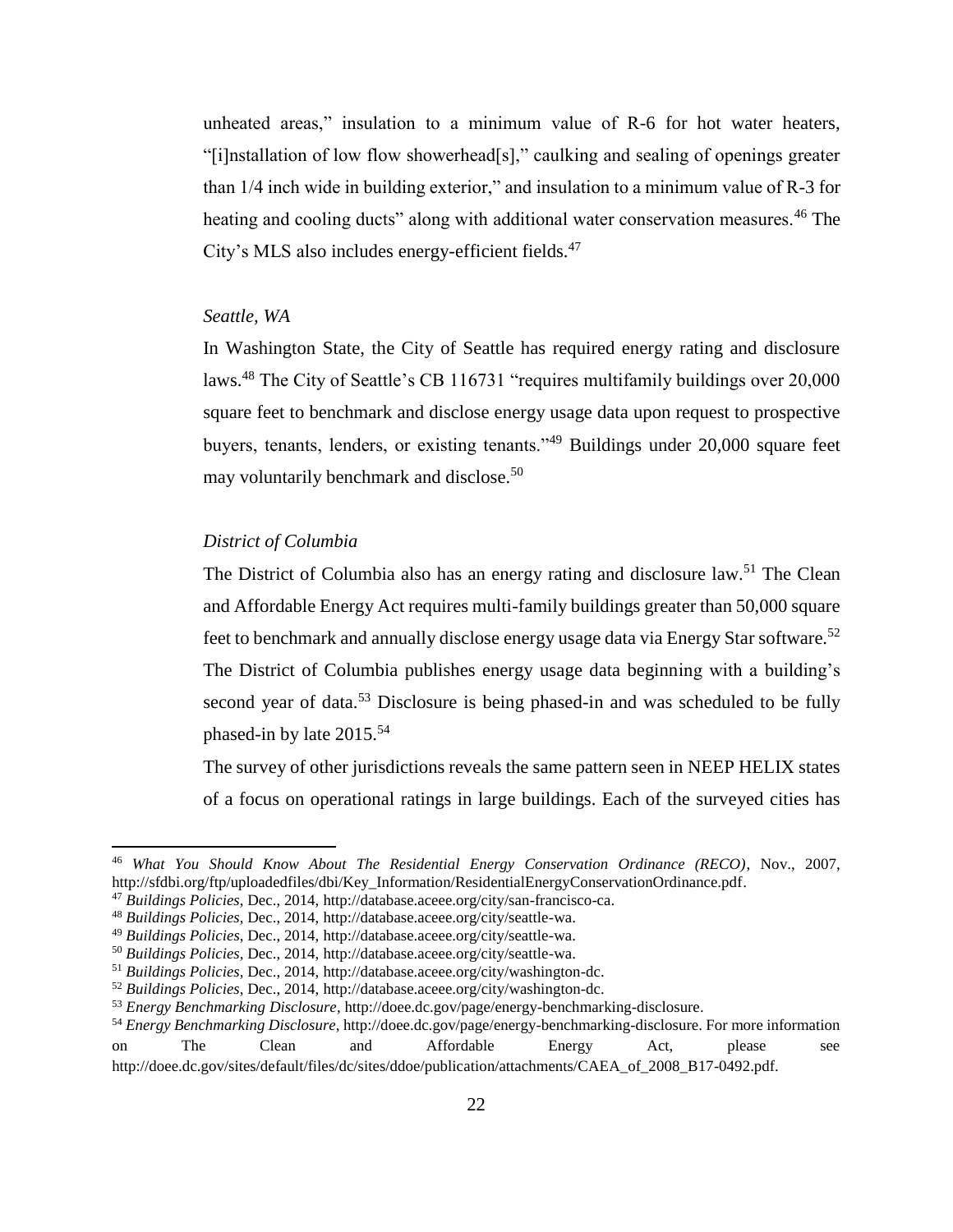unheated areas," insulation to a minimum value of R-6 for hot water heaters, "[i]nstallation of low flow showerhead[s]," caulking and sealing of openings greater than 1/4 inch wide in building exterior," and insulation to a minimum value of R-3 for heating and cooling ducts" along with additional water conservation measures.[46] The City's MLS also includes energy-efficient fields.[47]

*Seattle, WA*

In Washington State, the City of Seattle has required energy rating and disclosure laws.[48] The City of Seattle's CB 116731 "requires multifamily buildings over 20,000 square feet to benchmark and disclose energy usage data upon request to prospective buyers, tenants, lenders, or existing tenants."[49] Buildings under 20,000 square feet may voluntarily benchmark and disclose.[50]

*District of Columbia*

The District of Columbia also has an energy rating and disclosure law.[51] The Clean and Affordable Energy Act requires multi-family buildings greater than 50,000 square feet to benchmark and annually disclose energy usage data via Energy Star software.[52] The District of Columbia publishes energy usage data beginning with a building's second year of data.[53] Disclosure is being phased-in and was scheduled to be fully phased-in by late 2015.[54]

The survey of other jurisdictions reveals the same pattern seen in NEEP HELIX states of a focus on operational ratings in large buildings. Each of the surveyed cities has

---

[46] *What You Should Know About The Residential Energy Conservation Ordinance (RECO)*, Nov., 2007, http://sfdbi.org/ftp/uploadedfiles/dbi/Key_Information/ResidentialEnergyConservationOrdinance.pdf.

[47] *Buildings Policies*, Dec., 2014, http://database.aceee.org/city/san-francisco-ca.

[48] *Buildings Policies*, Dec., 2014, http://database.aceee.org/city/seattle-wa.

[49] *Buildings Policies*, Dec., 2014, http://database.aceee.org/city/seattle-wa.

[50] *Buildings Policies*, Dec., 2014, http://database.aceee.org/city/seattle-wa.

[51] *Buildings Policies*, Dec., 2014, http://database.aceee.org/city/washington-dc.

[52] *Buildings Policies*, Dec., 2014, http://database.aceee.org/city/washington-dc.

[53] *Energy Benchmarking Disclosure*, http://doee.dc.gov/page/energy-benchmarking-disclosure.

[54] *Energy Benchmarking Disclosure*, http://doee.dc.gov/page/energy-benchmarking-disclosure. For more information on The Clean and Affordable Energy Act, please see http://doee.dc.gov/sites/default/files/dc/sites/ddoe/publication/attachments/CAEA_of_2008_B17-0492.pdf.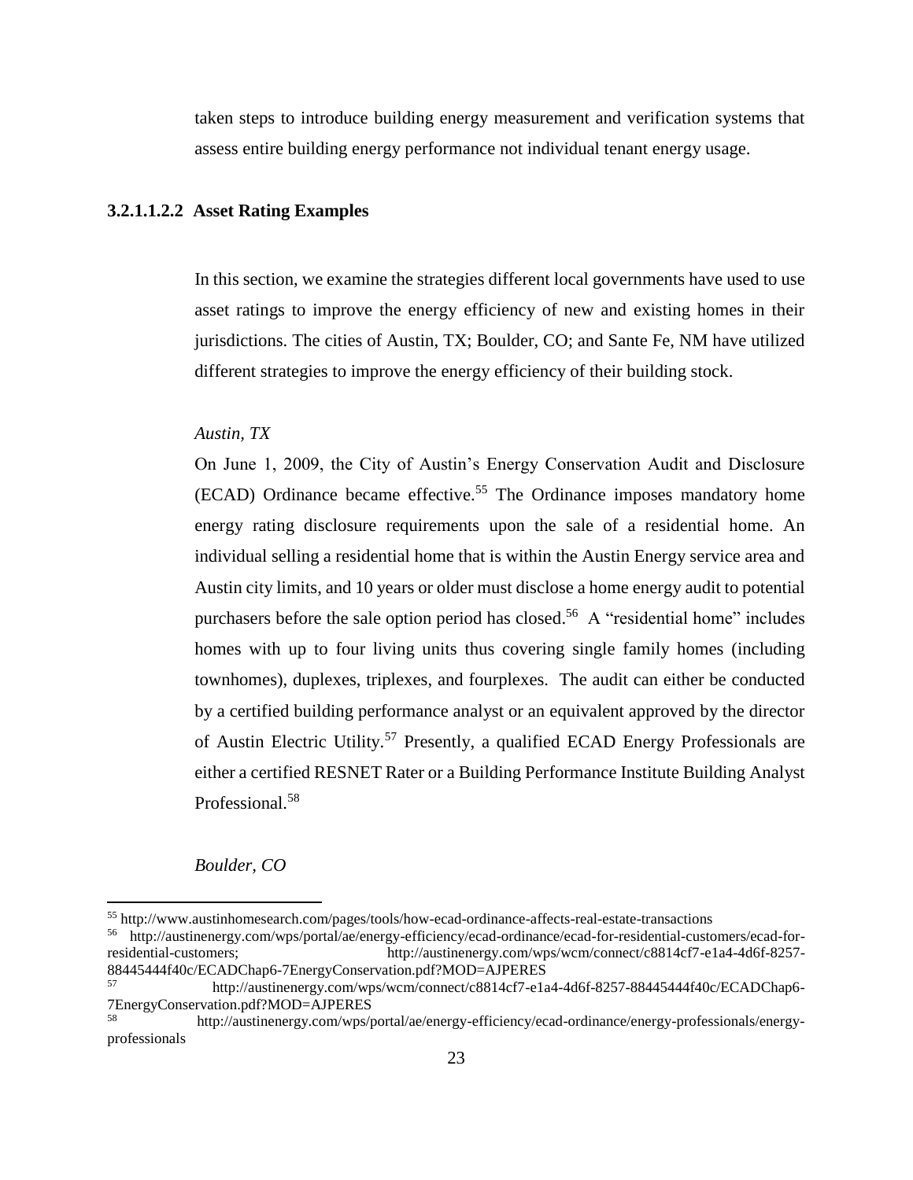taken steps to introduce building energy measurement and verification systems that assess entire building energy performance not individual tenant energy usage.

#### 3.2.1.1.2.2 Asset Rating Examples

In this section, we examine the strategies different local governments have used to use asset ratings to improve the energy efficiency of new and existing homes in their jurisdictions. The cities of Austin, TX; Boulder, CO; and Sante Fe, NM have utilized different strategies to improve the energy efficiency of their building stock.

*Austin, TX*

On June 1, 2009, the City of Austin's Energy Conservation Audit and Disclosure (ECAD) Ordinance became effective.[55] The Ordinance imposes mandatory home energy rating disclosure requirements upon the sale of a residential home. An individual selling a residential home that is within the Austin Energy service area and Austin city limits, and 10 years or older must disclose a home energy audit to potential purchasers before the sale option period has closed.[56] A "residential home" includes homes with up to four living units thus covering single family homes (including townhomes), duplexes, triplexes, and fourplexes. The audit can either be conducted by a certified building performance analyst or an equivalent approved by the director of Austin Electric Utility.[57] Presently, a qualified ECAD Energy Professionals are either a certified RESNET Rater or a Building Performance Institute Building Analyst Professional.[58]

*Boulder, CO*

---

[55] http://www.austinhomesearch.com/pages/tools/how-ecad-ordinance-affects-real-estate-transactions

[56] http://austinenergy.com/wps/portal/ae/energy-efficiency/ecad-ordinance/ecad-for-residential-customers/ecad-for-residential-customers; http://austinenergy.com/wps/wcm/connect/c8814cf7-e1a4-4d6f-8257-88445444f40c/ECADChap6-7EnergyConservation.pdf?MOD=AJPERES

[57] http://austinenergy.com/wps/wcm/connect/c8814cf7-e1a4-4d6f-8257-88445444f40c/ECADChap6-7EnergyConservation.pdf?MOD=AJPERES

[58] http://austinenergy.com/wps/portal/ae/energy-efficiency/ecad-ordinance/energy-professionals/energy-professionals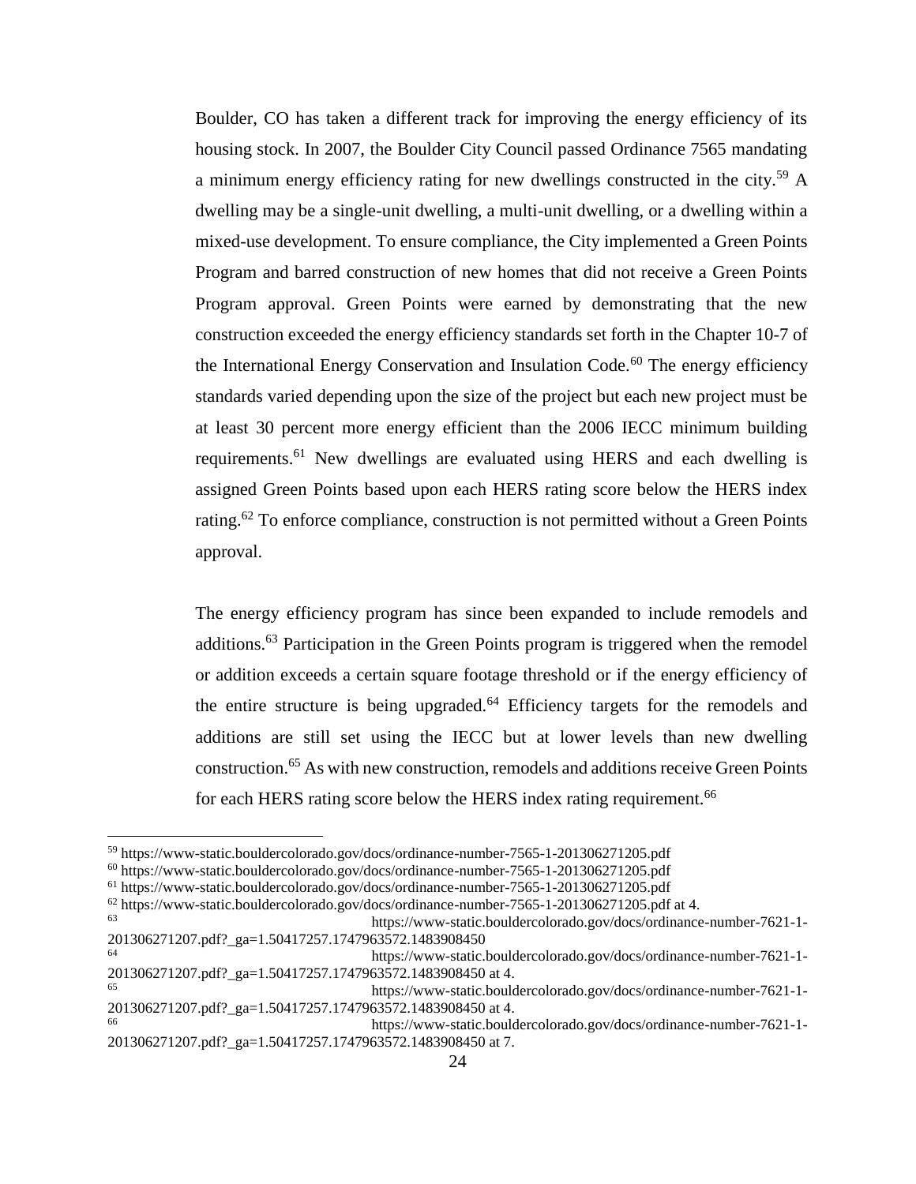Boulder, CO has taken a different track for improving the energy efficiency of its housing stock. In 2007, the Boulder City Council passed Ordinance 7565 mandating a minimum energy efficiency rating for new dwellings constructed in the city.[59] A dwelling may be a single-unit dwelling, a multi-unit dwelling, or a dwelling within a mixed-use development. To ensure compliance, the City implemented a Green Points Program and barred construction of new homes that did not receive a Green Points Program approval. Green Points were earned by demonstrating that the new construction exceeded the energy efficiency standards set forth in the Chapter 10-7 of the International Energy Conservation and Insulation Code.[60] The energy efficiency standards varied depending upon the size of the project but each new project must be at least 30 percent more energy efficient than the 2006 IECC minimum building requirements.[61] New dwellings are evaluated using HERS and each dwelling is assigned Green Points based upon each HERS rating score below the HERS index rating.[62] To enforce compliance, construction is not permitted without a Green Points approval.

The energy efficiency program has since been expanded to include remodels and additions.[63] Participation in the Green Points program is triggered when the remodel or addition exceeds a certain square footage threshold or if the energy efficiency of the entire structure is being upgraded.[64] Efficiency targets for the remodels and additions are still set using the IECC but at lower levels than new dwelling construction.[65] As with new construction, remodels and additions receive Green Points for each HERS rating score below the HERS index rating requirement.[66]

---

[59] https://www-static.bouldercolorado.gov/docs/ordinance-number-7565-1-201306271205.pdf

[60] https://www-static.bouldercolorado.gov/docs/ordinance-number-7565-1-201306271205.pdf

[61] https://www-static.bouldercolorado.gov/docs/ordinance-number-7565-1-201306271205.pdf

[62] https://www-static.bouldercolorado.gov/docs/ordinance-number-7565-1-201306271205.pdf at 4.

[63] https://www-static.bouldercolorado.gov/docs/ordinance-number-7621-1-201306271207.pdf?_ga=1.50417257.1747963572.1483908450

[64] https://www-static.bouldercolorado.gov/docs/ordinance-number-7621-1-201306271207.pdf?_ga=1.50417257.1747963572.1483908450 at 4.

[65] https://www-static.bouldercolorado.gov/docs/ordinance-number-7621-1-201306271207.pdf?_ga=1.50417257.1747963572.1483908450 at 4.

[66] https://www-static.bouldercolorado.gov/docs/ordinance-number-7621-1-201306271207.pdf?_ga=1.50417257.1747963572.1483908450 at 7.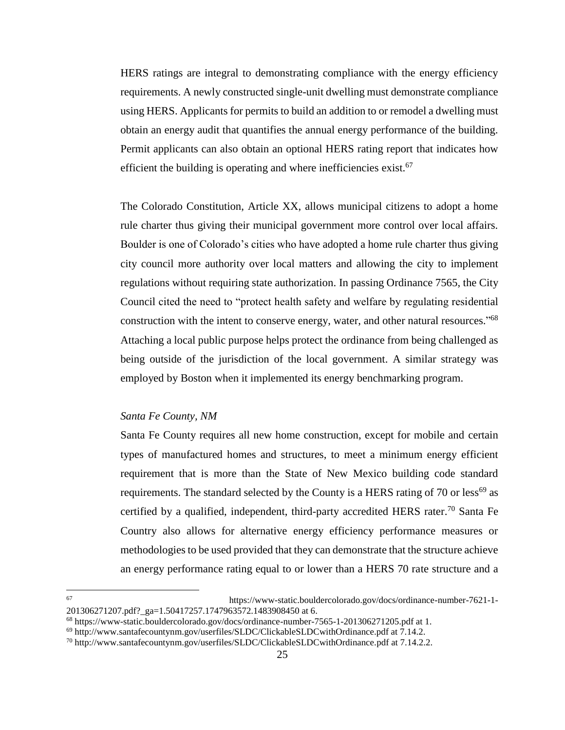HERS ratings are integral to demonstrating compliance with the energy efficiency requirements. A newly constructed single-unit dwelling must demonstrate compliance using HERS. Applicants for permits to build an addition to or remodel a dwelling must obtain an energy audit that quantifies the annual energy performance of the building. Permit applicants can also obtain an optional HERS rating report that indicates how efficient the building is operating and where inefficiencies exist.[67]

The Colorado Constitution, Article XX, allows municipal citizens to adopt a home rule charter thus giving their municipal government more control over local affairs. Boulder is one of Colorado's cities who have adopted a home rule charter thus giving city council more authority over local matters and allowing the city to implement regulations without requiring state authorization. In passing Ordinance 7565, the City Council cited the need to "protect health safety and welfare by regulating residential construction with the intent to conserve energy, water, and other natural resources."[68] Attaching a local public purpose helps protect the ordinance from being challenged as being outside of the jurisdiction of the local government. A similar strategy was employed by Boston when it implemented its energy benchmarking program.

*Santa Fe County, NM*

Santa Fe County requires all new home construction, except for mobile and certain types of manufactured homes and structures, to meet a minimum energy efficient requirement that is more than the State of New Mexico building code standard requirements. The standard selected by the County is a HERS rating of 70 or less[69] as certified by a qualified, independent, third-party accredited HERS rater.[70] Santa Fe Country also allows for alternative energy efficiency performance measures or methodologies to be used provided that they can demonstrate that the structure achieve an energy performance rating equal to or lower than a HERS 70 rate structure and a

---

[67] https://www-static.bouldercolorado.gov/docs/ordinance-number-7621-1-201306271207.pdf?_ga=1.50417257.1747963572.1483908450 at 6.

[68] https://www-static.bouldercolorado.gov/docs/ordinance-number-7565-1-201306271205.pdf at 1.

[69] http://www.santafecountynm.gov/userfiles/SLDC/ClickableSLDCwithOrdinance.pdf at 7.14.2.

[70] http://www.santafecountynm.gov/userfiles/SLDC/ClickableSLDCwithOrdinance.pdf at 7.14.2.2.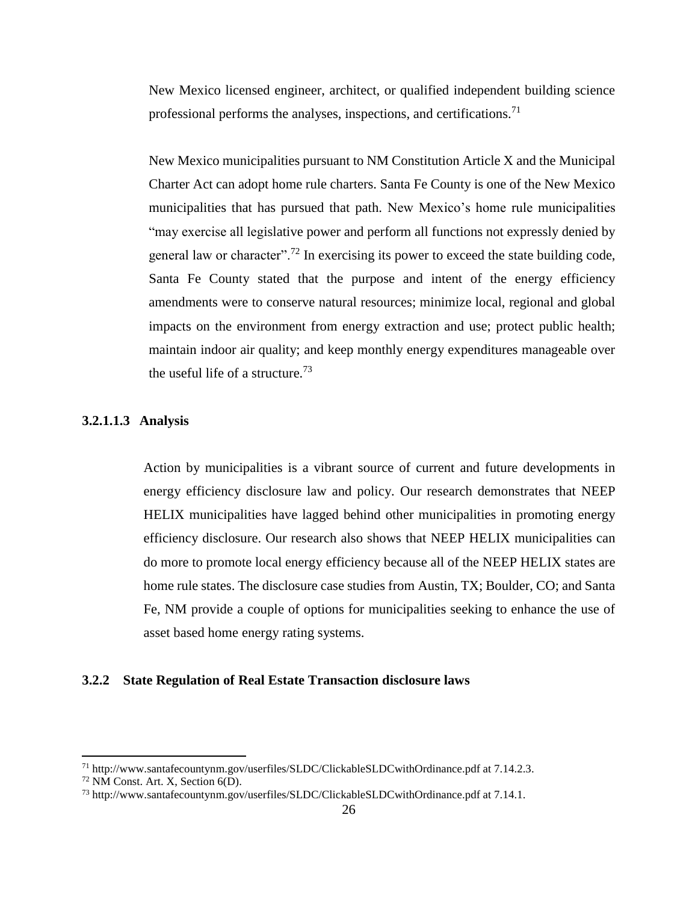New Mexico licensed engineer, architect, or qualified independent building science professional performs the analyses, inspections, and certifications.[71]

New Mexico municipalities pursuant to NM Constitution Article X and the Municipal Charter Act can adopt home rule charters. Santa Fe County is one of the New Mexico municipalities that has pursued that path. New Mexico's home rule municipalities "may exercise all legislative power and perform all functions not expressly denied by general law or character".[72] In exercising its power to exceed the state building code, Santa Fe County stated that the purpose and intent of the energy efficiency amendments were to conserve natural resources; minimize local, regional and global impacts on the environment from energy extraction and use; protect public health; maintain indoor air quality; and keep monthly energy expenditures manageable over the useful life of a structure.[73]

#### 3.2.1.1.3 Analysis

Action by municipalities is a vibrant source of current and future developments in energy efficiency disclosure law and policy. Our research demonstrates that NEEP HELIX municipalities have lagged behind other municipalities in promoting energy efficiency disclosure. Our research also shows that NEEP HELIX municipalities can do more to promote local energy efficiency because all of the NEEP HELIX states are home rule states. The disclosure case studies from Austin, TX; Boulder, CO; and Santa Fe, NM provide a couple of options for municipalities seeking to enhance the use of asset based home energy rating systems.

### 3.2.2 State Regulation of Real Estate Transaction disclosure laws

---

[71] http://www.santafecountynm.gov/userfiles/SLDC/ClickableSLDCwithOrdinance.pdf at 7.14.2.3.

[72] NM Const. Art. X, Section 6(D).

[73] http://www.santafecountynm.gov/userfiles/SLDC/ClickableSLDCwithOrdinance.pdf at 7.14.1.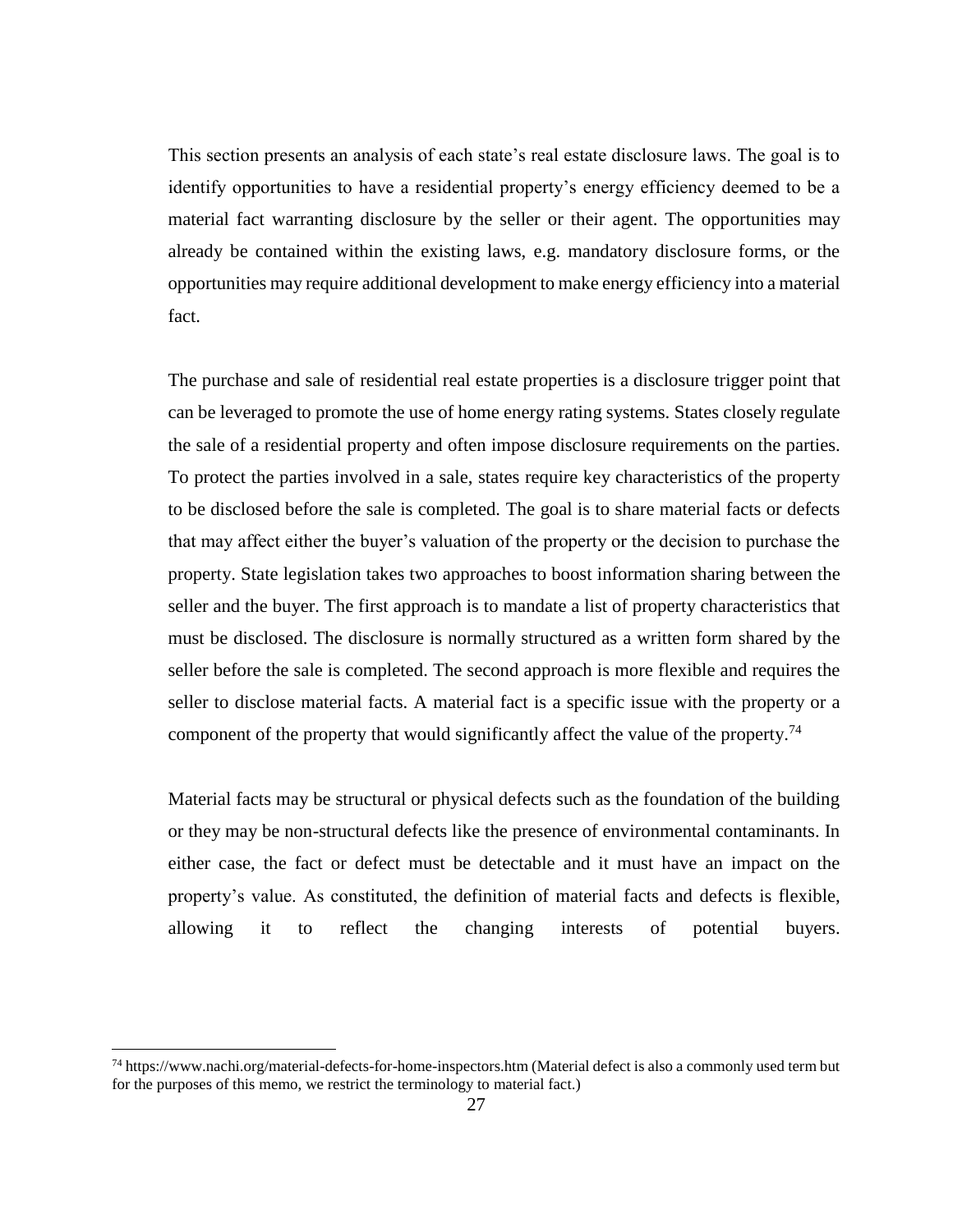This section presents an analysis of each state's real estate disclosure laws. The goal is to identify opportunities to have a residential property's energy efficiency deemed to be a material fact warranting disclosure by the seller or their agent. The opportunities may already be contained within the existing laws, e.g. mandatory disclosure forms, or the opportunities may require additional development to make energy efficiency into a material fact.

The purchase and sale of residential real estate properties is a disclosure trigger point that can be leveraged to promote the use of home energy rating systems. States closely regulate the sale of a residential property and often impose disclosure requirements on the parties. To protect the parties involved in a sale, states require key characteristics of the property to be disclosed before the sale is completed. The goal is to share material facts or defects that may affect either the buyer's valuation of the property or the decision to purchase the property. State legislation takes two approaches to boost information sharing between the seller and the buyer. The first approach is to mandate a list of property characteristics that must be disclosed. The disclosure is normally structured as a written form shared by the seller before the sale is completed. The second approach is more flexible and requires the seller to disclose material facts. A material fact is a specific issue with the property or a component of the property that would significantly affect the value of the property.[74]

Material facts may be structural or physical defects such as the foundation of the building or they may be non-structural defects like the presence of environmental contaminants. In either case, the fact or defect must be detectable and it must have an impact on the property's value. As constituted, the definition of material facts and defects is flexible, allowing it to reflect the changing interests of potential buyers.

[74] https://www.nachi.org/material-defects-for-home-inspectors.htm (Material defect is also a commonly used term but for the purposes of this memo, we restrict the terminology to material fact.)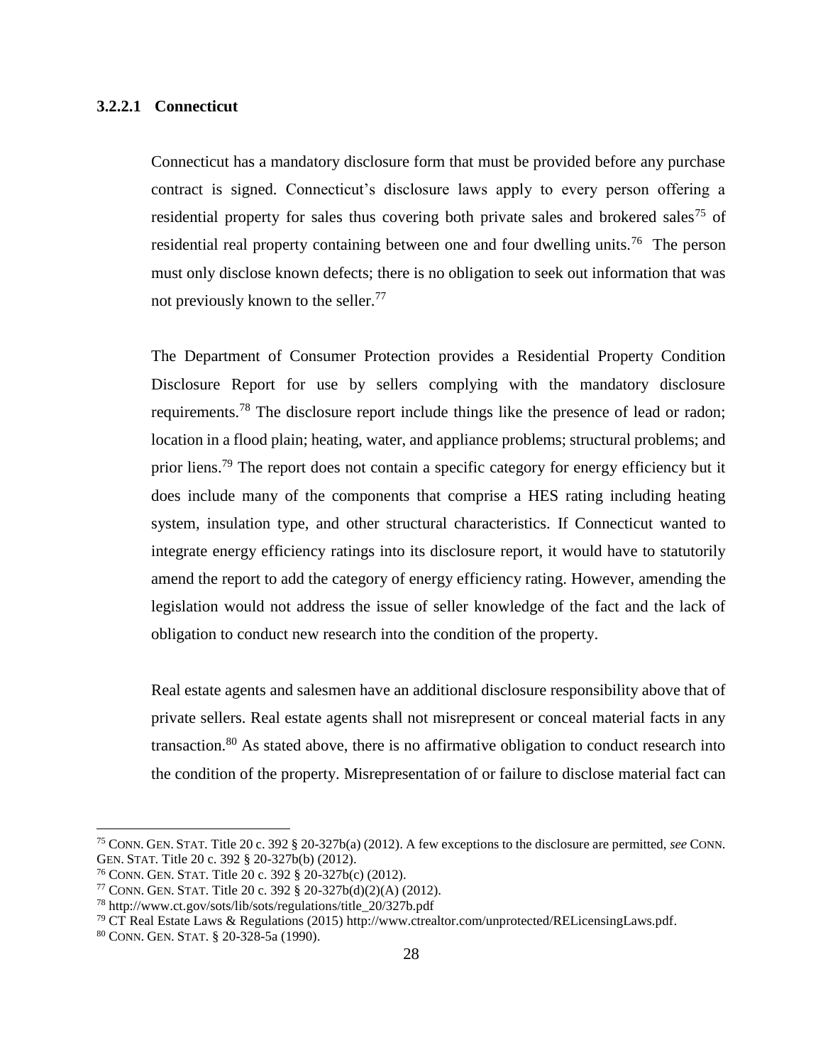#### 3.2.2.1 Connecticut

Connecticut has a mandatory disclosure form that must be provided before any purchase contract is signed. Connecticut's disclosure laws apply to every person offering a residential property for sales thus covering both private sales and brokered sales[75] of residential real property containing between one and four dwelling units.[76] The person must only disclose known defects; there is no obligation to seek out information that was not previously known to the seller.[77]

The Department of Consumer Protection provides a Residential Property Condition Disclosure Report for use by sellers complying with the mandatory disclosure requirements.[78] The disclosure report include things like the presence of lead or radon; location in a flood plain; heating, water, and appliance problems; structural problems; and prior liens.[79] The report does not contain a specific category for energy efficiency but it does include many of the components that comprise a HES rating including heating system, insulation type, and other structural characteristics. If Connecticut wanted to integrate energy efficiency ratings into its disclosure report, it would have to statutorily amend the report to add the category of energy efficiency rating. However, amending the legislation would not address the issue of seller knowledge of the fact and the lack of obligation to conduct new research into the condition of the property.

Real estate agents and salesmen have an additional disclosure responsibility above that of private sellers. Real estate agents shall not misrepresent or conceal material facts in any transaction.[80] As stated above, there is no affirmative obligation to conduct research into the condition of the property. Misrepresentation of or failure to disclose material fact can

---

[75] CONN. GEN. STAT. Title 20 c. 392 § 20-327b(a) (2012). A few exceptions to the disclosure are permitted, *see* CONN. GEN. STAT. Title 20 c. 392 § 20-327b(b) (2012).

[76] CONN. GEN. STAT. Title 20 c. 392 § 20-327b(c) (2012).

[77] CONN. GEN. STAT. Title 20 c. 392 § 20-327b(d)(2)(A) (2012).

[78] http://www.ct.gov/sots/lib/sots/regulations/title_20/327b.pdf

[79] CT Real Estate Laws & Regulations (2015) http://www.ctrealtor.com/unprotected/RELicensingLaws.pdf.

[80] CONN. GEN. STAT. § 20-328-5a (1990).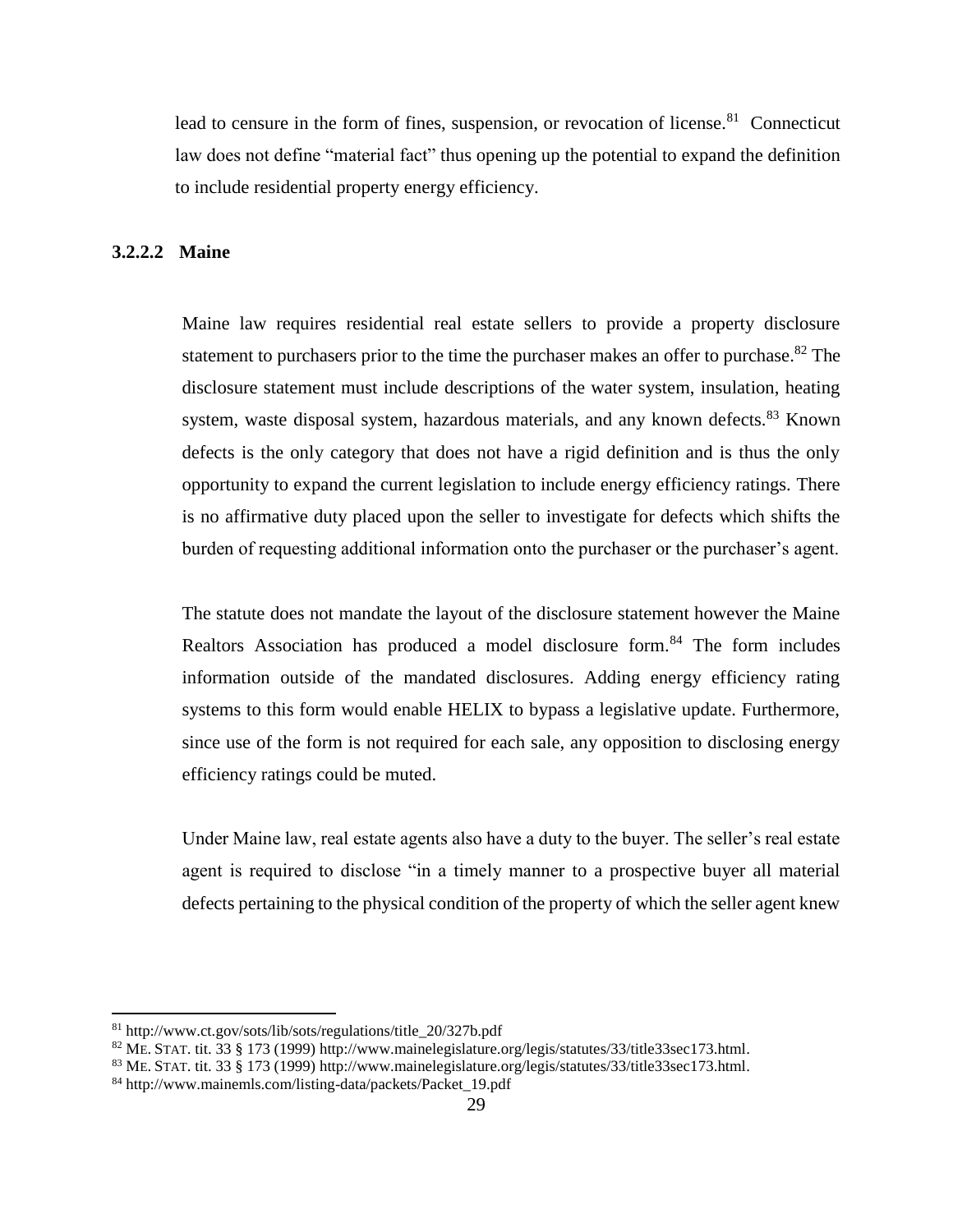lead to censure in the form of fines, suspension, or revocation of license.[81] Connecticut law does not define "material fact" thus opening up the potential to expand the definition to include residential property energy efficiency.

#### 3.2.2.2 Maine

Maine law requires residential real estate sellers to provide a property disclosure statement to purchasers prior to the time the purchaser makes an offer to purchase.[82] The disclosure statement must include descriptions of the water system, insulation, heating system, waste disposal system, hazardous materials, and any known defects.[83] Known defects is the only category that does not have a rigid definition and is thus the only opportunity to expand the current legislation to include energy efficiency ratings. There is no affirmative duty placed upon the seller to investigate for defects which shifts the burden of requesting additional information onto the purchaser or the purchaser's agent.

The statute does not mandate the layout of the disclosure statement however the Maine Realtors Association has produced a model disclosure form.[84] The form includes information outside of the mandated disclosures. Adding energy efficiency rating systems to this form would enable HELIX to bypass a legislative update. Furthermore, since use of the form is not required for each sale, any opposition to disclosing energy efficiency ratings could be muted.

Under Maine law, real estate agents also have a duty to the buyer. The seller's real estate agent is required to disclose "in a timely manner to a prospective buyer all material defects pertaining to the physical condition of the property of which the seller agent knew

---

[81] http://www.ct.gov/sots/lib/sots/regulations/title_20/327b.pdf

[82] ME. STAT. tit. 33 § 173 (1999) http://www.mainelegislature.org/legis/statutes/33/title33sec173.html.

[83] ME. STAT. tit. 33 § 173 (1999) http://www.mainelegislature.org/legis/statutes/33/title33sec173.html.

[84] http://www.mainemls.com/listing-data/packets/Packet_19.pdf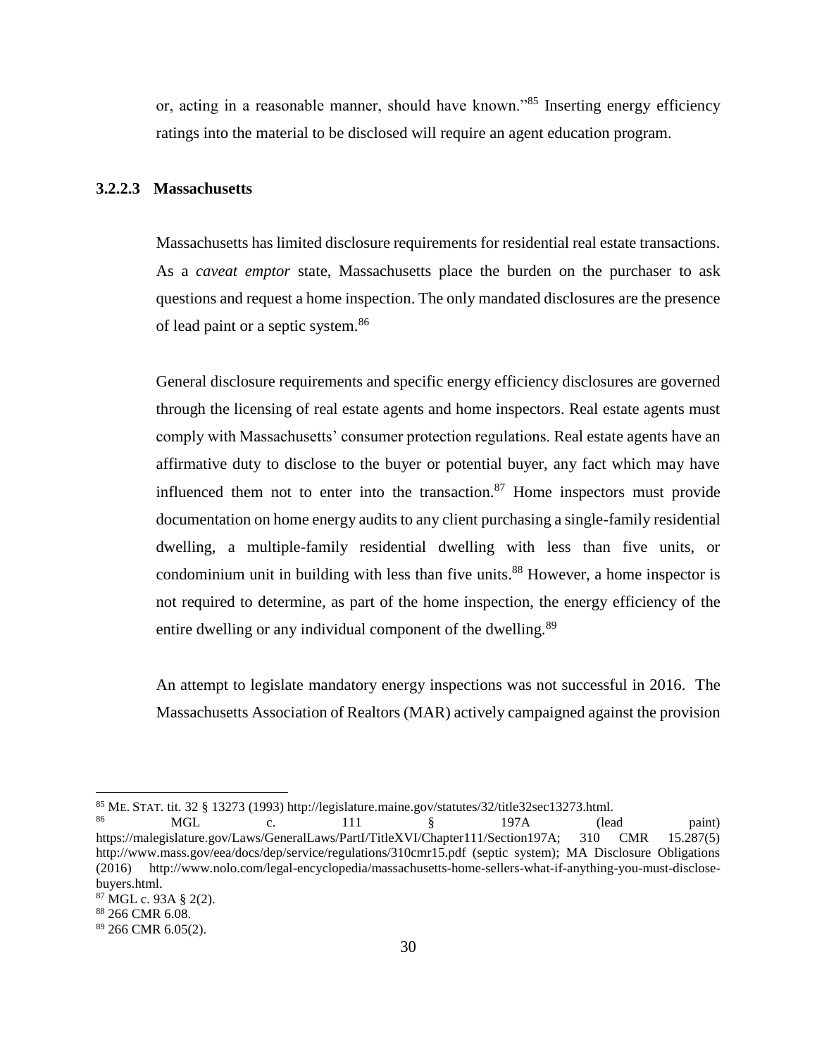or, acting in a reasonable manner, should have known."[85] Inserting energy efficiency ratings into the material to be disclosed will require an agent education program.

### 3.2.2.3 Massachusetts

Massachusetts has limited disclosure requirements for residential real estate transactions. As a *caveat emptor* state, Massachusetts place the burden on the purchaser to ask questions and request a home inspection. The only mandated disclosures are the presence of lead paint or a septic system.[86]

General disclosure requirements and specific energy efficiency disclosures are governed through the licensing of real estate agents and home inspectors. Real estate agents must comply with Massachusetts' consumer protection regulations. Real estate agents have an affirmative duty to disclose to the buyer or potential buyer, any fact which may have influenced them not to enter into the transaction.[87] Home inspectors must provide documentation on home energy audits to any client purchasing a single-family residential dwelling, a multiple-family residential dwelling with less than five units, or condominium unit in building with less than five units.[88] However, a home inspector is not required to determine, as part of the home inspection, the energy efficiency of the entire dwelling or any individual component of the dwelling.[89]

An attempt to legislate mandatory energy inspections was not successful in 2016. The Massachusetts Association of Realtors (MAR) actively campaigned against the provision

---

[85] ME. STAT. tit. 32 § 13273 (1993) http://legislature.maine.gov/statutes/32/title32sec13273.html.

[86] MGL c. 111 § 197A (lead paint) https://malegislature.gov/Laws/GeneralLaws/PartI/TitleXVI/Chapter111/Section197A; 310 CMR 15.287(5) http://www.mass.gov/eea/docs/dep/service/regulations/310cmr15.pdf (septic system); MA Disclosure Obligations (2016) http://www.nolo.com/legal-encyclopedia/massachusetts-home-sellers-what-if-anything-you-must-disclose-buyers.html.

[87] MGL c. 93A § 2(2).

[88] 266 CMR 6.08.

[89] 266 CMR 6.05(2).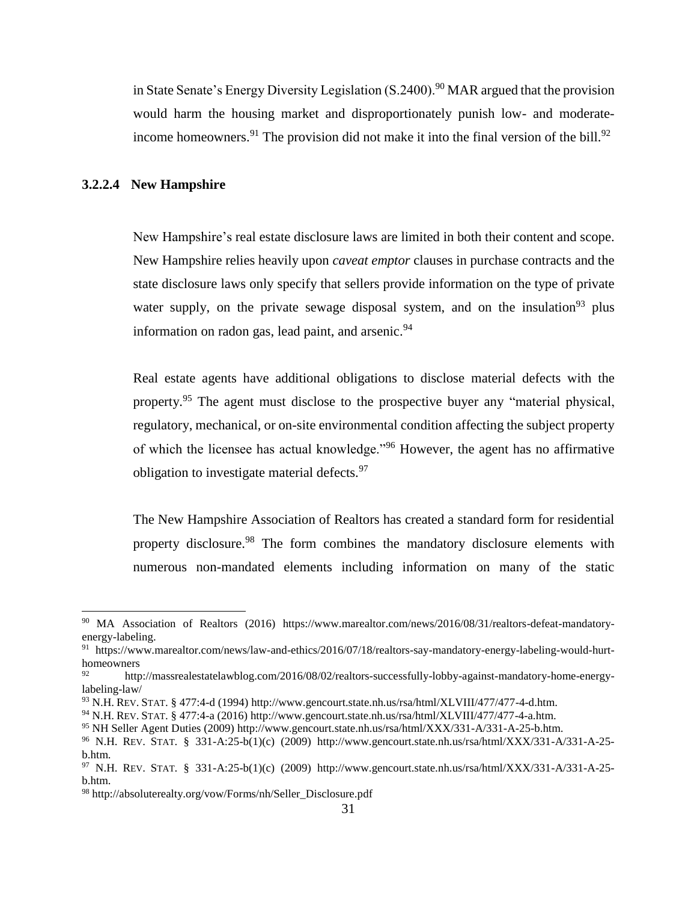in State Senate's Energy Diversity Legislation (S.2400).[90] MAR argued that the provision would harm the housing market and disproportionately punish low- and moderate-income homeowners.[91] The provision did not make it into the final version of the bill.[92]

#### 3.2.2.4 New Hampshire

New Hampshire's real estate disclosure laws are limited in both their content and scope. New Hampshire relies heavily upon *caveat emptor* clauses in purchase contracts and the state disclosure laws only specify that sellers provide information on the type of private water supply, on the private sewage disposal system, and on the insulation[93] plus information on radon gas, lead paint, and arsenic.[94]

Real estate agents have additional obligations to disclose material defects with the property.[95] The agent must disclose to the prospective buyer any "material physical, regulatory, mechanical, or on-site environmental condition affecting the subject property of which the licensee has actual knowledge."[96] However, the agent has no affirmative obligation to investigate material defects.[97]

The New Hampshire Association of Realtors has created a standard form for residential property disclosure.[98] The form combines the mandatory disclosure elements with numerous non-mandated elements including information on many of the static

---

[90] MA Association of Realtors (2016) https://www.marealtor.com/news/2016/08/31/realtors-defeat-mandatory-energy-labeling.

[91] https://www.marealtor.com/news/law-and-ethics/2016/07/18/realtors-say-mandatory-energy-labeling-would-hurt-homeowners

[92] http://massrealestatelawblog.com/2016/08/02/realtors-successfully-lobby-against-mandatory-home-energy-labeling-law/

[93] N.H. REV. STAT. § 477:4-d (1994) http://www.gencourt.state.nh.us/rsa/html/XLVIII/477/477-4-d.htm.

[94] N.H. REV. STAT. § 477:4-a (2016) http://www.gencourt.state.nh.us/rsa/html/XLVIII/477/477-4-a.htm.

[95] NH Seller Agent Duties (2009) http://www.gencourt.state.nh.us/rsa/html/XXX/331-A/331-A-25-b.htm.

[96] N.H. REV. STAT. § 331-A:25-b(1)(c) (2009) http://www.gencourt.state.nh.us/rsa/html/XXX/331-A/331-A-25-b.htm.

[97] N.H. REV. STAT. § 331-A:25-b(1)(c) (2009) http://www.gencourt.state.nh.us/rsa/html/XXX/331-A/331-A-25-b.htm.

[98] http://absoluterealty.org/vow/Forms/nh/Seller_Disclosure.pdf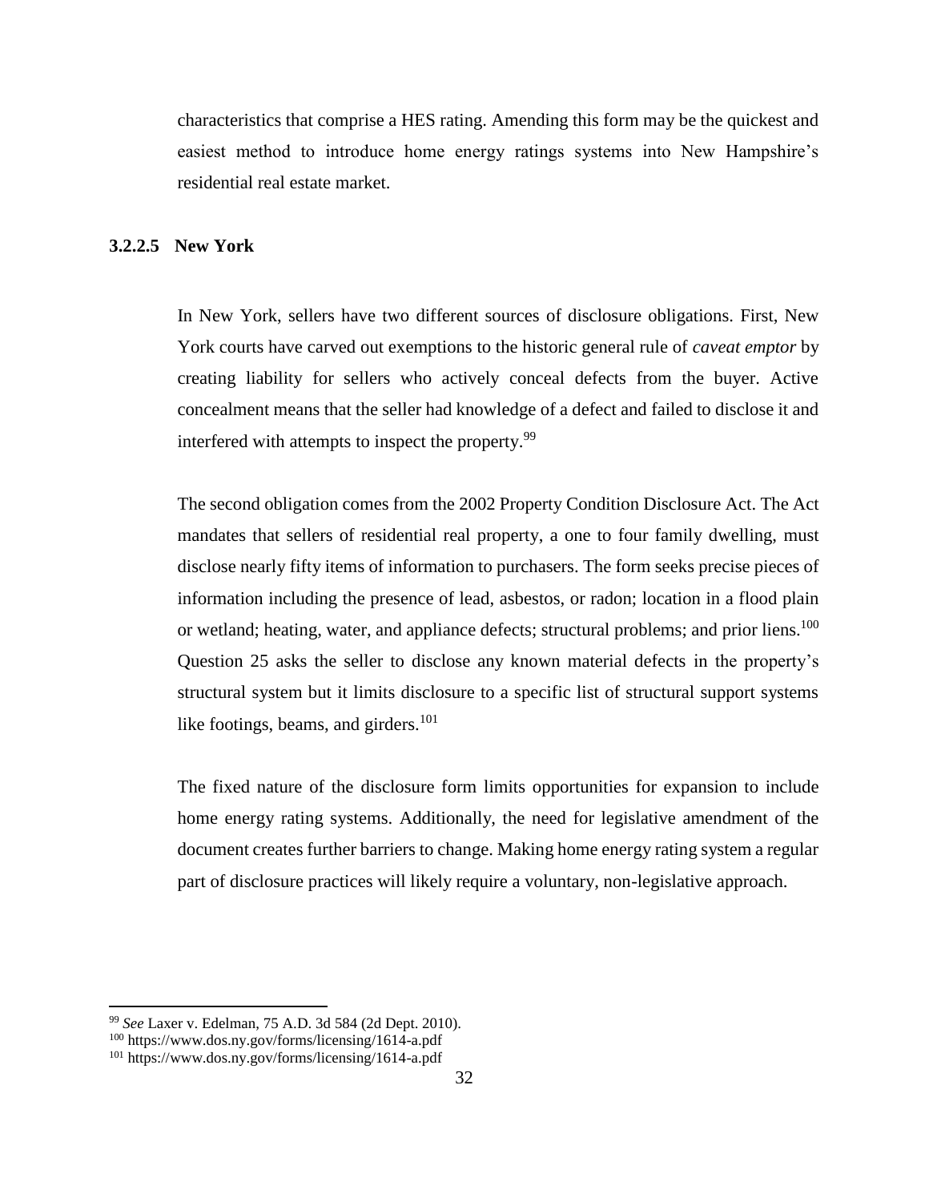characteristics that comprise a HES rating. Amending this form may be the quickest and easiest method to introduce home energy ratings systems into New Hampshire's residential real estate market.

#### 3.2.2.5 New York

In New York, sellers have two different sources of disclosure obligations. First, New York courts have carved out exemptions to the historic general rule of *caveat emptor* by creating liability for sellers who actively conceal defects from the buyer. Active concealment means that the seller had knowledge of a defect and failed to disclose it and interfered with attempts to inspect the property.[99]

The second obligation comes from the 2002 Property Condition Disclosure Act. The Act mandates that sellers of residential real property, a one to four family dwelling, must disclose nearly fifty items of information to purchasers. The form seeks precise pieces of information including the presence of lead, asbestos, or radon; location in a flood plain or wetland; heating, water, and appliance defects; structural problems; and prior liens.[100] Question 25 asks the seller to disclose any known material defects in the property's structural system but it limits disclosure to a specific list of structural support systems like footings, beams, and girders.[101]

The fixed nature of the disclosure form limits opportunities for expansion to include home energy rating systems. Additionally, the need for legislative amendment of the document creates further barriers to change. Making home energy rating system a regular part of disclosure practices will likely require a voluntary, non-legislative approach.

---

[99] *See* Laxer v. Edelman, 75 A.D. 3d 584 (2d Dept. 2010).

[100] https://www.dos.ny.gov/forms/licensing/1614-a.pdf

[101] https://www.dos.ny.gov/forms/licensing/1614-a.pdf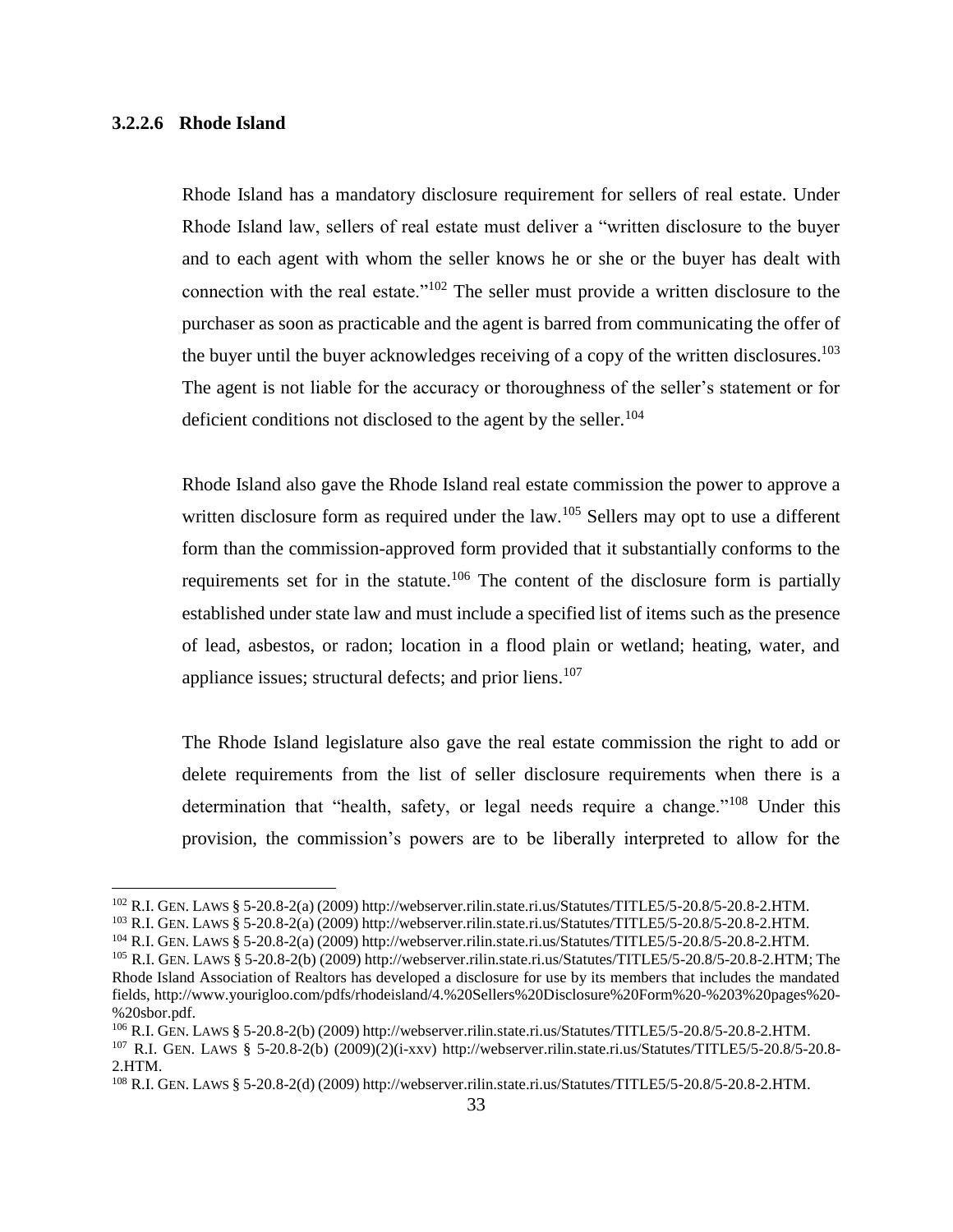#### 3.2.2.6 Rhode Island

Rhode Island has a mandatory disclosure requirement for sellers of real estate. Under Rhode Island law, sellers of real estate must deliver a "written disclosure to the buyer and to each agent with whom the seller knows he or she or the buyer has dealt with connection with the real estate."[102] The seller must provide a written disclosure to the purchaser as soon as practicable and the agent is barred from communicating the offer of the buyer until the buyer acknowledges receiving of a copy of the written disclosures.[103] The agent is not liable for the accuracy or thoroughness of the seller's statement or for deficient conditions not disclosed to the agent by the seller.[104]

Rhode Island also gave the Rhode Island real estate commission the power to approve a written disclosure form as required under the law.[105] Sellers may opt to use a different form than the commission-approved form provided that it substantially conforms to the requirements set for in the statute.[106] The content of the disclosure form is partially established under state law and must include a specified list of items such as the presence of lead, asbestos, or radon; location in a flood plain or wetland; heating, water, and appliance issues; structural defects; and prior liens.[107]

The Rhode Island legislature also gave the real estate commission the right to add or delete requirements from the list of seller disclosure requirements when there is a determination that "health, safety, or legal needs require a change."[108] Under this provision, the commission's powers are to be liberally interpreted to allow for the

---

[102] R.I. GEN. LAWS § 5-20.8-2(a) (2009) http://webserver.rilin.state.ri.us/Statutes/TITLE5/5-20.8/5-20.8-2.HTM.

[103] R.I. GEN. LAWS § 5-20.8-2(a) (2009) http://webserver.rilin.state.ri.us/Statutes/TITLE5/5-20.8/5-20.8-2.HTM.

[104] R.I. GEN. LAWS § 5-20.8-2(a) (2009) http://webserver.rilin.state.ri.us/Statutes/TITLE5/5-20.8/5-20.8-2.HTM.

[105] R.I. GEN. LAWS § 5-20.8-2(b) (2009) http://webserver.rilin.state.ri.us/Statutes/TITLE5/5-20.8/5-20.8-2.HTM; The Rhode Island Association of Realtors has developed a disclosure for use by its members that includes the mandated fields, http://www.yourigloo.com/pdfs/rhodeisland/4.%20Sellers%20Disclosure%20Form%20-%203%20pages%20-%20sbor.pdf.

[106] R.I. GEN. LAWS § 5-20.8-2(b) (2009) http://webserver.rilin.state.ri.us/Statutes/TITLE5/5-20.8/5-20.8-2.HTM.

[107] R.I. GEN. LAWS § 5-20.8-2(b) (2009)(2)(i-xxv) http://webserver.rilin.state.ri.us/Statutes/TITLE5/5-20.8/5-20.8-2.HTM.

[108] R.I. GEN. LAWS § 5-20.8-2(d) (2009) http://webserver.rilin.state.ri.us/Statutes/TITLE5/5-20.8/5-20.8-2.HTM.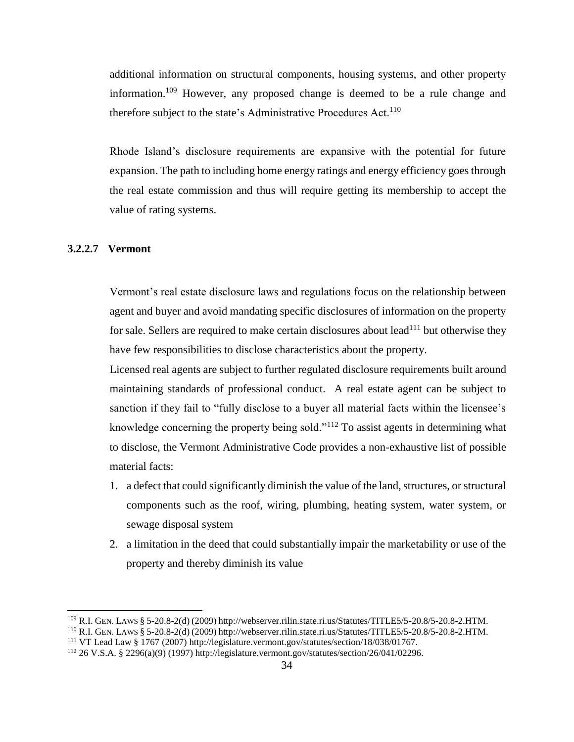additional information on structural components, housing systems, and other property information.[109] However, any proposed change is deemed to be a rule change and therefore subject to the state's Administrative Procedures Act.[110]

Rhode Island's disclosure requirements are expansive with the potential for future expansion. The path to including home energy ratings and energy efficiency goes through the real estate commission and thus will require getting its membership to accept the value of rating systems.

#### 3.2.2.7 Vermont

Vermont's real estate disclosure laws and regulations focus on the relationship between agent and buyer and avoid mandating specific disclosures of information on the property for sale. Sellers are required to make certain disclosures about lead[111] but otherwise they have few responsibilities to disclose characteristics about the property.

Licensed real agents are subject to further regulated disclosure requirements built around maintaining standards of professional conduct. A real estate agent can be subject to sanction if they fail to "fully disclose to a buyer all material facts within the licensee's knowledge concerning the property being sold."[112] To assist agents in determining what to disclose, the Vermont Administrative Code provides a non-exhaustive list of possible material facts:

1. a defect that could significantly diminish the value of the land, structures, or structural components such as the roof, wiring, plumbing, heating system, water system, or sewage disposal system
2. a limitation in the deed that could substantially impair the marketability or use of the property and thereby diminish its value

---

[109] R.I. GEN. LAWS § 5-20.8-2(d) (2009) http://webserver.rilin.state.ri.us/Statutes/TITLE5/5-20.8/5-20.8-2.HTM.

[110] R.I. GEN. LAWS § 5-20.8-2(d) (2009) http://webserver.rilin.state.ri.us/Statutes/TITLE5/5-20.8/5-20.8-2.HTM.

[111] VT Lead Law § 1767 (2007) http://legislature.vermont.gov/statutes/section/18/038/01767.

[112] 26 V.S.A. § 2296(a)(9) (1997) http://legislature.vermont.gov/statutes/section/26/041/02296.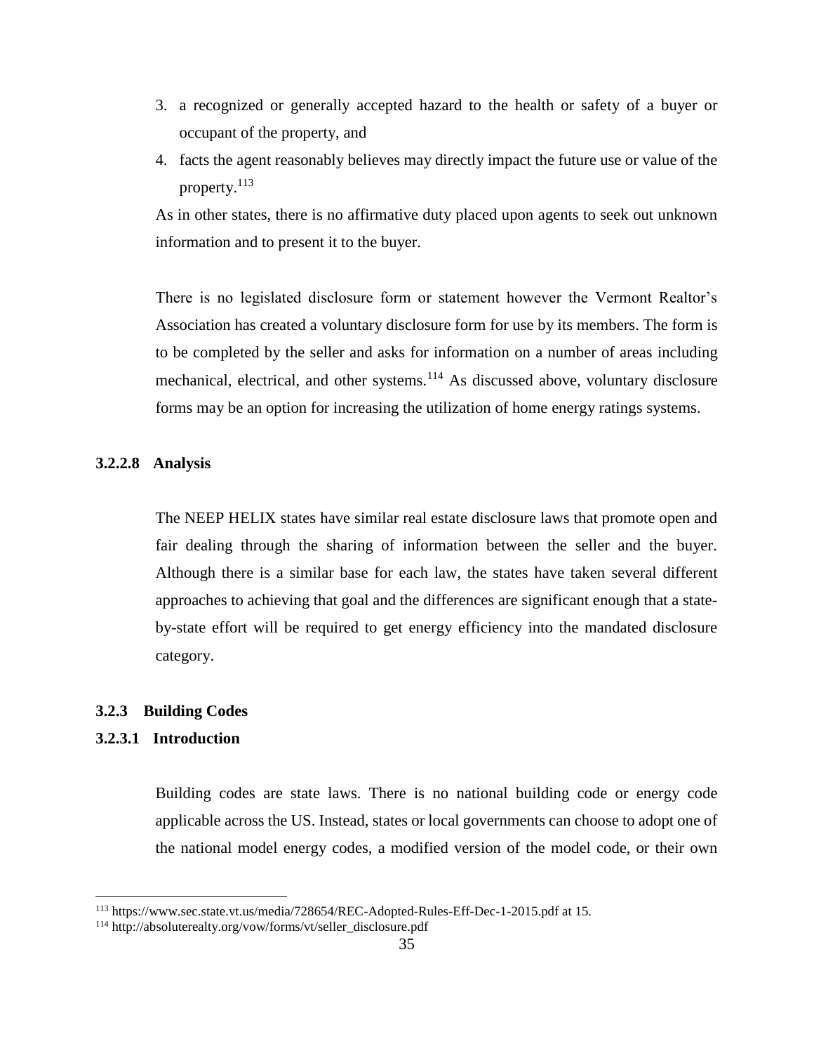3. a recognized or generally accepted hazard to the health or safety of a buyer or occupant of the property, and
4. facts the agent reasonably believes may directly impact the future use or value of the property.[113]

As in other states, there is no affirmative duty placed upon agents to seek out unknown information and to present it to the buyer.

There is no legislated disclosure form or statement however the Vermont Realtor's Association has created a voluntary disclosure form for use by its members. The form is to be completed by the seller and asks for information on a number of areas including mechanical, electrical, and other systems.[114] As discussed above, voluntary disclosure forms may be an option for increasing the utilization of home energy ratings systems.

#### 3.2.2.8 Analysis

The NEEP HELIX states have similar real estate disclosure laws that promote open and fair dealing through the sharing of information between the seller and the buyer. Although there is a similar base for each law, the states have taken several different approaches to achieving that goal and the differences are significant enough that a state-by-state effort will be required to get energy efficiency into the mandated disclosure category.

### 3.2.3 Building Codes

#### 3.2.3.1 Introduction

Building codes are state laws. There is no national building code or energy code applicable across the US. Instead, states or local governments can choose to adopt one of the national model energy codes, a modified version of the model code, or their own

---

[113] https://www.sec.state.vt.us/media/728654/REC-Adopted-Rules-Eff-Dec-1-2015.pdf at 15.

[114] http://absoluterealty.org/vow/forms/vt/seller_disclosure.pdf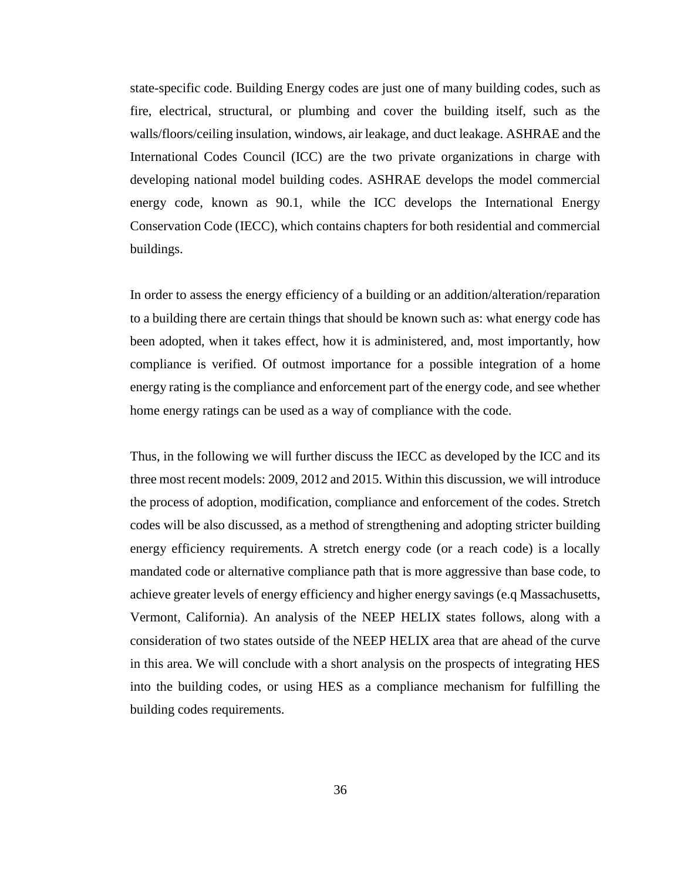state-specific code. Building Energy codes are just one of many building codes, such as fire, electrical, structural, or plumbing and cover the building itself, such as the walls/floors/ceiling insulation, windows, air leakage, and duct leakage. ASHRAE and the International Codes Council (ICC) are the two private organizations in charge with developing national model building codes. ASHRAE develops the model commercial energy code, known as 90.1, while the ICC develops the International Energy Conservation Code (IECC), which contains chapters for both residential and commercial buildings.

In order to assess the energy efficiency of a building or an addition/alteration/reparation to a building there are certain things that should be known such as: what energy code has been adopted, when it takes effect, how it is administered, and, most importantly, how compliance is verified. Of outmost importance for a possible integration of a home energy rating is the compliance and enforcement part of the energy code, and see whether home energy ratings can be used as a way of compliance with the code.

Thus, in the following we will further discuss the IECC as developed by the ICC and its three most recent models: 2009, 2012 and 2015. Within this discussion, we will introduce the process of adoption, modification, compliance and enforcement of the codes. Stretch codes will be also discussed, as a method of strengthening and adopting stricter building energy efficiency requirements. A stretch energy code (or a reach code) is a locally mandated code or alternative compliance path that is more aggressive than base code, to achieve greater levels of energy efficiency and higher energy savings (e.q Massachusetts, Vermont, California). An analysis of the NEEP HELIX states follows, along with a consideration of two states outside of the NEEP HELIX area that are ahead of the curve in this area. We will conclude with a short analysis on the prospects of integrating HES into the building codes, or using HES as a compliance mechanism for fulfilling the building codes requirements.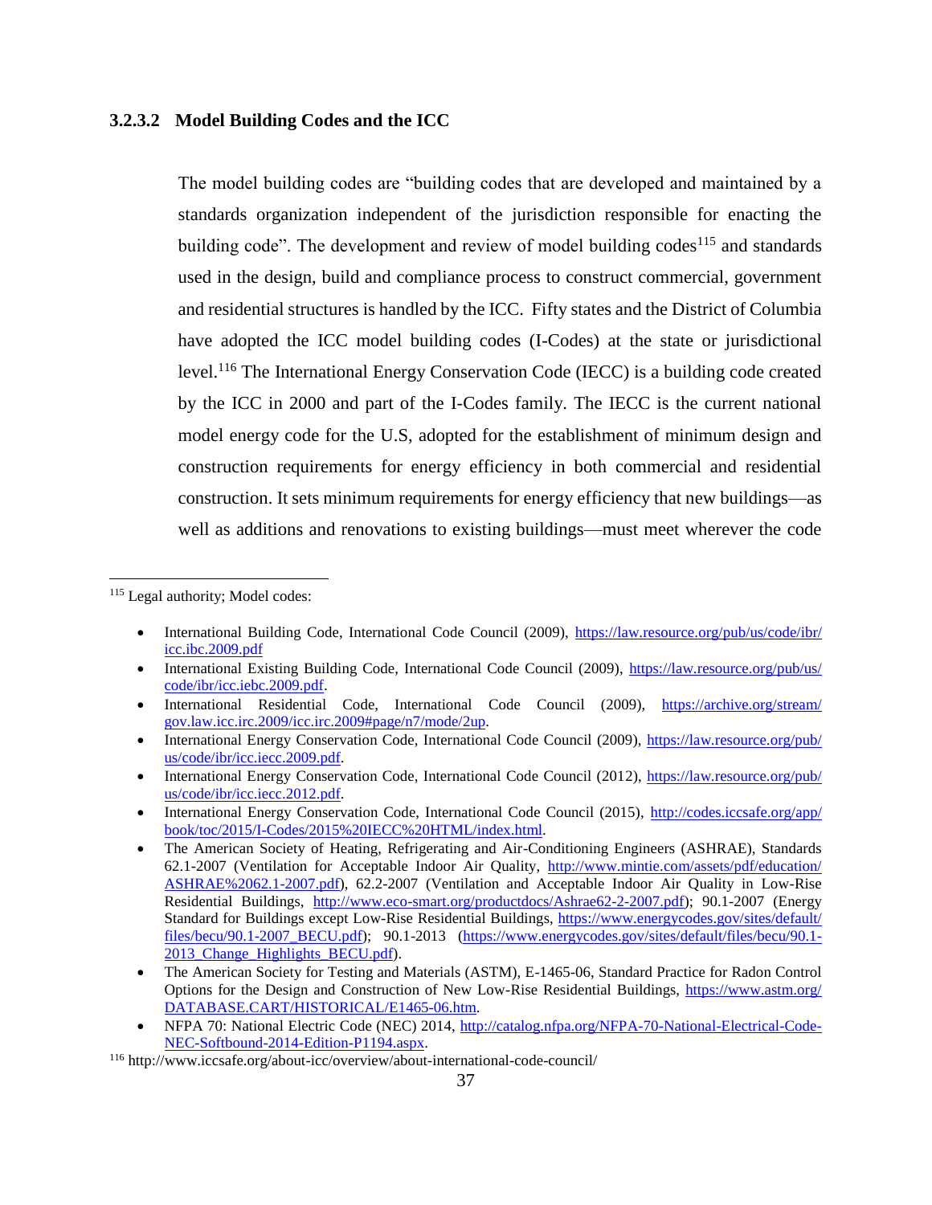#### 3.2.3.2 Model Building Codes and the ICC

The model building codes are "building codes that are developed and maintained by a standards organization independent of the jurisdiction responsible for enacting the building code". The development and review of model building codes[115] and standards used in the design, build and compliance process to construct commercial, government and residential structures is handled by the ICC. Fifty states and the District of Columbia have adopted the ICC model building codes (I-Codes) at the state or jurisdictional level.[116] The International Energy Conservation Code (IECC) is a building code created by the ICC in 2000 and part of the I-Codes family. The IECC is the current national model energy code for the U.S, adopted for the establishment of minimum design and construction requirements for energy efficiency in both commercial and residential construction. It sets minimum requirements for energy efficiency that new buildings—as well as additions and renovations to existing buildings—must meet wherever the code

---

[115] Legal authority; Model codes:

- International Building Code, International Code Council (2009), https://law.resource.org/pub/us/code/ibr/icc.ibc.2009.pdf
- International Existing Building Code, International Code Council (2009), https://law.resource.org/pub/us/code/ibr/icc.iebc.2009.pdf.
- International Residential Code, International Code Council (2009), https://archive.org/stream/gov.law.icc.irc.2009/icc.irc.2009#page/n7/mode/2up.
- International Energy Conservation Code, International Code Council (2009), https://law.resource.org/pub/us/code/ibr/icc.iecc.2009.pdf.
- International Energy Conservation Code, International Code Council (2012), https://law.resource.org/pub/us/code/ibr/icc.iecc.2012.pdf.
- International Energy Conservation Code, International Code Council (2015), http://codes.iccsafe.org/app/book/toc/2015/I-Codes/2015%20IECC%20HTML/index.html.
- The American Society of Heating, Refrigerating and Air-Conditioning Engineers (ASHRAE), Standards 62.1-2007 (Ventilation for Acceptable Indoor Air Quality, http://www.mintie.com/assets/pdf/education/ASHRAE%2062.1-2007.pdf), 62.2-2007 (Ventilation and Acceptable Indoor Air Quality in Low-Rise Residential Buildings, http://www.eco-smart.org/productdocs/Ashrae62-2-2007.pdf); 90.1-2007 (Energy Standard for Buildings except Low-Rise Residential Buildings, https://www.energycodes.gov/sites/default/files/becu/90.1-2007_BECU.pdf); 90.1-2013 (https://www.energycodes.gov/sites/default/files/becu/90.1-2013_Change_Highlights_BECU.pdf).
- The American Society for Testing and Materials (ASTM), E-1465-06, Standard Practice for Radon Control Options for the Design and Construction of New Low-Rise Residential Buildings, https://www.astm.org/DATABASE.CART/HISTORICAL/E1465-06.htm.
- NFPA 70: National Electric Code (NEC) 2014, http://catalog.nfpa.org/NFPA-70-National-Electrical-Code-NEC-Softbound-2014-Edition-P1194.aspx.

[116] http://www.iccsafe.org/about-icc/overview/about-international-code-council/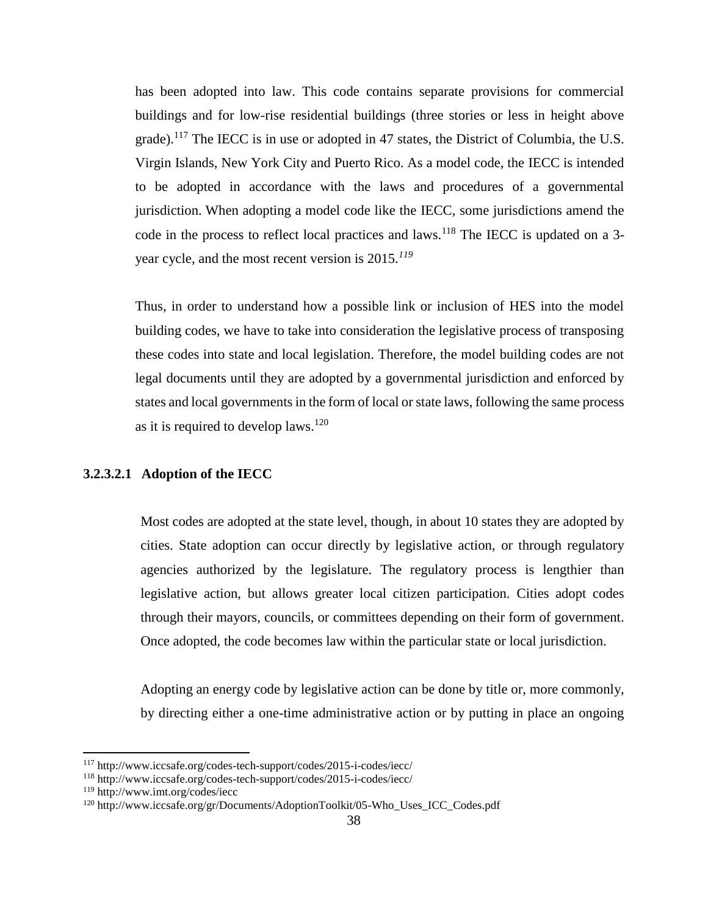has been adopted into law. This code contains separate provisions for commercial buildings and for low-rise residential buildings (three stories or less in height above grade).[117] The IECC is in use or adopted in 47 states, the District of Columbia, the U.S. Virgin Islands, New York City and Puerto Rico. As a model code, the IECC is intended to be adopted in accordance with the laws and procedures of a governmental jurisdiction. When adopting a model code like the IECC, some jurisdictions amend the code in the process to reflect local practices and laws.[118] The IECC is updated on a 3-year cycle, and the most recent version is 2015.[119]

Thus, in order to understand how a possible link or inclusion of HES into the model building codes, we have to take into consideration the legislative process of transposing these codes into state and local legislation. Therefore, the model building codes are not legal documents until they are adopted by a governmental jurisdiction and enforced by states and local governments in the form of local or state laws, following the same process as it is required to develop laws.[120]

#### 3.2.3.2.1 Adoption of the IECC

Most codes are adopted at the state level, though, in about 10 states they are adopted by cities. State adoption can occur directly by legislative action, or through regulatory agencies authorized by the legislature. The regulatory process is lengthier than legislative action, but allows greater local citizen participation. Cities adopt codes through their mayors, councils, or committees depending on their form of government. Once adopted, the code becomes law within the particular state or local jurisdiction.

Adopting an energy code by legislative action can be done by title or, more commonly, by directing either a one-time administrative action or by putting in place an ongoing

---

[117] http://www.iccsafe.org/codes-tech-support/codes/2015-i-codes/iecc/
[118] http://www.iccsafe.org/codes-tech-support/codes/2015-i-codes/iecc/
[119] http://www.imt.org/codes/iecc
[120] http://www.iccsafe.org/gr/Documents/AdoptionToolkit/05-Who_Uses_ICC_Codes.pdf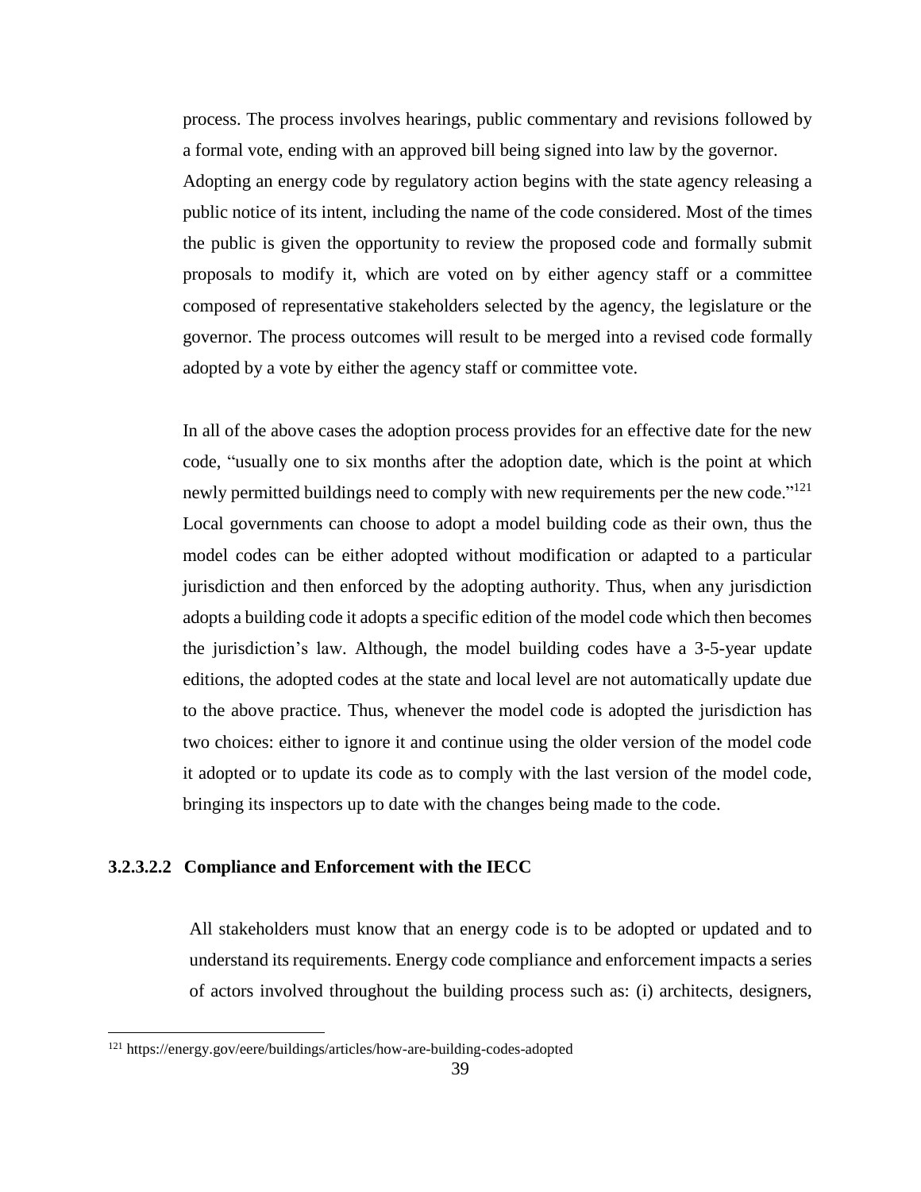process. The process involves hearings, public commentary and revisions followed by a formal vote, ending with an approved bill being signed into law by the governor. Adopting an energy code by regulatory action begins with the state agency releasing a public notice of its intent, including the name of the code considered. Most of the times the public is given the opportunity to review the proposed code and formally submit proposals to modify it, which are voted on by either agency staff or a committee composed of representative stakeholders selected by the agency, the legislature or the governor. The process outcomes will result to be merged into a revised code formally adopted by a vote by either the agency staff or committee vote.

In all of the above cases the adoption process provides for an effective date for the new code, "usually one to six months after the adoption date, which is the point at which newly permitted buildings need to comply with new requirements per the new code."[121] Local governments can choose to adopt a model building code as their own, thus the model codes can be either adopted without modification or adapted to a particular jurisdiction and then enforced by the adopting authority. Thus, when any jurisdiction adopts a building code it adopts a specific edition of the model code which then becomes the jurisdiction's law. Although, the model building codes have a 3-5-year update editions, the adopted codes at the state and local level are not automatically update due to the above practice. Thus, whenever the model code is adopted the jurisdiction has two choices: either to ignore it and continue using the older version of the model code it adopted or to update its code as to comply with the last version of the model code, bringing its inspectors up to date with the changes being made to the code.

#### 3.2.3.2.2 Compliance and Enforcement with the IECC

All stakeholders must know that an energy code is to be adopted or updated and to understand its requirements. Energy code compliance and enforcement impacts a series of actors involved throughout the building process such as: (i) architects, designers,

---

[121] https://energy.gov/eere/buildings/articles/how-are-building-codes-adopted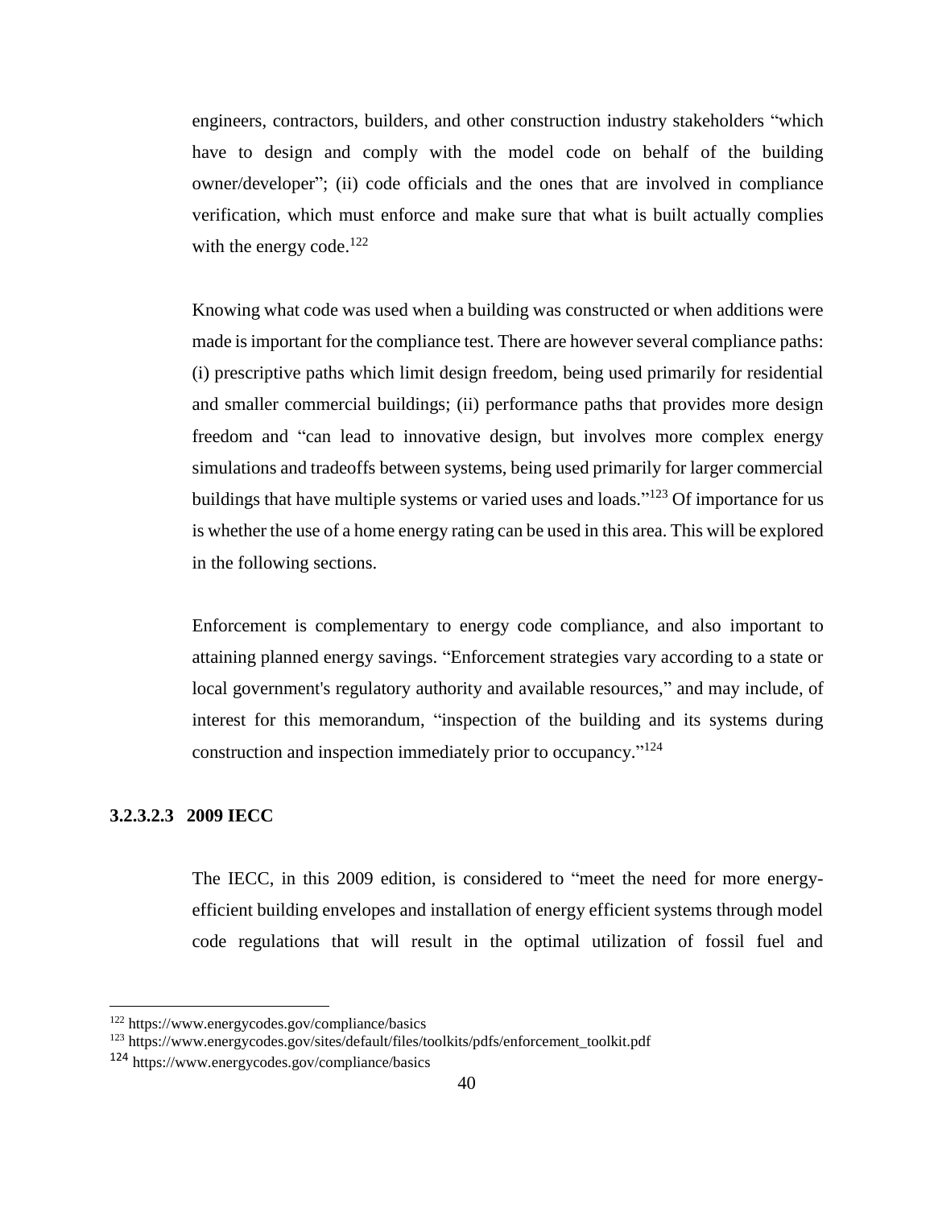engineers, contractors, builders, and other construction industry stakeholders "which have to design and comply with the model code on behalf of the building owner/developer"; (ii) code officials and the ones that are involved in compliance verification, which must enforce and make sure that what is built actually complies with the energy code.[122]

Knowing what code was used when a building was constructed or when additions were made is important for the compliance test. There are however several compliance paths: (i) prescriptive paths which limit design freedom, being used primarily for residential and smaller commercial buildings; (ii) performance paths that provides more design freedom and "can lead to innovative design, but involves more complex energy simulations and tradeoffs between systems, being used primarily for larger commercial buildings that have multiple systems or varied uses and loads."[123] Of importance for us is whether the use of a home energy rating can be used in this area. This will be explored in the following sections.

Enforcement is complementary to energy code compliance, and also important to attaining planned energy savings. "Enforcement strategies vary according to a state or local government's regulatory authority and available resources," and may include, of interest for this memorandum, "inspection of the building and its systems during construction and inspection immediately prior to occupancy."[124]

#### 3.2.3.2.3 2009 IECC

The IECC, in this 2009 edition, is considered to "meet the need for more energy-efficient building envelopes and installation of energy efficient systems through model code regulations that will result in the optimal utilization of fossil fuel and

---

[122] https://www.energycodes.gov/compliance/basics

[123] https://www.energycodes.gov/sites/default/files/toolkits/pdfs/enforcement_toolkit.pdf

[124] https://www.energycodes.gov/compliance/basics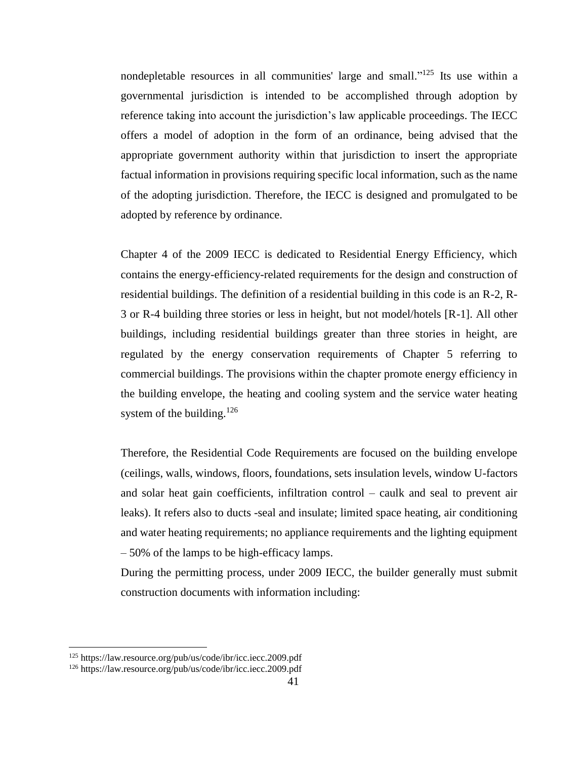nondepletable resources in all communities' large and small."[125] Its use within a governmental jurisdiction is intended to be accomplished through adoption by reference taking into account the jurisdiction's law applicable proceedings. The IECC offers a model of adoption in the form of an ordinance, being advised that the appropriate government authority within that jurisdiction to insert the appropriate factual information in provisions requiring specific local information, such as the name of the adopting jurisdiction. Therefore, the IECC is designed and promulgated to be adopted by reference by ordinance.

Chapter 4 of the 2009 IECC is dedicated to Residential Energy Efficiency, which contains the energy-efficiency-related requirements for the design and construction of residential buildings. The definition of a residential building in this code is an R-2, R-3 or R-4 building three stories or less in height, but not model/hotels [R-1]. All other buildings, including residential buildings greater than three stories in height, are regulated by the energy conservation requirements of Chapter 5 referring to commercial buildings. The provisions within the chapter promote energy efficiency in the building envelope, the heating and cooling system and the service water heating system of the building.[126]

Therefore, the Residential Code Requirements are focused on the building envelope (ceilings, walls, windows, floors, foundations, sets insulation levels, window U-factors and solar heat gain coefficients, infiltration control – caulk and seal to prevent air leaks). It refers also to ducts -seal and insulate; limited space heating, air conditioning and water heating requirements; no appliance requirements and the lighting equipment – 50% of the lamps to be high-efficacy lamps.

During the permitting process, under 2009 IECC, the builder generally must submit construction documents with information including:

---

[125] https://law.resource.org/pub/us/code/ibr/icc.iecc.2009.pdf

[126] https://law.resource.org/pub/us/code/ibr/icc.iecc.2009.pdf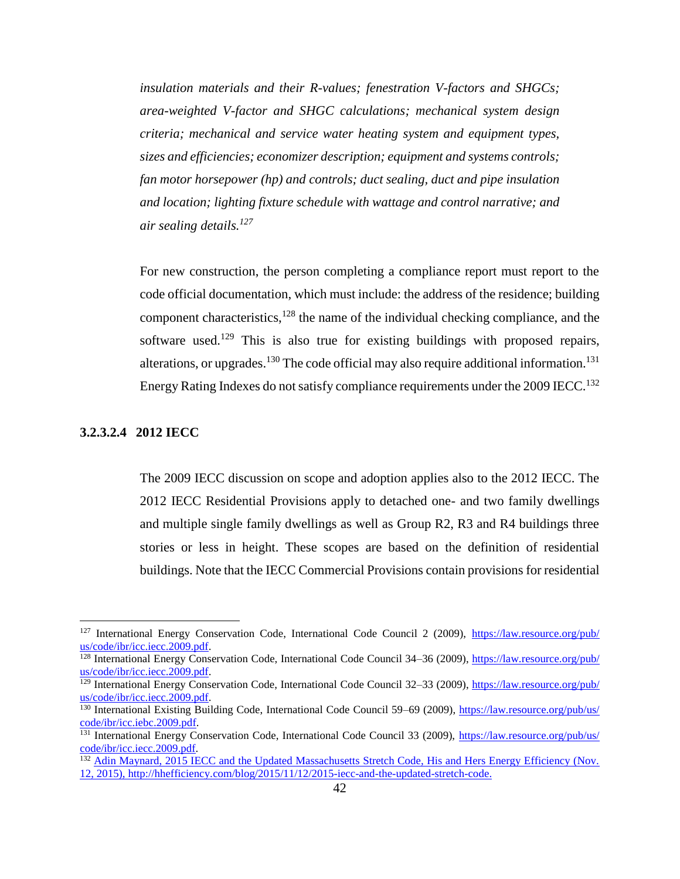*insulation materials and their R-values; fenestration V-factors and SHGCs; area-weighted V-factor and SHGC calculations; mechanical system design criteria; mechanical and service water heating system and equipment types, sizes and efficiencies; economizer description; equipment and systems controls; fan motor horsepower (hp) and controls; duct sealing, duct and pipe insulation and location; lighting fixture schedule with wattage and control narrative; and air sealing details.*[127]

For new construction, the person completing a compliance report must report to the code official documentation, which must include: the address of the residence; building component characteristics,[128] the name of the individual checking compliance, and the software used.[129] This is also true for existing buildings with proposed repairs, alterations, or upgrades.[130] The code official may also require additional information.[131] Energy Rating Indexes do not satisfy compliance requirements under the 2009 IECC.[132]

#### 3.2.3.2.4 2012 IECC

The 2009 IECC discussion on scope and adoption applies also to the 2012 IECC. The 2012 IECC Residential Provisions apply to detached one- and two family dwellings and multiple single family dwellings as well as Group R2, R3 and R4 buildings three stories or less in height. These scopes are based on the definition of residential buildings. Note that the IECC Commercial Provisions contain provisions for residential

---

[127] International Energy Conservation Code, International Code Council 2 (2009), https://law.resource.org/pub/us/code/ibr/icc.iecc.2009.pdf.

[128] International Energy Conservation Code, International Code Council 34–36 (2009), https://law.resource.org/pub/us/code/ibr/icc.iecc.2009.pdf.

[129] International Energy Conservation Code, International Code Council 32–33 (2009), https://law.resource.org/pub/us/code/ibr/icc.iecc.2009.pdf.

[130] International Existing Building Code, International Code Council 59–69 (2009), https://law.resource.org/pub/us/code/ibr/icc.iebc.2009.pdf.

[131] International Energy Conservation Code, International Code Council 33 (2009), https://law.resource.org/pub/us/code/ibr/icc.iecc.2009.pdf.

[132] Adin Maynard, 2015 IECC and the Updated Massachusetts Stretch Code, His and Hers Energy Efficiency (Nov. 12, 2015), http://hhefficiency.com/blog/2015/11/12/2015-iecc-and-the-updated-stretch-code.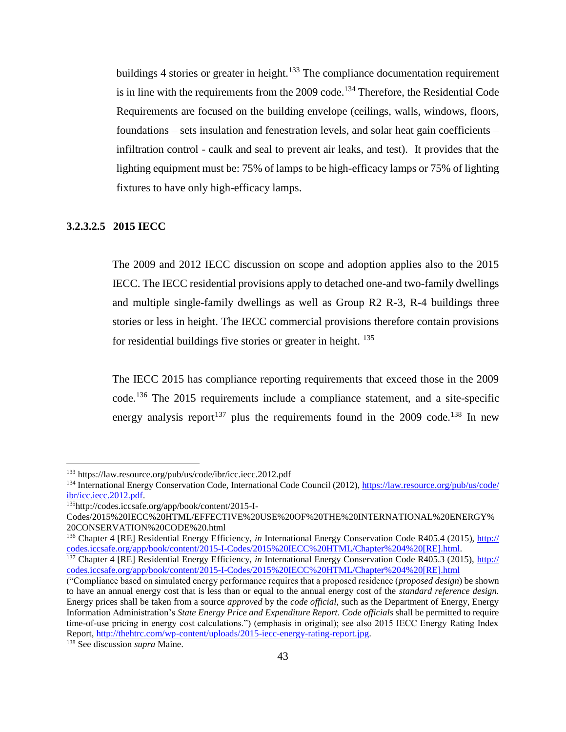buildings 4 stories or greater in height.[133] The compliance documentation requirement is in line with the requirements from the 2009 code.[134] Therefore, the Residential Code Requirements are focused on the building envelope (ceilings, walls, windows, floors, foundations – sets insulation and fenestration levels, and solar heat gain coefficients – infiltration control - caulk and seal to prevent air leaks, and test). It provides that the lighting equipment must be: 75% of lamps to be high-efficacy lamps or 75% of lighting fixtures to have only high-efficacy lamps.

#### 3.2.3.2.5 2015 IECC

The 2009 and 2012 IECC discussion on scope and adoption applies also to the 2015 IECC. The IECC residential provisions apply to detached one-and two-family dwellings and multiple single-family dwellings as well as Group R2 R-3, R-4 buildings three stories or less in height. The IECC commercial provisions therefore contain provisions for residential buildings five stories or greater in height. [135]

The IECC 2015 has compliance reporting requirements that exceed those in the 2009 code.[136] The 2015 requirements include a compliance statement, and a site-specific energy analysis report[137] plus the requirements found in the 2009 code.[138] In new

---

[133] https://law.resource.org/pub/us/code/ibr/icc.iecc.2012.pdf

[134] International Energy Conservation Code, International Code Council (2012), https://law.resource.org/pub/us/code/ibr/icc.iecc.2012.pdf.

[135] http://codes.iccsafe.org/app/book/content/2015-I-Codes/2015%20IECC%20HTML/EFFECTIVE%20USE%20OF%20THE%20INTERNATIONAL%20ENERGY%20CONSERVATION%20CODE%20.html

[136] Chapter 4 [RE] Residential Energy Efficiency, *in* International Energy Conservation Code R405.4 (2015), http://codes.iccsafe.org/app/book/content/2015-I-Codes/2015%20IECC%20HTML/Chapter%204%20[RE].html.

[137] Chapter 4 [RE] Residential Energy Efficiency, *in* International Energy Conservation Code R405.3 (2015), http://codes.iccsafe.org/app/book/content/2015-I-Codes/2015%20IECC%20HTML/Chapter%204%20[RE].html ("Compliance based on simulated energy performance requires that a proposed residence (*proposed design*) be shown to have an annual energy cost that is less than or equal to the annual energy cost of the *standard reference design*. Energy prices shall be taken from a source *approved* by the *code official*, such as the Department of Energy, Energy Information Administration's *State Energy Price and Expenditure Report*. *Code officials* shall be permitted to require time-of-use pricing in energy cost calculations.") (emphasis in original); see also 2015 IECC Energy Rating Index Report, http://thehtrc.com/wp-content/uploads/2015-iecc-energy-rating-report.jpg.

[138] See discussion *supra* Maine.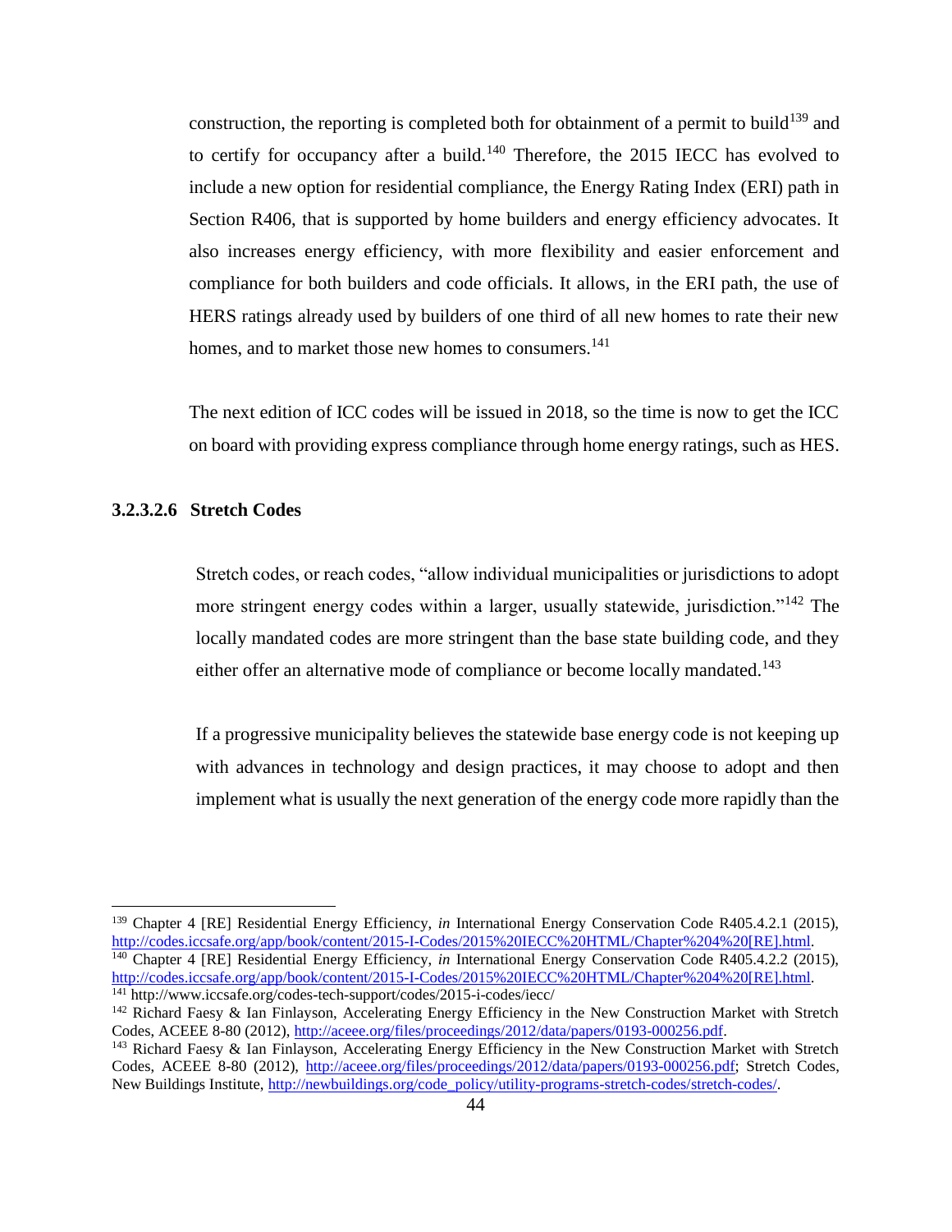construction, the reporting is completed both for obtainment of a permit to build[139] and to certify for occupancy after a build.[140] Therefore, the 2015 IECC has evolved to include a new option for residential compliance, the Energy Rating Index (ERI) path in Section R406, that is supported by home builders and energy efficiency advocates. It also increases energy efficiency, with more flexibility and easier enforcement and compliance for both builders and code officials. It allows, in the ERI path, the use of HERS ratings already used by builders of one third of all new homes to rate their new homes, and to market those new homes to consumers.[141]

The next edition of ICC codes will be issued in 2018, so the time is now to get the ICC on board with providing express compliance through home energy ratings, such as HES.

#### 3.2.3.2.6 Stretch Codes

Stretch codes, or reach codes, "allow individual municipalities or jurisdictions to adopt more stringent energy codes within a larger, usually statewide, jurisdiction."[142] The locally mandated codes are more stringent than the base state building code, and they either offer an alternative mode of compliance or become locally mandated.[143]

If a progressive municipality believes the statewide base energy code is not keeping up with advances in technology and design practices, it may choose to adopt and then implement what is usually the next generation of the energy code more rapidly than the

---

[139] Chapter 4 [RE] Residential Energy Efficiency, *in* International Energy Conservation Code R405.4.2.1 (2015), http://codes.iccsafe.org/app/book/content/2015-I-Codes/2015%20IECC%20HTML/Chapter%204%20[RE].html.

[140] Chapter 4 [RE] Residential Energy Efficiency, *in* International Energy Conservation Code R405.4.2.2 (2015), http://codes.iccsafe.org/app/book/content/2015-I-Codes/2015%20IECC%20HTML/Chapter%204%20[RE].html.

[141] http://www.iccsafe.org/codes-tech-support/codes/2015-i-codes/iecc/

[142] Richard Faesy & Ian Finlayson, Accelerating Energy Efficiency in the New Construction Market with Stretch Codes, ACEEE 8-80 (2012), http://aceee.org/files/proceedings/2012/data/papers/0193-000256.pdf.

[143] Richard Faesy & Ian Finlayson, Accelerating Energy Efficiency in the New Construction Market with Stretch Codes, ACEEE 8-80 (2012), http://aceee.org/files/proceedings/2012/data/papers/0193-000256.pdf; Stretch Codes, New Buildings Institute, http://newbuildings.org/code_policy/utility-programs-stretch-codes/stretch-codes/.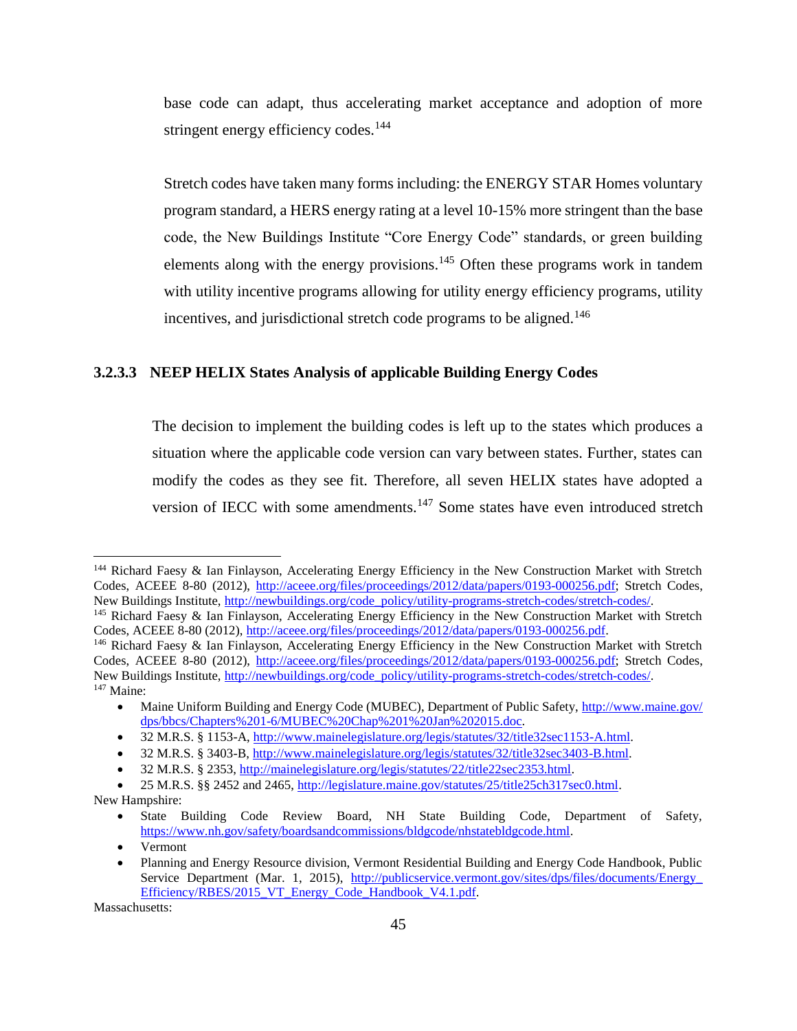base code can adapt, thus accelerating market acceptance and adoption of more stringent energy efficiency codes.[144]

Stretch codes have taken many forms including: the ENERGY STAR Homes voluntary program standard, a HERS energy rating at a level 10-15% more stringent than the base code, the New Buildings Institute "Core Energy Code" standards, or green building elements along with the energy provisions.[145] Often these programs work in tandem with utility incentive programs allowing for utility energy efficiency programs, utility incentives, and jurisdictional stretch code programs to be aligned.[146]

#### 3.2.3.3 NEEP HELIX States Analysis of applicable Building Energy Codes

The decision to implement the building codes is left up to the states which produces a situation where the applicable code version can vary between states. Further, states can modify the codes as they see fit. Therefore, all seven HELIX states have adopted a version of IECC with some amendments.[147] Some states have even introduced stretch

---

[144] Richard Faesy & Ian Finlayson, Accelerating Energy Efficiency in the New Construction Market with Stretch Codes, ACEEE 8-80 (2012), http://aceee.org/files/proceedings/2012/data/papers/0193-000256.pdf; Stretch Codes, New Buildings Institute, http://newbuildings.org/code_policy/utility-programs-stretch-codes/stretch-codes/.

[145] Richard Faesy & Ian Finlayson, Accelerating Energy Efficiency in the New Construction Market with Stretch Codes, ACEEE 8-80 (2012), http://aceee.org/files/proceedings/2012/data/papers/0193-000256.pdf.

[146] Richard Faesy & Ian Finlayson, Accelerating Energy Efficiency in the New Construction Market with Stretch Codes, ACEEE 8-80 (2012), http://aceee.org/files/proceedings/2012/data/papers/0193-000256.pdf; Stretch Codes, New Buildings Institute, http://newbuildings.org/code_policy/utility-programs-stretch-codes/stretch-codes/.

[147] Maine:

- Maine Uniform Building and Energy Code (MUBEC), Department of Public Safety, http://www.maine.gov/dps/bbcs/Chapters%201-6/MUBEC%20Chap%201%20Jan%202015.doc.
- 32 M.R.S. § 1153-A, http://www.mainelegislature.org/legis/statutes/32/title32sec1153-A.html.
- 32 M.R.S. § 3403-B, http://www.mainelegislature.org/legis/statutes/32/title32sec3403-B.html.
- 32 M.R.S. § 2353, http://mainelegislature.org/legis/statutes/22/title22sec2353.html.
- 25 M.R.S. §§ 2452 and 2465, http://legislature.maine.gov/statutes/25/title25ch317sec0.html.

New Hampshire:

- State Building Code Review Board, NH State Building Code, Department of Safety, https://www.nh.gov/safety/boardsandcommissions/bldgcode/nhstatebldgcode.html.
- Vermont
- Planning and Energy Resource division, Vermont Residential Building and Energy Code Handbook, Public Service Department (Mar. 1, 2015), http://publicservice.vermont.gov/sites/dps/files/documents/Energy_Efficiency/RBES/2015_VT_Energy_Code_Handbook_V4.1.pdf.

Massachusetts: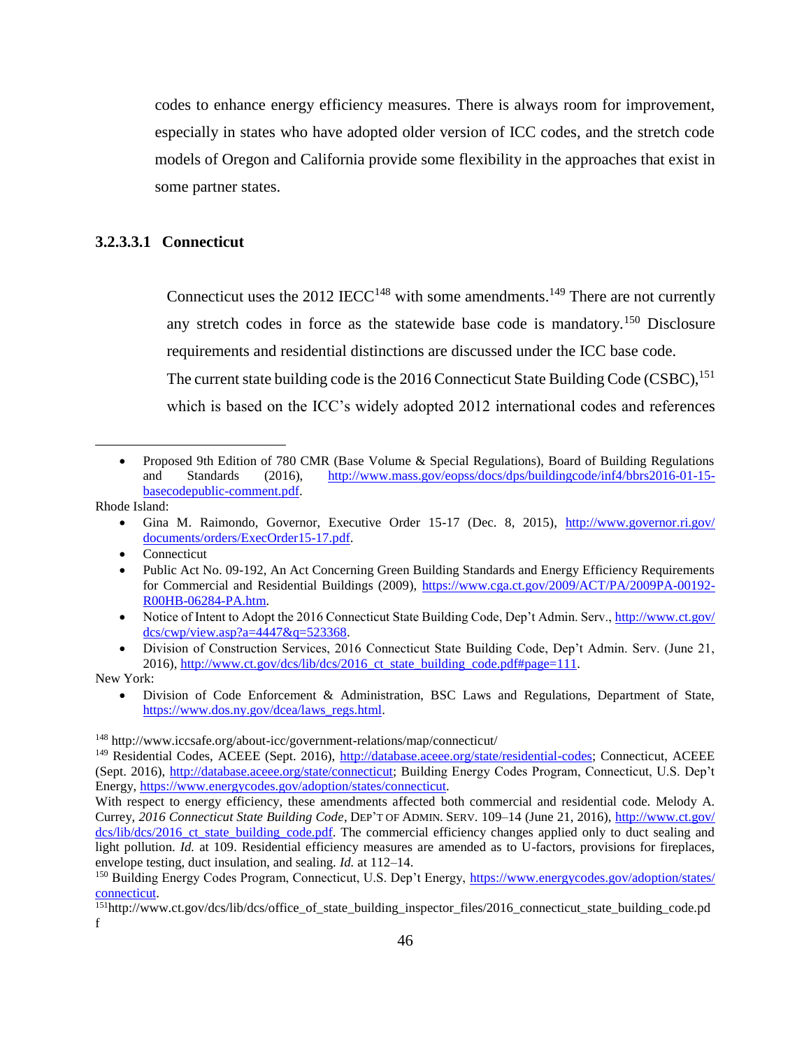codes to enhance energy efficiency measures. There is always room for improvement, especially in states who have adopted older version of ICC codes, and the stretch code models of Oregon and California provide some flexibility in the approaches that exist in some partner states.

#### 3.2.3.3.1 Connecticut

Connecticut uses the 2012 IECC[148] with some amendments.[149] There are not currently any stretch codes in force as the statewide base code is mandatory.[150] Disclosure requirements and residential distinctions are discussed under the ICC base code.

The current state building code is the 2016 Connecticut State Building Code (CSBC),[151] which is based on the ICC's widely adopted 2012 international codes and references

---

- Proposed 9th Edition of 780 CMR (Base Volume & Special Regulations), Board of Building Regulations and Standards (2016), http://www.mass.gov/eopss/docs/dps/buildingcode/inf4/bbrs2016-01-15-basecodepublic-comment.pdf.

Rhode Island:

- Gina M. Raimondo, Governor, Executive Order 15-17 (Dec. 8, 2015), http://www.governor.ri.gov/documents/orders/ExecOrder15-17.pdf.
- Connecticut
- Public Act No. 09-192, An Act Concerning Green Building Standards and Energy Efficiency Requirements for Commercial and Residential Buildings (2009), https://www.cga.ct.gov/2009/ACT/PA/2009PA-00192-R00HB-06284-PA.htm.
- Notice of Intent to Adopt the 2016 Connecticut State Building Code, Dep't Admin. Serv., http://www.ct.gov/dcs/cwp/view.asp?a=4447&q=523368.
- Division of Construction Services, 2016 Connecticut State Building Code, Dep't Admin. Serv. (June 21, 2016), http://www.ct.gov/dcs/lib/dcs/2016_ct_state_building_code.pdf#page=111.

New York:

- Division of Code Enforcement & Administration, BSC Laws and Regulations, Department of State, https://www.dos.ny.gov/dcea/laws_regs.html.

[148] http://www.iccsafe.org/about-icc/government-relations/map/connecticut/

[149] Residential Codes, ACEEE (Sept. 2016), http://database.aceee.org/state/residential-codes; Connecticut, ACEEE (Sept. 2016), http://database.aceee.org/state/connecticut; Building Energy Codes Program, Connecticut, U.S. Dep't Energy, https://www.energycodes.gov/adoption/states/connecticut.
With respect to energy efficiency, these amendments affected both commercial and residential code. Melody A. Currey, *2016 Connecticut State Building Code*, DEP'T OF ADMIN. SERV. 109–14 (June 21, 2016), http://www.ct.gov/dcs/lib/dcs/2016_ct_state_building_code.pdf. The commercial efficiency changes applied only to duct sealing and light pollution. *Id.* at 109. Residential efficiency measures are amended as to U-factors, provisions for fireplaces, envelope testing, duct insulation, and sealing. *Id.* at 112–14.

[150] Building Energy Codes Program, Connecticut, U.S. Dep't Energy, https://www.energycodes.gov/adoption/states/connecticut.

[151] http://www.ct.gov/dcs/lib/dcs/office_of_state_building_inspector_files/2016_connecticut_state_building_code.pdf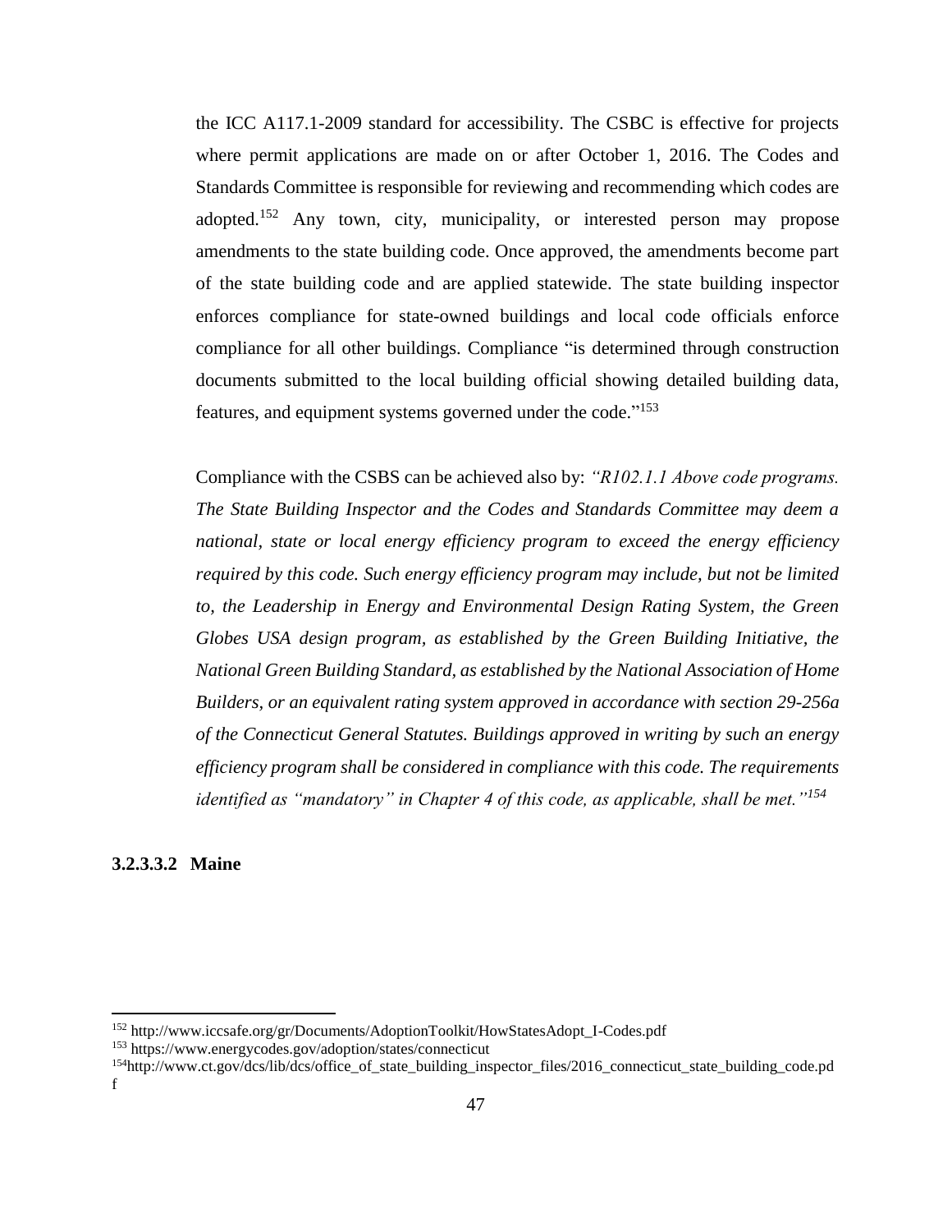the ICC A117.1-2009 standard for accessibility. The CSBC is effective for projects where permit applications are made on or after October 1, 2016. The Codes and Standards Committee is responsible for reviewing and recommending which codes are adopted.[152] Any town, city, municipality, or interested person may propose amendments to the state building code. Once approved, the amendments become part of the state building code and are applied statewide. The state building inspector enforces compliance for state-owned buildings and local code officials enforce compliance for all other buildings. Compliance "is determined through construction documents submitted to the local building official showing detailed building data, features, and equipment systems governed under the code."[153]

Compliance with the CSBS can be achieved also by: *"R102.1.1 Above code programs. The State Building Inspector and the Codes and Standards Committee may deem a national, state or local energy efficiency program to exceed the energy efficiency required by this code. Such energy efficiency program may include, but not be limited to, the Leadership in Energy and Environmental Design Rating System, the Green Globes USA design program, as established by the Green Building Initiative, the National Green Building Standard, as established by the National Association of Home Builders, or an equivalent rating system approved in accordance with section 29-256a of the Connecticut General Statutes. Buildings approved in writing by such an energy efficiency program shall be considered in compliance with this code. The requirements identified as "mandatory" in Chapter 4 of this code, as applicable, shall be met."*[154]

#### 3.2.3.3.2 Maine

---

[152] http://www.iccsafe.org/gr/Documents/AdoptionToolkit/HowStatesAdopt_I-Codes.pdf

[153] https://www.energycodes.gov/adoption/states/connecticut

[154] http://www.ct.gov/dcs/lib/dcs/office_of_state_building_inspector_files/2016_connecticut_state_building_code.pdf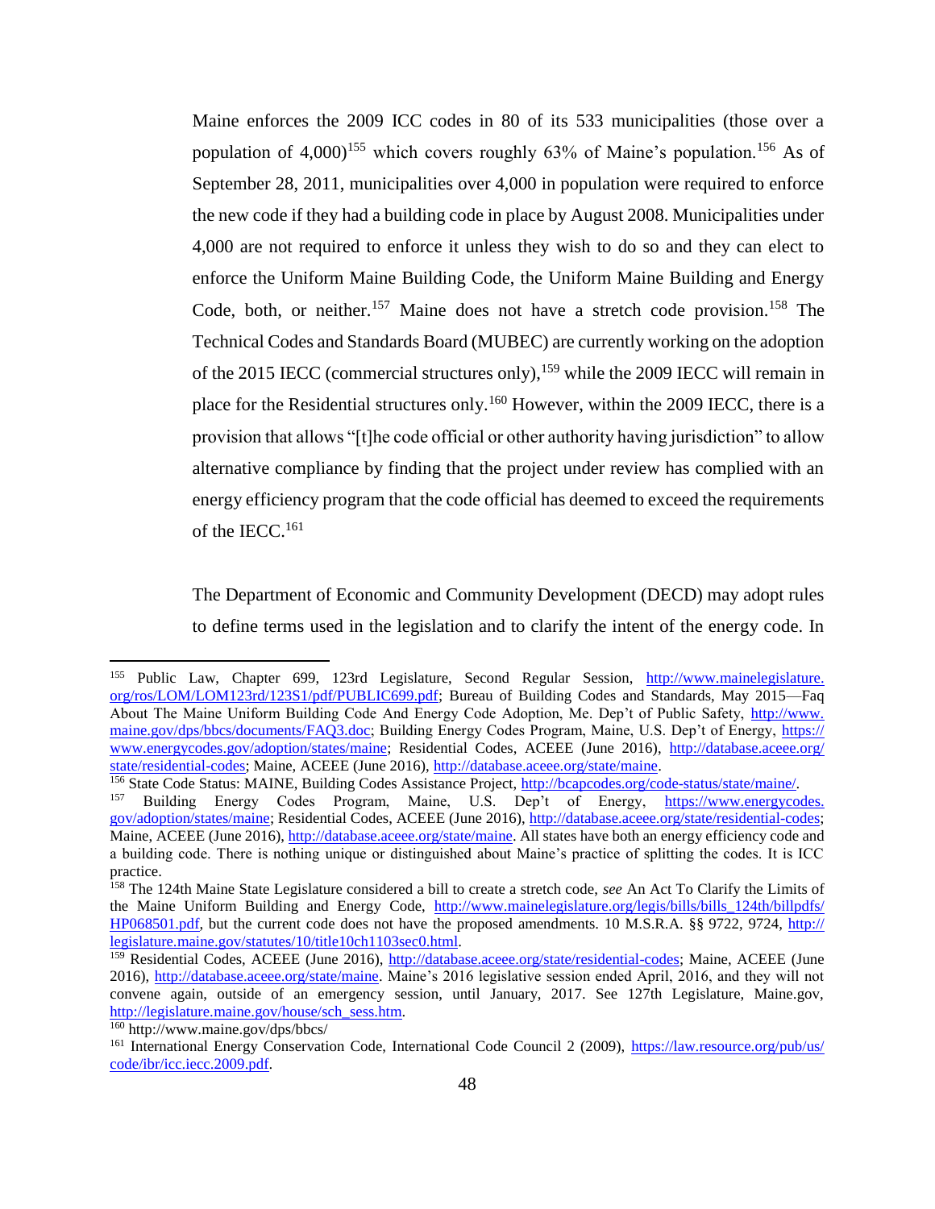Maine enforces the 2009 ICC codes in 80 of its 533 municipalities (those over a population of 4,000)[155] which covers roughly 63% of Maine's population.[156] As of September 28, 2011, municipalities over 4,000 in population were required to enforce the new code if they had a building code in place by August 2008. Municipalities under 4,000 are not required to enforce it unless they wish to do so and they can elect to enforce the Uniform Maine Building Code, the Uniform Maine Building and Energy Code, both, or neither.[157] Maine does not have a stretch code provision.[158] The Technical Codes and Standards Board (MUBEC) are currently working on the adoption of the 2015 IECC (commercial structures only),[159] while the 2009 IECC will remain in place for the Residential structures only.[160] However, within the 2009 IECC, there is a provision that allows "[t]he code official or other authority having jurisdiction" to allow alternative compliance by finding that the project under review has complied with an energy efficiency program that the code official has deemed to exceed the requirements of the IECC.[161]

The Department of Economic and Community Development (DECD) may adopt rules to define terms used in the legislation and to clarify the intent of the energy code. In

---

[155] Public Law, Chapter 699, 123rd Legislature, Second Regular Session, http://www.mainelegislature.org/ros/LOM/LOM123rd/123S1/pdf/PUBLIC699.pdf; Bureau of Building Codes and Standards, May 2015—Faq About The Maine Uniform Building Code And Energy Code Adoption, Me. Dep't of Public Safety, http://www.maine.gov/dps/bbcs/documents/FAQ3.doc; Building Energy Codes Program, Maine, U.S. Dep't of Energy, https://www.energycodes.gov/adoption/states/maine; Residential Codes, ACEEE (June 2016), http://database.aceee.org/state/residential-codes; Maine, ACEEE (June 2016), http://database.aceee.org/state/maine.

[156] State Code Status: MAINE, Building Codes Assistance Project, http://bcapcodes.org/code-status/state/maine/.

[157] Building Energy Codes Program, Maine, U.S. Dep't of Energy, https://www.energycodes.gov/adoption/states/maine; Residential Codes, ACEEE (June 2016), http://database.aceee.org/state/residential-codes; Maine, ACEEE (June 2016), http://database.aceee.org/state/maine. All states have both an energy efficiency code and a building code. There is nothing unique or distinguished about Maine's practice of splitting the codes. It is ICC practice.

[158] The 124th Maine State Legislature considered a bill to create a stretch code, *see* An Act To Clarify the Limits of the Maine Uniform Building and Energy Code, http://www.mainelegislature.org/legis/bills/bills_124th/billpdfs/HP068501.pdf, but the current code does not have the proposed amendments. 10 M.S.R.A. §§ 9722, 9724, http://legislature.maine.gov/statutes/10/title10ch1103sec0.html.

[159] Residential Codes, ACEEE (June 2016), http://database.aceee.org/state/residential-codes; Maine, ACEEE (June 2016), http://database.aceee.org/state/maine. Maine's 2016 legislative session ended April, 2016, and they will not convene again, outside of an emergency session, until January, 2017. See 127th Legislature, Maine.gov, http://legislature.maine.gov/house/sch_sess.htm.

[160] http://www.maine.gov/dps/bbcs/

[161] International Energy Conservation Code, International Code Council 2 (2009), https://law.resource.org/pub/us/code/ibr/icc.iecc.2009.pdf.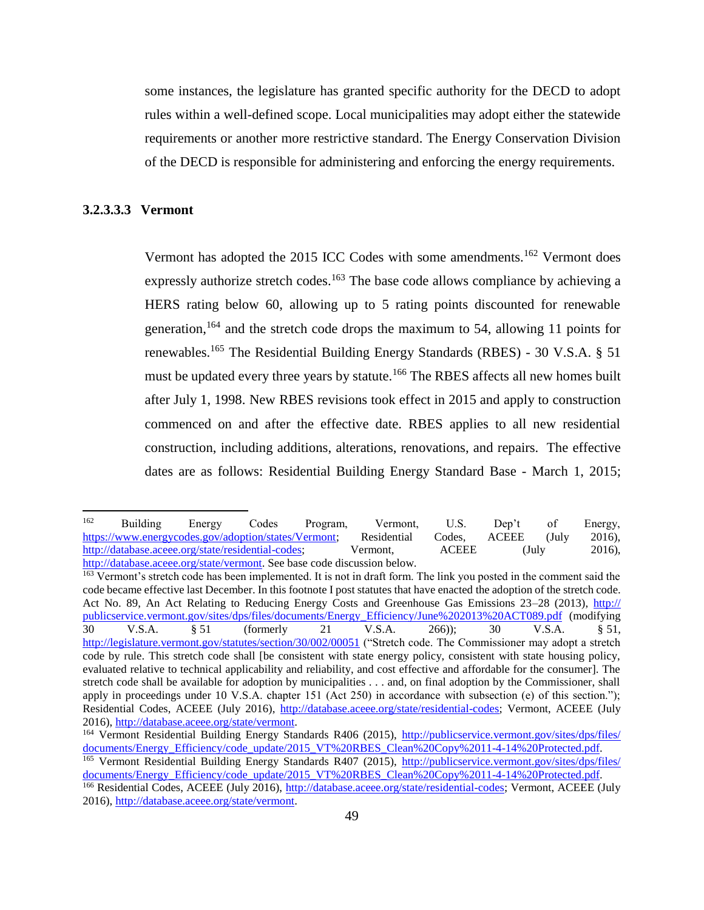some instances, the legislature has granted specific authority for the DECD to adopt rules within a well-defined scope. Local municipalities may adopt either the statewide requirements or another more restrictive standard. The Energy Conservation Division of the DECD is responsible for administering and enforcing the energy requirements.

#### 3.2.3.3.3 Vermont

Vermont has adopted the 2015 ICC Codes with some amendments.[162] Vermont does expressly authorize stretch codes.[163] The base code allows compliance by achieving a HERS rating below 60, allowing up to 5 rating points discounted for renewable generation,[164] and the stretch code drops the maximum to 54, allowing 11 points for renewables.[165] The Residential Building Energy Standards (RBES) - 30 V.S.A. § 51 must be updated every three years by statute.[166] The RBES affects all new homes built after July 1, 1998. New RBES revisions took effect in 2015 and apply to construction commenced on and after the effective date. RBES applies to all new residential construction, including additions, alterations, renovations, and repairs. The effective dates are as follows: Residential Building Energy Standard Base - March 1, 2015;

---

[162] Building Energy Codes Program, Vermont, U.S. Dep't of Energy, https://www.energycodes.gov/adoption/states/Vermont; Residential Codes, ACEEE (July 2016), http://database.aceee.org/state/residential-codes; Vermont, ACEEE (July 2016), http://database.aceee.org/state/vermont. See base code discussion below.

[163] Vermont's stretch code has been implemented. It is not in draft form. The link you posted in the comment said the code became effective last December. In this footnote I post statutes that have enacted the adoption of the stretch code. Act No. 89, An Act Relating to Reducing Energy Costs and Greenhouse Gas Emissions 23–28 (2013), http://publicservice.vermont.gov/sites/dps/files/documents/Energy_Efficiency/June%202013%20ACT089.pdf (modifying 30 V.S.A. § 51 (formerly 21 V.S.A. 266)); 30 V.S.A. § 51, http://legislature.vermont.gov/statutes/section/30/002/00051 ("Stretch code. The Commissioner may adopt a stretch code by rule. This stretch code shall [be consistent with state energy policy, consistent with state housing policy, evaluated relative to technical applicability and reliability, and cost effective and affordable for the consumer]. The stretch code shall be available for adoption by municipalities . . . and, on final adoption by the Commissioner, shall apply in proceedings under 10 V.S.A. chapter 151 (Act 250) in accordance with subsection (e) of this section."); Residential Codes, ACEEE (July 2016), http://database.aceee.org/state/residential-codes; Vermont, ACEEE (July 2016), http://database.aceee.org/state/vermont.

[164] Vermont Residential Building Energy Standards R406 (2015), http://publicservice.vermont.gov/sites/dps/files/documents/Energy_Efficiency/code_update/2015_VT%20RBES_Clean%20Copy%2011-4-14%20Protected.pdf.

[165] Vermont Residential Building Energy Standards R407 (2015), http://publicservice.vermont.gov/sites/dps/files/documents/Energy_Efficiency/code_update/2015_VT%20RBES_Clean%20Copy%2011-4-14%20Protected.pdf.

[166] Residential Codes, ACEEE (July 2016), http://database.aceee.org/state/residential-codes; Vermont, ACEEE (July 2016), http://database.aceee.org/state/vermont.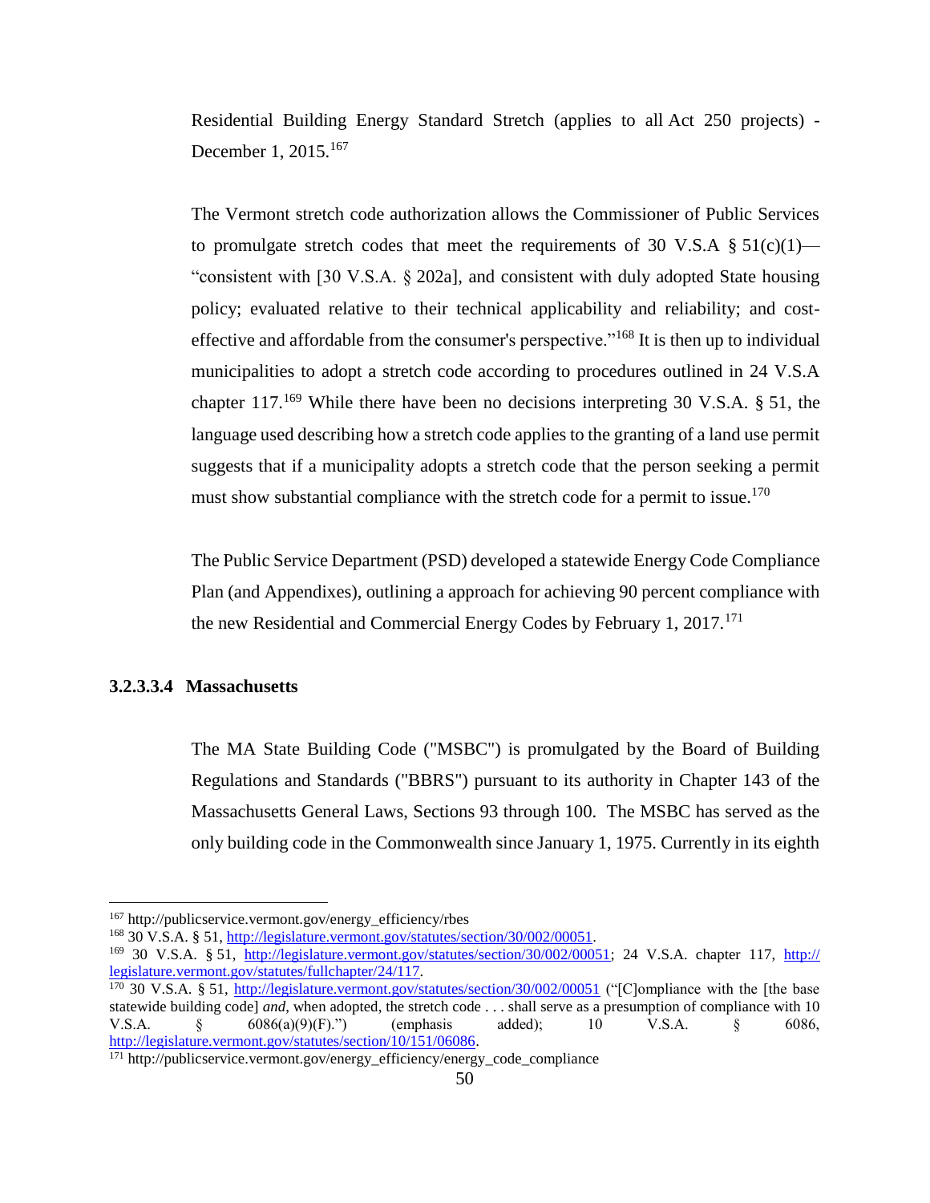Residential Building Energy Standard Stretch (applies to all Act 250 projects) - December 1, 2015.[167]

The Vermont stretch code authorization allows the Commissioner of Public Services to promulgate stretch codes that meet the requirements of 30 V.S.A § 51(c)(1)—"consistent with [30 V.S.A. § 202a], and consistent with duly adopted State housing policy; evaluated relative to their technical applicability and reliability; and cost-effective and affordable from the consumer's perspective."[168] It is then up to individual municipalities to adopt a stretch code according to procedures outlined in 24 V.S.A chapter 117.[169] While there have been no decisions interpreting 30 V.S.A. § 51, the language used describing how a stretch code applies to the granting of a land use permit suggests that if a municipality adopts a stretch code that the person seeking a permit must show substantial compliance with the stretch code for a permit to issue.[170]

The Public Service Department (PSD) developed a statewide Energy Code Compliance Plan (and Appendixes), outlining a approach for achieving 90 percent compliance with the new Residential and Commercial Energy Codes by February 1, 2017.[171]

#### 3.2.3.3.4 Massachusetts

The MA State Building Code ("MSBC") is promulgated by the Board of Building Regulations and Standards ("BBRS") pursuant to its authority in Chapter 143 of the Massachusetts General Laws, Sections 93 through 100. The MSBC has served as the only building code in the Commonwealth since January 1, 1975. Currently in its eighth

---

[167] http://publicservice.vermont.gov/energy_efficiency/rbes

[168] 30 V.S.A. § 51, http://legislature.vermont.gov/statutes/section/30/002/00051.

[169] 30 V.S.A. § 51, http://legislature.vermont.gov/statutes/section/30/002/00051; 24 V.S.A. chapter 117, http://legislature.vermont.gov/statutes/fullchapter/24/117.

[170] 30 V.S.A. § 51, http://legislature.vermont.gov/statutes/section/30/002/00051 ("[C]ompliance with the [the base statewide building code] *and*, when adopted, the stretch code . . . shall serve as a presumption of compliance with 10 V.S.A. § 6086(a)(9)(F).") (emphasis added); 10 V.S.A. § 6086, http://legislature.vermont.gov/statutes/section/10/151/06086.

[171] http://publicservice.vermont.gov/energy_efficiency/energy_code_compliance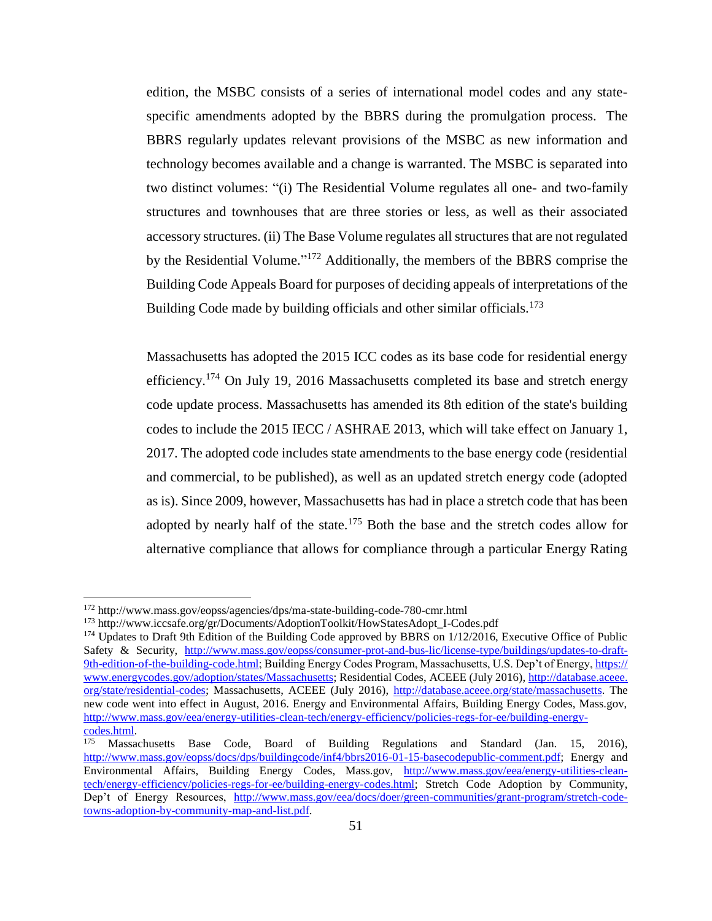edition, the MSBC consists of a series of international model codes and any state-specific amendments adopted by the BBRS during the promulgation process. The BBRS regularly updates relevant provisions of the MSBC as new information and technology becomes available and a change is warranted. The MSBC is separated into two distinct volumes: "(i) The Residential Volume regulates all one- and two-family structures and townhouses that are three stories or less, as well as their associated accessory structures. (ii) The Base Volume regulates all structures that are not regulated by the Residential Volume."[172] Additionally, the members of the BBRS comprise the Building Code Appeals Board for purposes of deciding appeals of interpretations of the Building Code made by building officials and other similar officials.[173]

Massachusetts has adopted the 2015 ICC codes as its base code for residential energy efficiency.[174] On July 19, 2016 Massachusetts completed its base and stretch energy code update process. Massachusetts has amended its 8th edition of the state's building codes to include the 2015 IECC / ASHRAE 2013, which will take effect on January 1, 2017. The adopted code includes state amendments to the base energy code (residential and commercial, to be published), as well as an updated stretch energy code (adopted as is). Since 2009, however, Massachusetts has had in place a stretch code that has been adopted by nearly half of the state.[175] Both the base and the stretch codes allow for alternative compliance that allows for compliance through a particular Energy Rating

---

[172] http://www.mass.gov/eopss/agencies/dps/ma-state-building-code-780-cmr.html

[173] http://www.iccsafe.org/gr/Documents/AdoptionToolkit/HowStatesAdopt_I-Codes.pdf

[174] Updates to Draft 9th Edition of the Building Code approved by BBRS on 1/12/2016, Executive Office of Public Safety & Security, http://www.mass.gov/eopss/consumer-prot-and-bus-lic/license-type/buildings/updates-to-draft-9th-edition-of-the-building-code.html; Building Energy Codes Program, Massachusetts, U.S. Dep't of Energy, https://www.energycodes.gov/adoption/states/Massachusetts; Residential Codes, ACEEE (July 2016), http://database.aceee.org/state/residential-codes; Massachusetts, ACEEE (July 2016), http://database.aceee.org/state/massachusetts. The new code went into effect in August, 2016. Energy and Environmental Affairs, Building Energy Codes, Mass.gov, http://www.mass.gov/eea/energy-utilities-clean-tech/energy-efficiency/policies-regs-for-ee/building-energy-codes.html.

[175] Massachusetts Base Code, Board of Building Regulations and Standard (Jan. 15, 2016), http://www.mass.gov/eopss/docs/dps/buildingcode/inf4/bbrs2016-01-15-basecodepublic-comment.pdf; Energy and Environmental Affairs, Building Energy Codes, Mass.gov, http://www.mass.gov/eea/energy-utilities-clean-tech/energy-efficiency/policies-regs-for-ee/building-energy-codes.html; Stretch Code Adoption by Community, Dep't of Energy Resources, http://www.mass.gov/eea/docs/doer/green-communities/grant-program/stretch-code-towns-adoption-by-community-map-and-list.pdf.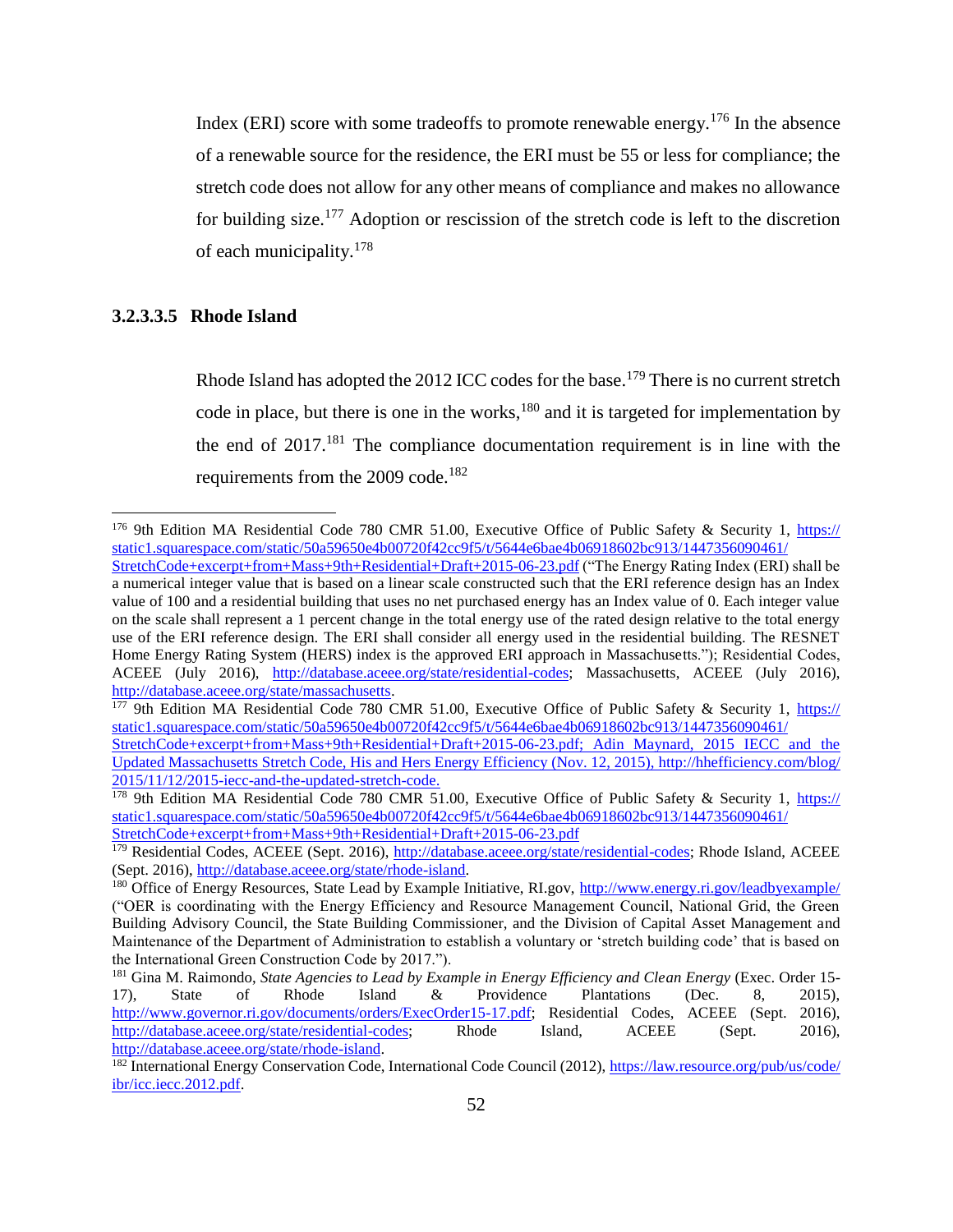Index (ERI) score with some tradeoffs to promote renewable energy.[176] In the absence of a renewable source for the residence, the ERI must be 55 or less for compliance; the stretch code does not allow for any other means of compliance and makes no allowance for building size.[177] Adoption or rescission of the stretch code is left to the discretion of each municipality.[178]

#### 3.2.3.3.5 Rhode Island

Rhode Island has adopted the 2012 ICC codes for the base.[179] There is no current stretch code in place, but there is one in the works,[180] and it is targeted for implementation by the end of 2017.[181] The compliance documentation requirement is in line with the requirements from the 2009 code.[182]

---

[176] 9th Edition MA Residential Code 780 CMR 51.00, Executive Office of Public Safety & Security 1, https://static1.squarespace.com/static/50a59650e4b00720f42cc9f5/t/5644e6bae4b06918602bc913/1447356090461/StretchCode+excerpt+from+Mass+9th+Residential+Draft+2015-06-23.pdf ("The Energy Rating Index (ERI) shall be a numerical integer value that is based on a linear scale constructed such that the ERI reference design has an Index value of 100 and a residential building that uses no net purchased energy has an Index value of 0. Each integer value on the scale shall represent a 1 percent change in the total energy use of the rated design relative to the total energy use of the ERI reference design. The ERI shall consider all energy used in the residential building. The RESNET Home Energy Rating System (HERS) index is the approved ERI approach in Massachusetts."); Residential Codes, ACEEE (July 2016), http://database.aceee.org/state/residential-codes; Massachusetts, ACEEE (July 2016), http://database.aceee.org/state/massachusetts.

[177] 9th Edition MA Residential Code 780 CMR 51.00, Executive Office of Public Safety & Security 1, https://static1.squarespace.com/static/50a59650e4b00720f42cc9f5/t/5644e6bae4b06918602bc913/1447356090461/StretchCode+excerpt+from+Mass+9th+Residential+Draft+2015-06-23.pdf; Adin Maynard, 2015 IECC and the Updated Massachusetts Stretch Code, His and Hers Energy Efficiency (Nov. 12, 2015), http://hhefficiency.com/blog/2015/11/12/2015-iecc-and-the-updated-stretch-code.

[178] 9th Edition MA Residential Code 780 CMR 51.00, Executive Office of Public Safety & Security 1, https://static1.squarespace.com/static/50a59650e4b00720f42cc9f5/t/5644e6bae4b06918602bc913/1447356090461/StretchCode+excerpt+from+Mass+9th+Residential+Draft+2015-06-23.pdf

[179] Residential Codes, ACEEE (Sept. 2016), http://database.aceee.org/state/residential-codes; Rhode Island, ACEEE (Sept. 2016), http://database.aceee.org/state/rhode-island.

[180] Office of Energy Resources, State Lead by Example Initiative, RI.gov, http://www.energy.ri.gov/leadbyexample/ ("OER is coordinating with the Energy Efficiency and Resource Management Council, National Grid, the Green Building Advisory Council, the State Building Commissioner, and the Division of Capital Asset Management and Maintenance of the Department of Administration to establish a voluntary or 'stretch building code' that is based on the International Green Construction Code by 2017.").

[181] Gina M. Raimondo, *State Agencies to Lead by Example in Energy Efficiency and Clean Energy* (Exec. Order 15-17), State of Rhode Island & Providence Plantations (Dec. 8, 2015), http://www.governor.ri.gov/documents/orders/ExecOrder15-17.pdf; Residential Codes, ACEEE (Sept. 2016), http://database.aceee.org/state/residential-codes; Rhode Island, ACEEE (Sept. 2016), http://database.aceee.org/state/rhode-island.

[182] International Energy Conservation Code, International Code Council (2012), https://law.resource.org/pub/us/code/ibr/icc.iecc.2012.pdf.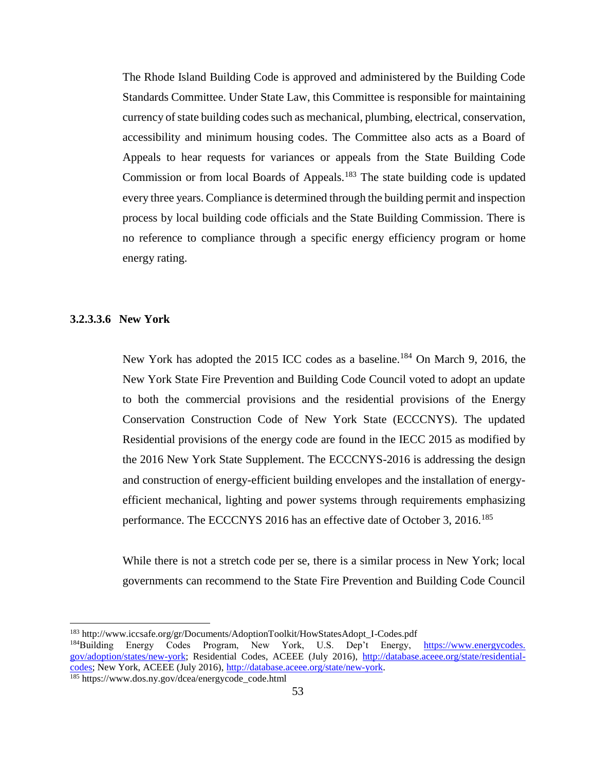The Rhode Island Building Code is approved and administered by the Building Code Standards Committee. Under State Law, this Committee is responsible for maintaining currency of state building codes such as mechanical, plumbing, electrical, conservation, accessibility and minimum housing codes. The Committee also acts as a Board of Appeals to hear requests for variances or appeals from the State Building Code Commission or from local Boards of Appeals.[183] The state building code is updated every three years. Compliance is determined through the building permit and inspection process by local building code officials and the State Building Commission. There is no reference to compliance through a specific energy efficiency program or home energy rating.

#### 3.2.3.3.6 New York

New York has adopted the 2015 ICC codes as a baseline.[184] On March 9, 2016, the New York State Fire Prevention and Building Code Council voted to adopt an update to both the commercial provisions and the residential provisions of the Energy Conservation Construction Code of New York State (ECCCNYS). The updated Residential provisions of the energy code are found in the IECC 2015 as modified by the 2016 New York State Supplement. The ECCCNYS-2016 is addressing the design and construction of energy-efficient building envelopes and the installation of energy-efficient mechanical, lighting and power systems through requirements emphasizing performance. The ECCCNYS 2016 has an effective date of October 3, 2016.[185]

While there is not a stretch code per se, there is a similar process in New York; local governments can recommend to the State Fire Prevention and Building Code Council

---

[183] http://www.iccsafe.org/gr/Documents/AdoptionToolkit/HowStatesAdopt_I-Codes.pdf

[184] Building Energy Codes Program, New York, U.S. Dep't Energy, https://www.energycodes.gov/adoption/states/new-york; Residential Codes, ACEEE (July 2016), http://database.aceee.org/state/residential-codes; New York, ACEEE (July 2016), http://database.aceee.org/state/new-york.

[185] https://www.dos.ny.gov/dcea/energycode_code.html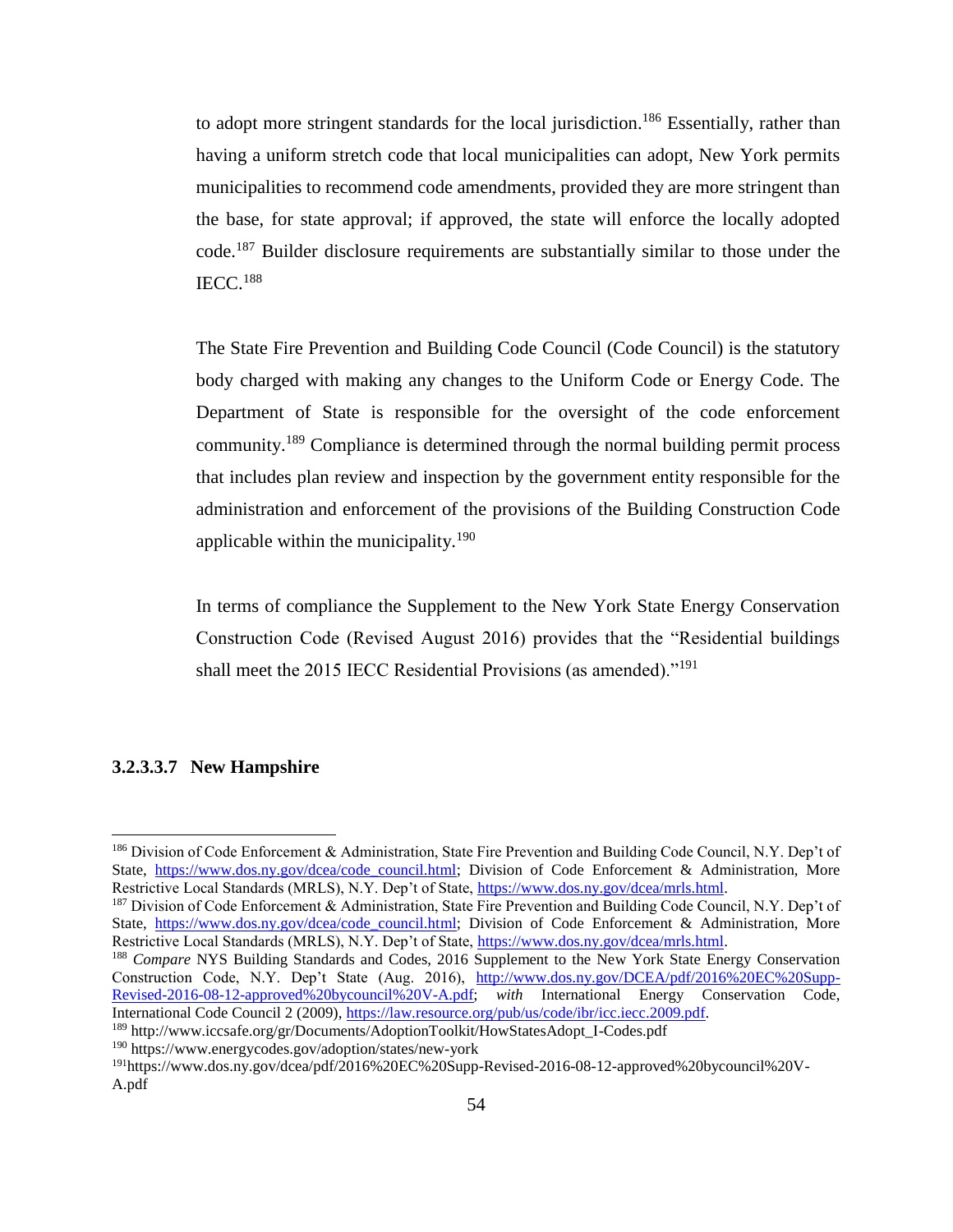to adopt more stringent standards for the local jurisdiction.[186] Essentially, rather than having a uniform stretch code that local municipalities can adopt, New York permits municipalities to recommend code amendments, provided they are more stringent than the base, for state approval; if approved, the state will enforce the locally adopted code.[187] Builder disclosure requirements are substantially similar to those under the IECC.[188]

The State Fire Prevention and Building Code Council (Code Council) is the statutory body charged with making any changes to the Uniform Code or Energy Code. The Department of State is responsible for the oversight of the code enforcement community.[189] Compliance is determined through the normal building permit process that includes plan review and inspection by the government entity responsible for the administration and enforcement of the provisions of the Building Construction Code applicable within the municipality.[190]

In terms of compliance the Supplement to the New York State Energy Conservation Construction Code (Revised August 2016) provides that the "Residential buildings shall meet the 2015 IECC Residential Provisions (as amended)."[191]

#### 3.2.3.3.7 New Hampshire

---

[186] Division of Code Enforcement & Administration, State Fire Prevention and Building Code Council, N.Y. Dep't of State, https://www.dos.ny.gov/dcea/code_council.html; Division of Code Enforcement & Administration, More Restrictive Local Standards (MRLS), N.Y. Dep't of State, https://www.dos.ny.gov/dcea/mrls.html.

[187] Division of Code Enforcement & Administration, State Fire Prevention and Building Code Council, N.Y. Dep't of State, https://www.dos.ny.gov/dcea/code_council.html; Division of Code Enforcement & Administration, More Restrictive Local Standards (MRLS), N.Y. Dep't of State, https://www.dos.ny.gov/dcea/mrls.html.

[188] *Compare* NYS Building Standards and Codes, 2016 Supplement to the New York State Energy Conservation Construction Code, N.Y. Dep't State (Aug. 2016), http://www.dos.ny.gov/DCEA/pdf/2016%20EC%20Supp-Revised-2016-08-12-approved%20bycouncil%20V-A.pdf; *with* International Energy Conservation Code, International Code Council 2 (2009), https://law.resource.org/pub/us/code/ibr/icc.iecc.2009.pdf.

[189] http://www.iccsafe.org/gr/Documents/AdoptionToolkit/HowStatesAdopt_I-Codes.pdf

[190] https://www.energycodes.gov/adoption/states/new-york

[191] https://www.dos.ny.gov/dcea/pdf/2016%20EC%20Supp-Revised-2016-08-12-approved%20bycouncil%20V-A.pdf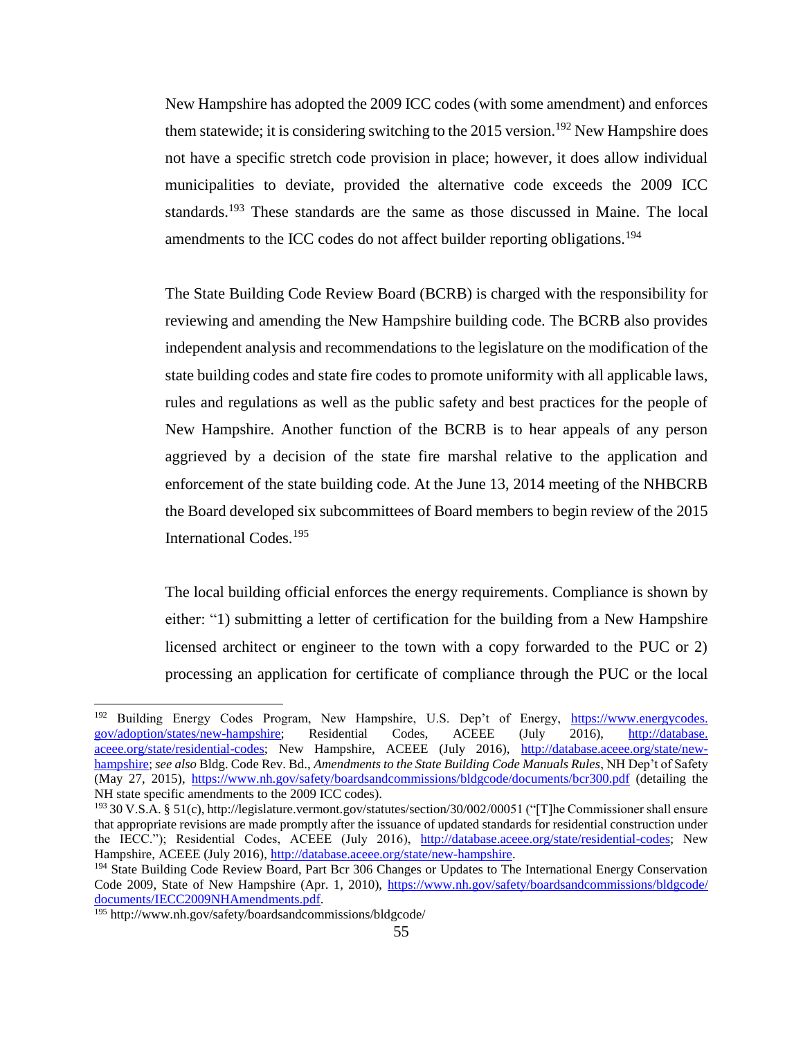New Hampshire has adopted the 2009 ICC codes (with some amendment) and enforces them statewide; it is considering switching to the 2015 version.[192] New Hampshire does not have a specific stretch code provision in place; however, it does allow individual municipalities to deviate, provided the alternative code exceeds the 2009 ICC standards.[193] These standards are the same as those discussed in Maine. The local amendments to the ICC codes do not affect builder reporting obligations.[194]

The State Building Code Review Board (BCRB) is charged with the responsibility for reviewing and amending the New Hampshire building code. The BCRB also provides independent analysis and recommendations to the legislature on the modification of the state building codes and state fire codes to promote uniformity with all applicable laws, rules and regulations as well as the public safety and best practices for the people of New Hampshire. Another function of the BCRB is to hear appeals of any person aggrieved by a decision of the state fire marshal relative to the application and enforcement of the state building code. At the June 13, 2014 meeting of the NHBCRB the Board developed six subcommittees of Board members to begin review of the 2015 International Codes.[195]

The local building official enforces the energy requirements. Compliance is shown by either: "1) submitting a letter of certification for the building from a New Hampshire licensed architect or engineer to the town with a copy forwarded to the PUC or 2) processing an application for certificate of compliance through the PUC or the local

---

[192] Building Energy Codes Program, New Hampshire, U.S. Dep't of Energy, https://www.energycodes.gov/adoption/states/new-hampshire; Residential Codes, ACEEE (July 2016), http://database.aceee.org/state/residential-codes; New Hampshire, ACEEE (July 2016), http://database.aceee.org/state/new-hampshire; *see also* Bldg. Code Rev. Bd., *Amendments to the State Building Code Manuals Rules*, NH Dep't of Safety (May 27, 2015), https://www.nh.gov/safety/boardsandcommissions/bldgcode/documents/bcr300.pdf (detailing the NH state specific amendments to the 2009 ICC codes).

[193] 30 V.S.A. § 51(c), http://legislature.vermont.gov/statutes/section/30/002/00051 ("[T]he Commissioner shall ensure that appropriate revisions are made promptly after the issuance of updated standards for residential construction under the IECC."); Residential Codes, ACEEE (July 2016), http://database.aceee.org/state/residential-codes; New Hampshire, ACEEE (July 2016), http://database.aceee.org/state/new-hampshire.

[194] State Building Code Review Board, Part Bcr 306 Changes or Updates to The International Energy Conservation Code 2009, State of New Hampshire (Apr. 1, 2010), https://www.nh.gov/safety/boardsandcommissions/bldgcode/documents/IECC2009NHAmendments.pdf.

[195] http://www.nh.gov/safety/boardsandcommissions/bldgcode/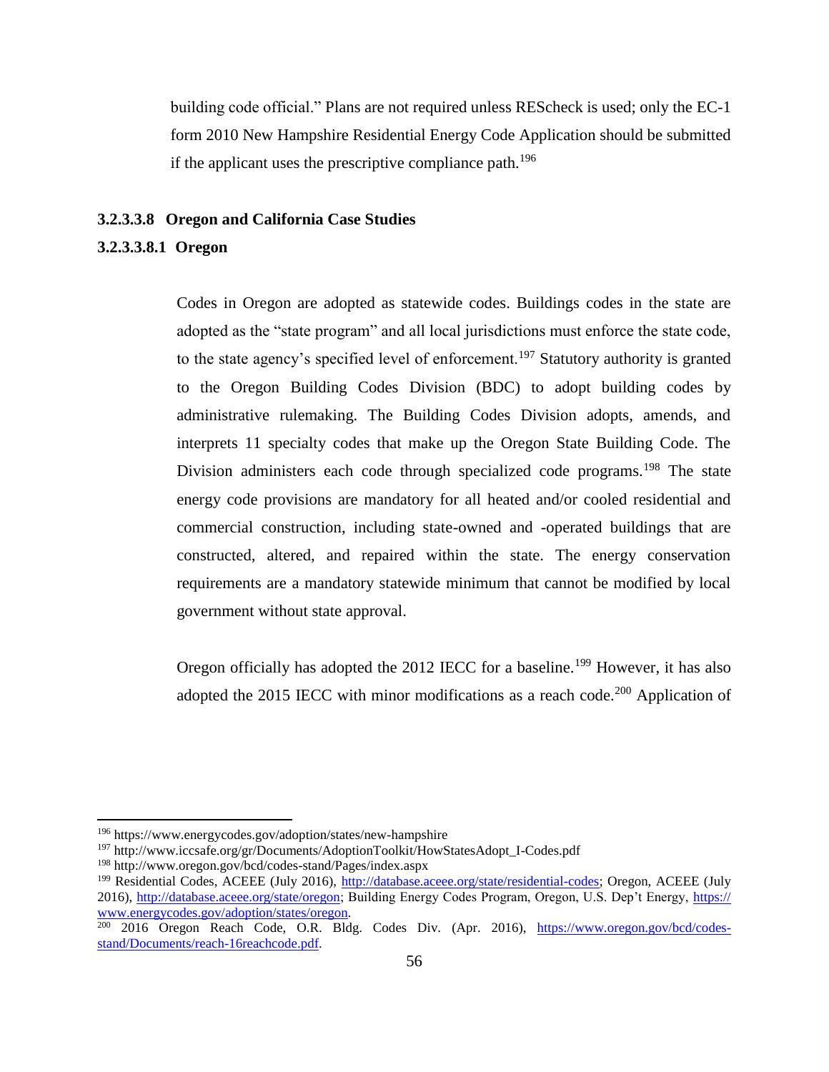building code official." Plans are not required unless REScheck is used; only the EC-1 form 2010 New Hampshire Residential Energy Code Application should be submitted if the applicant uses the prescriptive compliance path.[196]

### 3.2.3.3.8 Oregon and California Case Studies

#### 3.2.3.3.8.1 Oregon

Codes in Oregon are adopted as statewide codes. Buildings codes in the state are adopted as the "state program" and all local jurisdictions must enforce the state code, to the state agency's specified level of enforcement.[197] Statutory authority is granted to the Oregon Building Codes Division (BDC) to adopt building codes by administrative rulemaking. The Building Codes Division adopts, amends, and interprets 11 specialty codes that make up the Oregon State Building Code. The Division administers each code through specialized code programs.[198] The state energy code provisions are mandatory for all heated and/or cooled residential and commercial construction, including state-owned and -operated buildings that are constructed, altered, and repaired within the state. The energy conservation requirements are a mandatory statewide minimum that cannot be modified by local government without state approval.

Oregon officially has adopted the 2012 IECC for a baseline.[199] However, it has also adopted the 2015 IECC with minor modifications as a reach code.[200] Application of

---

[196] https://www.energycodes.gov/adoption/states/new-hampshire

[197] http://www.iccsafe.org/gr/Documents/AdoptionToolkit/HowStatesAdopt_I-Codes.pdf

[198] http://www.oregon.gov/bcd/codes-stand/Pages/index.aspx

[199] Residential Codes, ACEEE (July 2016), http://database.aceee.org/state/residential-codes; Oregon, ACEEE (July 2016), http://database.aceee.org/state/oregon; Building Energy Codes Program, Oregon, U.S. Dep't Energy, https://www.energycodes.gov/adoption/states/oregon.

[200] 2016 Oregon Reach Code, O.R. Bldg. Codes Div. (Apr. 2016), https://www.oregon.gov/bcd/codes-stand/Documents/reach-16reachcode.pdf.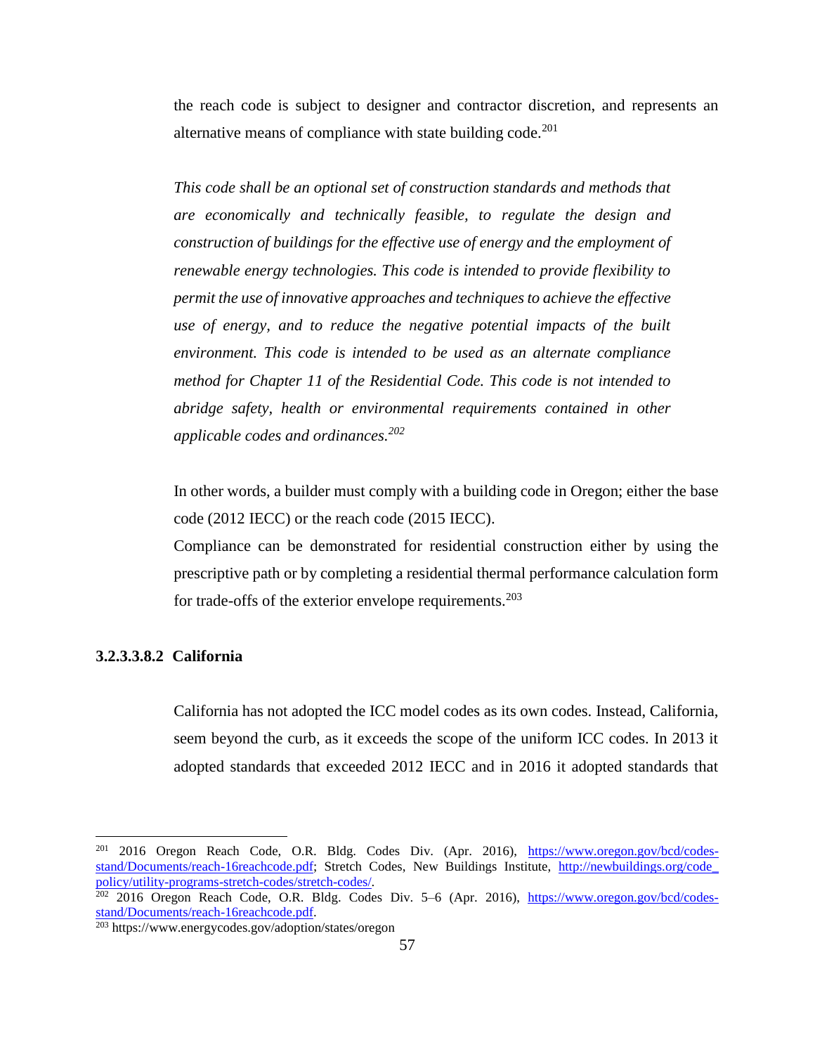the reach code is subject to designer and contractor discretion, and represents an alternative means of compliance with state building code.[201]

> *This code shall be an optional set of construction standards and methods that are economically and technically feasible, to regulate the design and construction of buildings for the effective use of energy and the employment of renewable energy technologies. This code is intended to provide flexibility to permit the use of innovative approaches and techniques to achieve the effective use of energy, and to reduce the negative potential impacts of the built environment. This code is intended to be used as an alternate compliance method for Chapter 11 of the Residential Code. This code is not intended to abridge safety, health or environmental requirements contained in other applicable codes and ordinances.*[202]

In other words, a builder must comply with a building code in Oregon; either the base code (2012 IECC) or the reach code (2015 IECC).

Compliance can be demonstrated for residential construction either by using the prescriptive path or by completing a residential thermal performance calculation form for trade-offs of the exterior envelope requirements.[203]

#### 3.2.3.3.8.2 California

California has not adopted the ICC model codes as its own codes. Instead, California, seem beyond the curb, as it exceeds the scope of the uniform ICC codes. In 2013 it adopted standards that exceeded 2012 IECC and in 2016 it adopted standards that

---

[201] 2016 Oregon Reach Code, O.R. Bldg. Codes Div. (Apr. 2016), https://www.oregon.gov/bcd/codes-stand/Documents/reach-16reachcode.pdf; Stretch Codes, New Buildings Institute, http://newbuildings.org/code_policy/utility-programs-stretch-codes/stretch-codes/.

[202] 2016 Oregon Reach Code, O.R. Bldg. Codes Div. 5–6 (Apr. 2016), https://www.oregon.gov/bcd/codes-stand/Documents/reach-16reachcode.pdf.

[203] https://www.energycodes.gov/adoption/states/oregon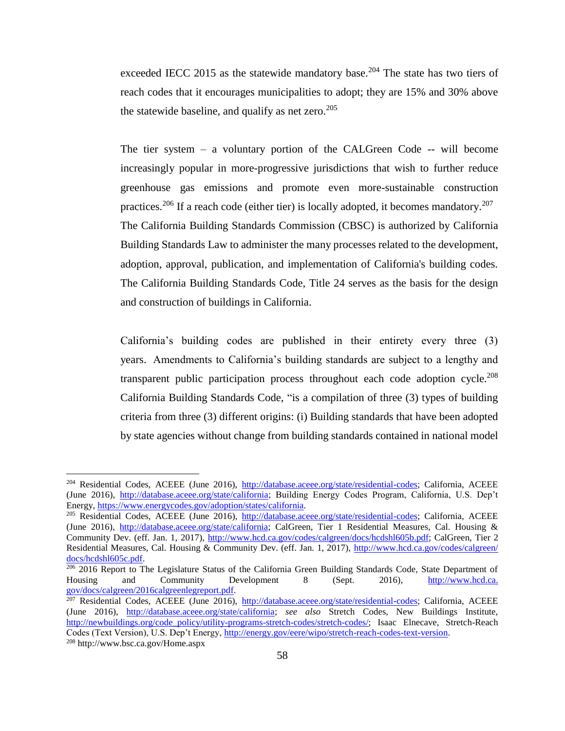exceeded IECC 2015 as the statewide mandatory base.[204] The state has two tiers of reach codes that it encourages municipalities to adopt; they are 15% and 30% above the statewide baseline, and qualify as net zero.[205]

The tier system – a voluntary portion of the CALGreen Code -- will become increasingly popular in more-progressive jurisdictions that wish to further reduce greenhouse gas emissions and promote even more-sustainable construction practices.[206] If a reach code (either tier) is locally adopted, it becomes mandatory.[207] The California Building Standards Commission (CBSC) is authorized by California Building Standards Law to administer the many processes related to the development, adoption, approval, publication, and implementation of California's building codes. The California Building Standards Code, Title 24 serves as the basis for the design and construction of buildings in California.

California's building codes are published in their entirety every three (3) years. Amendments to California's building standards are subject to a lengthy and transparent public participation process throughout each code adoption cycle.[208] California Building Standards Code, "is a compilation of three (3) types of building criteria from three (3) different origins: (i) Building standards that have been adopted by state agencies without change from building standards contained in national model

---

[204] Residential Codes, ACEEE (June 2016), http://database.aceee.org/state/residential-codes; California, ACEEE (June 2016), http://database.aceee.org/state/california; Building Energy Codes Program, California, U.S. Dep't Energy, https://www.energycodes.gov/adoption/states/california.

[205] Residential Codes, ACEEE (June 2016), http://database.aceee.org/state/residential-codes; California, ACEEE (June 2016), http://database.aceee.org/state/california; CalGreen, Tier 1 Residential Measures, Cal. Housing & Community Dev. (eff. Jan. 1, 2017), http://www.hcd.ca.gov/codes/calgreen/docs/hcdshl605b.pdf; CalGreen, Tier 2 Residential Measures, Cal. Housing & Community Dev. (eff. Jan. 1, 2017), http://www.hcd.ca.gov/codes/calgreen/docs/hcdshl605c.pdf.

[206] 2016 Report to The Legislature Status of the California Green Building Standards Code, State Department of Housing and Community Development 8 (Sept. 2016), http://www.hcd.ca.gov/docs/calgreen/2016calgreenlegreport.pdf.

[207] Residential Codes, ACEEE (June 2016), http://database.aceee.org/state/residential-codes; California, ACEEE (June 2016), http://database.aceee.org/state/california; *see also* Stretch Codes, New Buildings Institute, http://newbuildings.org/code_policy/utility-programs-stretch-codes/stretch-codes/; Isaac Elnecave, Stretch-Reach Codes (Text Version), U.S. Dep't Energy, http://energy.gov/eere/wipo/stretch-reach-codes-text-version.

[208] http://www.bsc.ca.gov/Home.aspx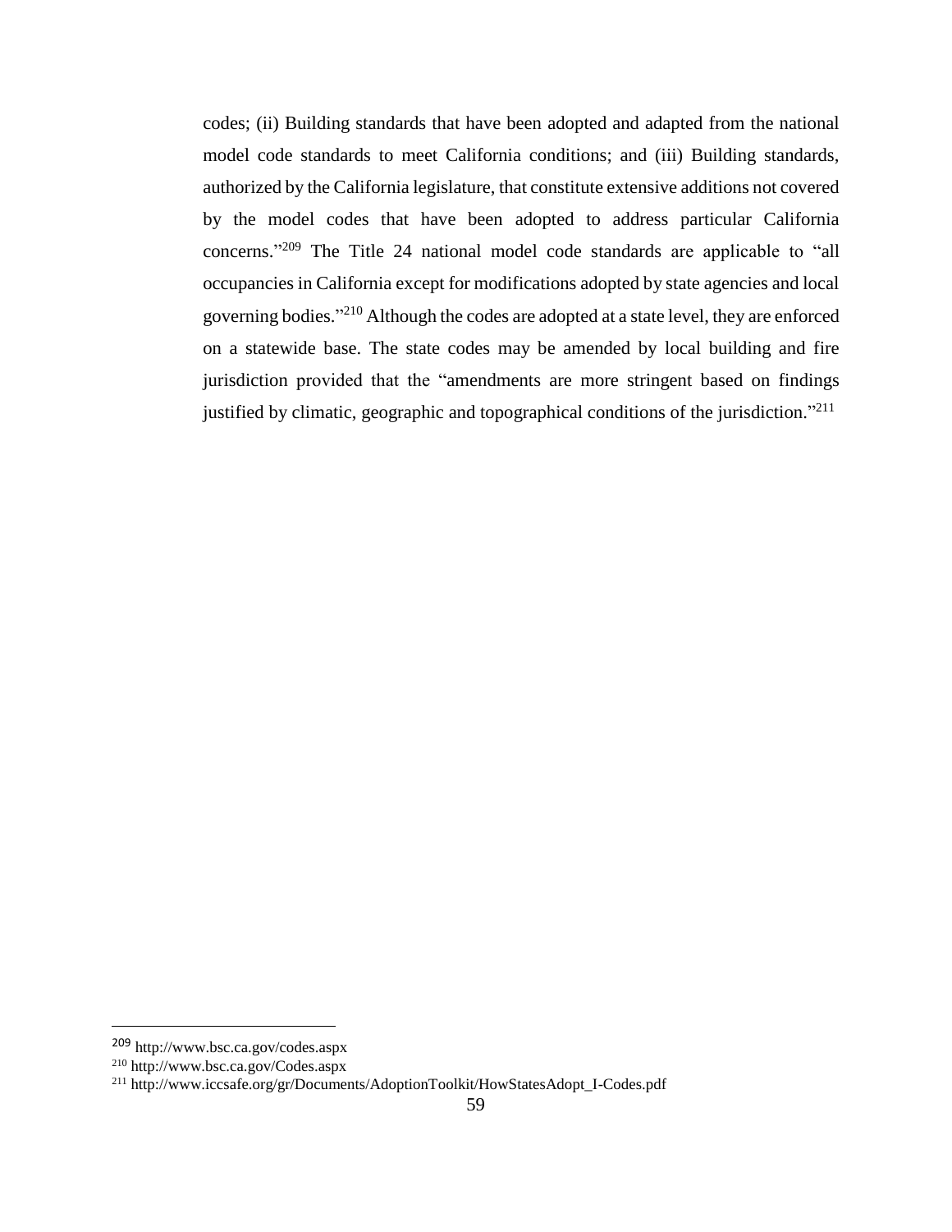codes; (ii) Building standards that have been adopted and adapted from the national model code standards to meet California conditions; and (iii) Building standards, authorized by the California legislature, that constitute extensive additions not covered by the model codes that have been adopted to address particular California concerns."[209] The Title 24 national model code standards are applicable to "all occupancies in California except for modifications adopted by state agencies and local governing bodies."[210] Although the codes are adopted at a state level, they are enforced on a statewide base. The state codes may be amended by local building and fire jurisdiction provided that the "amendments are more stringent based on findings justified by climatic, geographic and topographical conditions of the jurisdiction."[211]

---

[209] http://www.bsc.ca.gov/codes.aspx

[210] http://www.bsc.ca.gov/Codes.aspx

[211] http://www.iccsafe.org/gr/Documents/AdoptionToolkit/HowStatesAdopt_I-Codes.pdf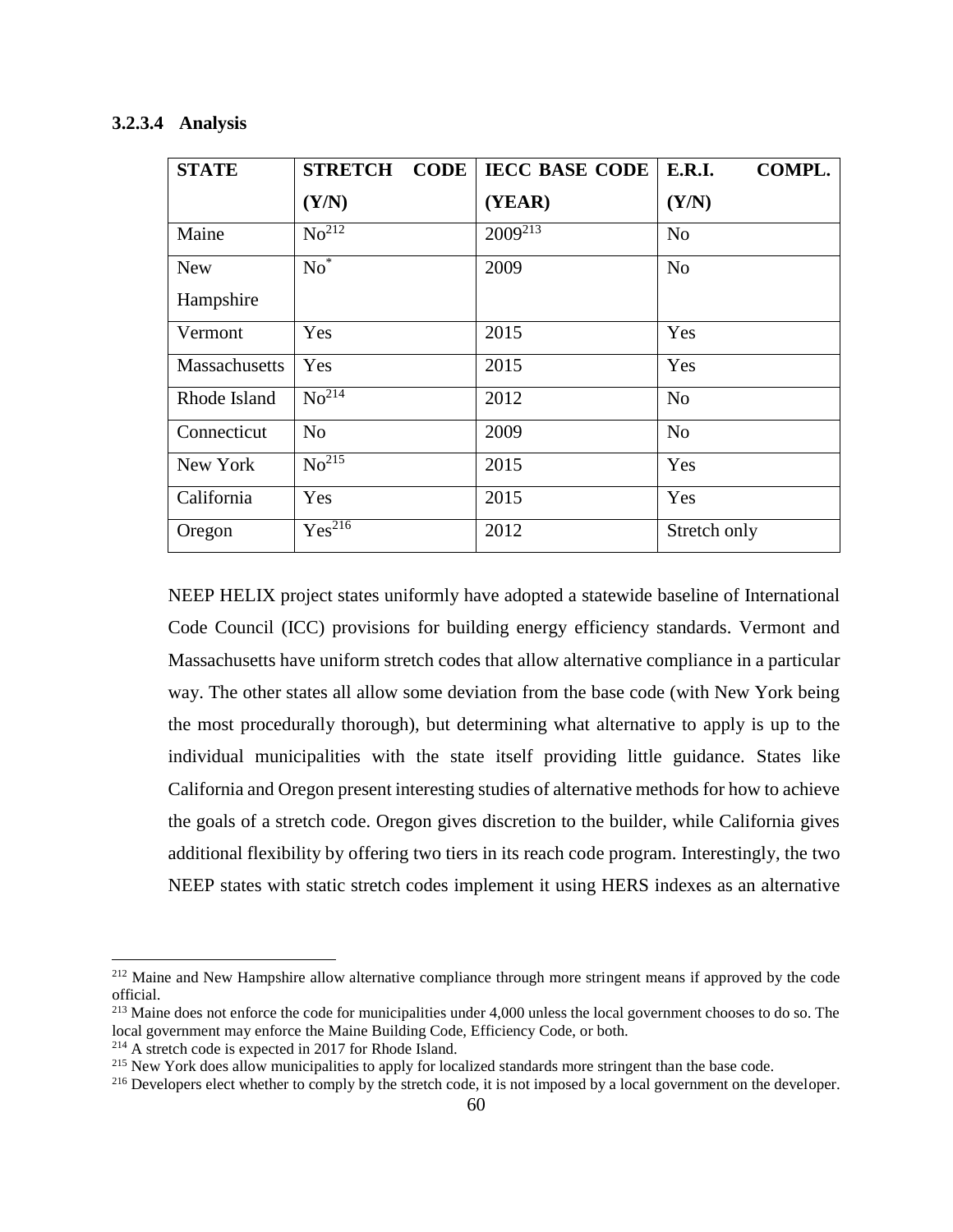#### 3.2.3.4 Analysis

| STATE | STRETCH CODE (Y/N) | IECC BASE CODE (YEAR) | E.R.I. COMPL. (Y/N) |
|---|---|---|---|
| Maine | No[212] | 2009[213] | No |
| New Hampshire | No[*] | 2009 | No |
| Vermont | Yes | 2015 | Yes |
| Massachusetts | Yes | 2015 | Yes |
| Rhode Island | No[214] | 2012 | No |
| Connecticut | No | 2009 | No |
| New York | No[215] | 2015 | Yes |
| California | Yes | 2015 | Yes |
| Oregon | Yes[216] | 2012 | Stretch only |

NEEP HELIX project states uniformly have adopted a statewide baseline of International Code Council (ICC) provisions for building energy efficiency standards. Vermont and Massachusetts have uniform stretch codes that allow alternative compliance in a particular way. The other states all allow some deviation from the base code (with New York being the most procedurally thorough), but determining what alternative to apply is up to the individual municipalities with the state itself providing little guidance. States like California and Oregon present interesting studies of alternative methods for how to achieve the goals of a stretch code. Oregon gives discretion to the builder, while California gives additional flexibility by offering two tiers in its reach code program. Interestingly, the two NEEP states with static stretch codes implement it using HERS indexes as an alternative

[212] Maine and New Hampshire allow alternative compliance through more stringent means if approved by the code official.

[213] Maine does not enforce the code for municipalities under 4,000 unless the local government chooses to do so. The local government may enforce the Maine Building Code, Efficiency Code, or both.

[214] A stretch code is expected in 2017 for Rhode Island.

[215] New York does allow municipalities to apply for localized standards more stringent than the base code.

[216] Developers elect whether to comply by the stretch code, it is not imposed by a local government on the developer.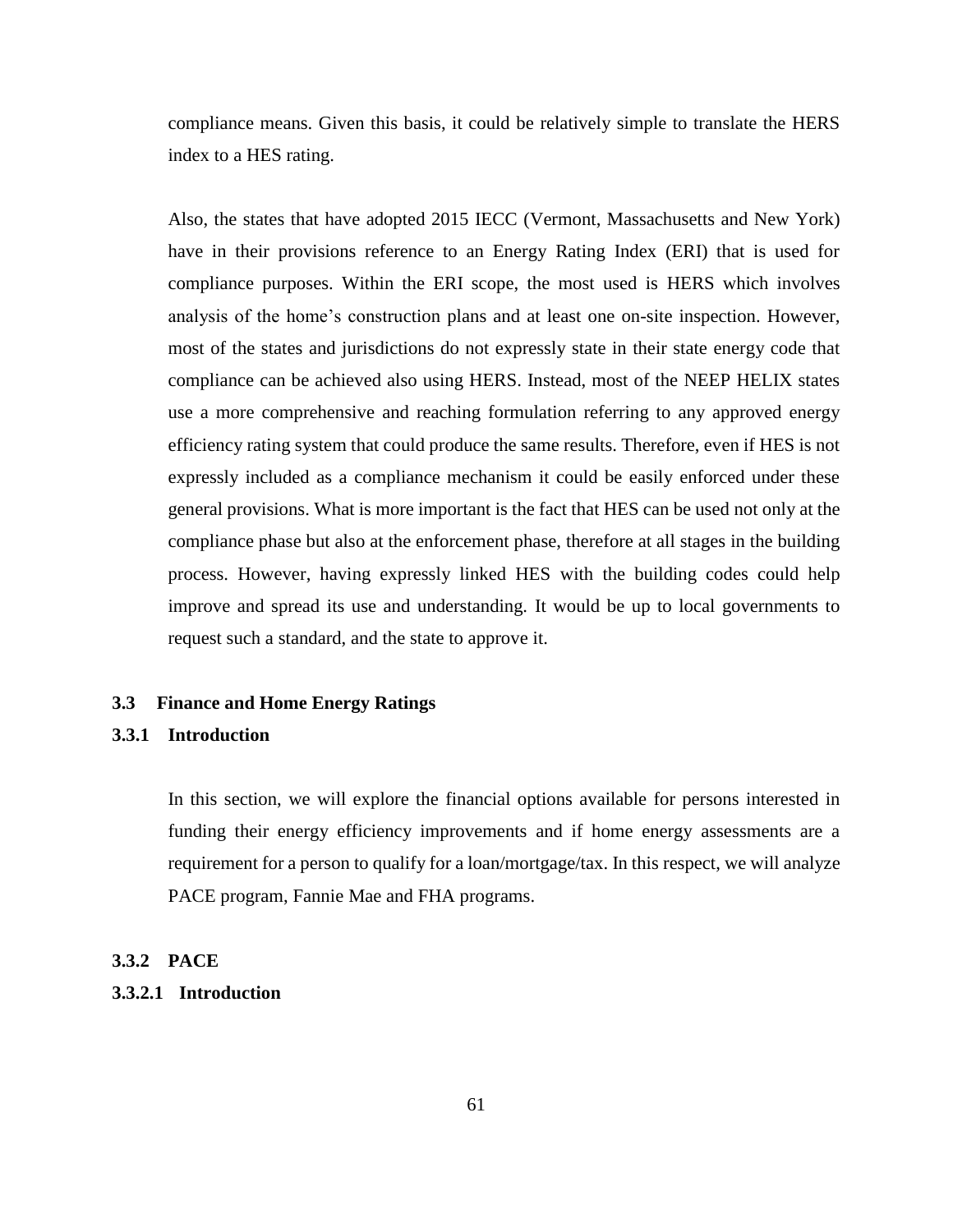compliance means. Given this basis, it could be relatively simple to translate the HERS index to a HES rating.

Also, the states that have adopted 2015 IECC (Vermont, Massachusetts and New York) have in their provisions reference to an Energy Rating Index (ERI) that is used for compliance purposes. Within the ERI scope, the most used is HERS which involves analysis of the home's construction plans and at least one on-site inspection. However, most of the states and jurisdictions do not expressly state in their state energy code that compliance can be achieved also using HERS. Instead, most of the NEEP HELIX states use a more comprehensive and reaching formulation referring to any approved energy efficiency rating system that could produce the same results. Therefore, even if HES is not expressly included as a compliance mechanism it could be easily enforced under these general provisions. What is more important is the fact that HES can be used not only at the compliance phase but also at the enforcement phase, therefore at all stages in the building process. However, having expressly linked HES with the building codes could help improve and spread its use and understanding. It would be up to local governments to request such a standard, and the state to approve it.

### 3.3 Finance and Home Energy Ratings

#### 3.3.1 Introduction

In this section, we will explore the financial options available for persons interested in funding their energy efficiency improvements and if home energy assessments are a requirement for a person to qualify for a loan/mortgage/tax. In this respect, we will analyze PACE program, Fannie Mae and FHA programs.

#### 3.3.2 PACE

##### 3.3.2.1 Introduction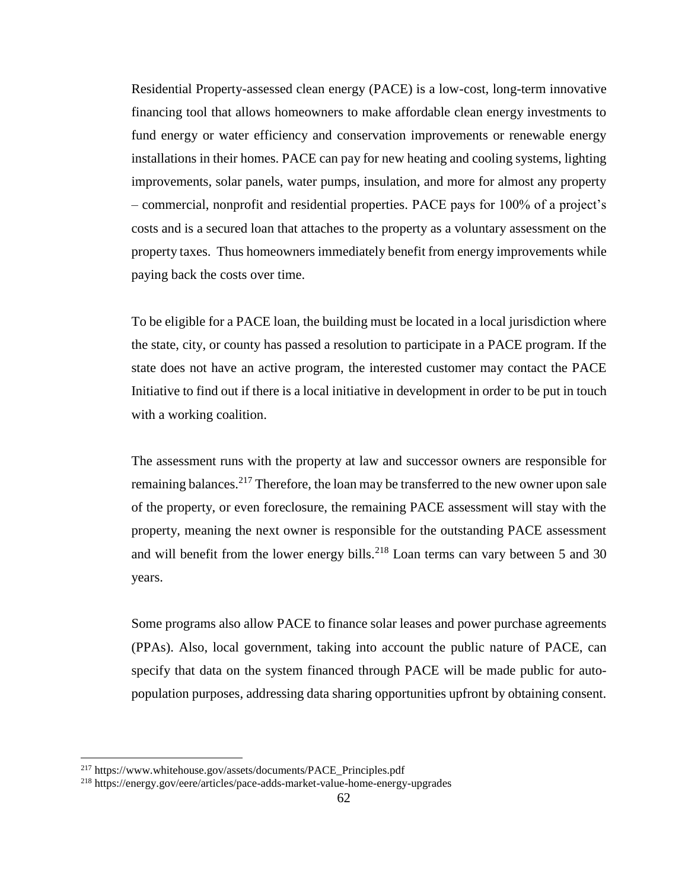Residential Property-assessed clean energy (PACE) is a low-cost, long-term innovative financing tool that allows homeowners to make affordable clean energy investments to fund energy or water efficiency and conservation improvements or renewable energy installations in their homes. PACE can pay for new heating and cooling systems, lighting improvements, solar panels, water pumps, insulation, and more for almost any property – commercial, nonprofit and residential properties. PACE pays for 100% of a project's costs and is a secured loan that attaches to the property as a voluntary assessment on the property taxes. Thus homeowners immediately benefit from energy improvements while paying back the costs over time.

To be eligible for a PACE loan, the building must be located in a local jurisdiction where the state, city, or county has passed a resolution to participate in a PACE program. If the state does not have an active program, the interested customer may contact the PACE Initiative to find out if there is a local initiative in development in order to be put in touch with a working coalition.

The assessment runs with the property at law and successor owners are responsible for remaining balances.[217] Therefore, the loan may be transferred to the new owner upon sale of the property, or even foreclosure, the remaining PACE assessment will stay with the property, meaning the next owner is responsible for the outstanding PACE assessment and will benefit from the lower energy bills.[218] Loan terms can vary between 5 and 30 years.

Some programs also allow PACE to finance solar leases and power purchase agreements (PPAs). Also, local government, taking into account the public nature of PACE, can specify that data on the system financed through PACE will be made public for auto-population purposes, addressing data sharing opportunities upfront by obtaining consent.

---

[217] https://www.whitehouse.gov/assets/documents/PACE_Principles.pdf

[218] https://energy.gov/eere/articles/pace-adds-market-value-home-energy-upgrades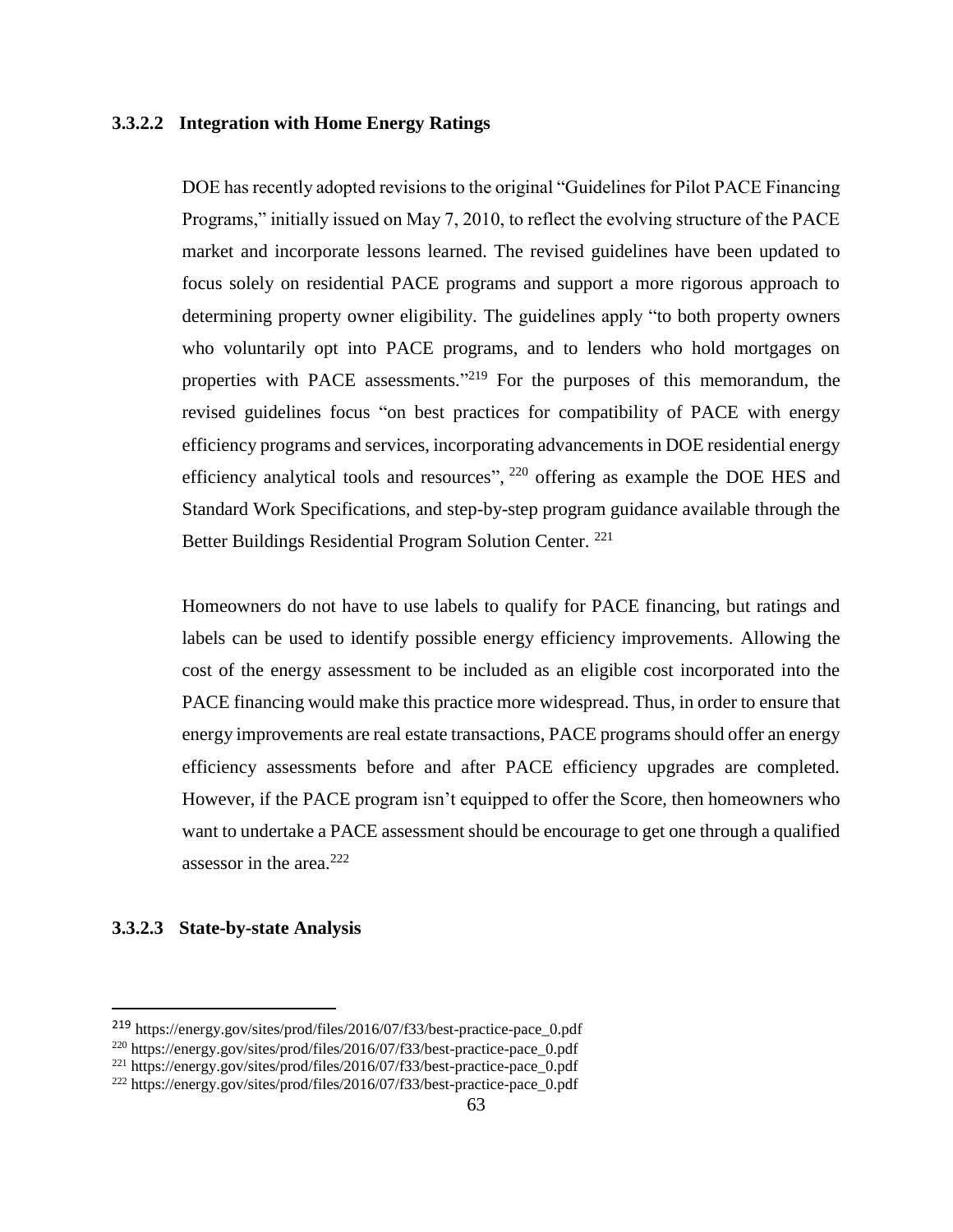#### 3.3.2.2 Integration with Home Energy Ratings

DOE has recently adopted revisions to the original "Guidelines for Pilot PACE Financing Programs," initially issued on May 7, 2010, to reflect the evolving structure of the PACE market and incorporate lessons learned. The revised guidelines have been updated to focus solely on residential PACE programs and support a more rigorous approach to determining property owner eligibility. The guidelines apply "to both property owners who voluntarily opt into PACE programs, and to lenders who hold mortgages on properties with PACE assessments."[219] For the purposes of this memorandum, the revised guidelines focus "on best practices for compatibility of PACE with energy efficiency programs and services, incorporating advancements in DOE residential energy efficiency analytical tools and resources", [220] offering as example the DOE HES and Standard Work Specifications, and step-by-step program guidance available through the Better Buildings Residential Program Solution Center. [221]

Homeowners do not have to use labels to qualify for PACE financing, but ratings and labels can be used to identify possible energy efficiency improvements. Allowing the cost of the energy assessment to be included as an eligible cost incorporated into the PACE financing would make this practice more widespread. Thus, in order to ensure that energy improvements are real estate transactions, PACE programs should offer an energy efficiency assessments before and after PACE efficiency upgrades are completed. However, if the PACE program isn't equipped to offer the Score, then homeowners who want to undertake a PACE assessment should be encourage to get one through a qualified assessor in the area.[222]

#### 3.3.2.3 State-by-state Analysis

[219] https://energy.gov/sites/prod/files/2016/07/f33/best-practice-pace_0.pdf

[220] https://energy.gov/sites/prod/files/2016/07/f33/best-practice-pace_0.pdf

[221] https://energy.gov/sites/prod/files/2016/07/f33/best-practice-pace_0.pdf

[222] https://energy.gov/sites/prod/files/2016/07/f33/best-practice-pace_0.pdf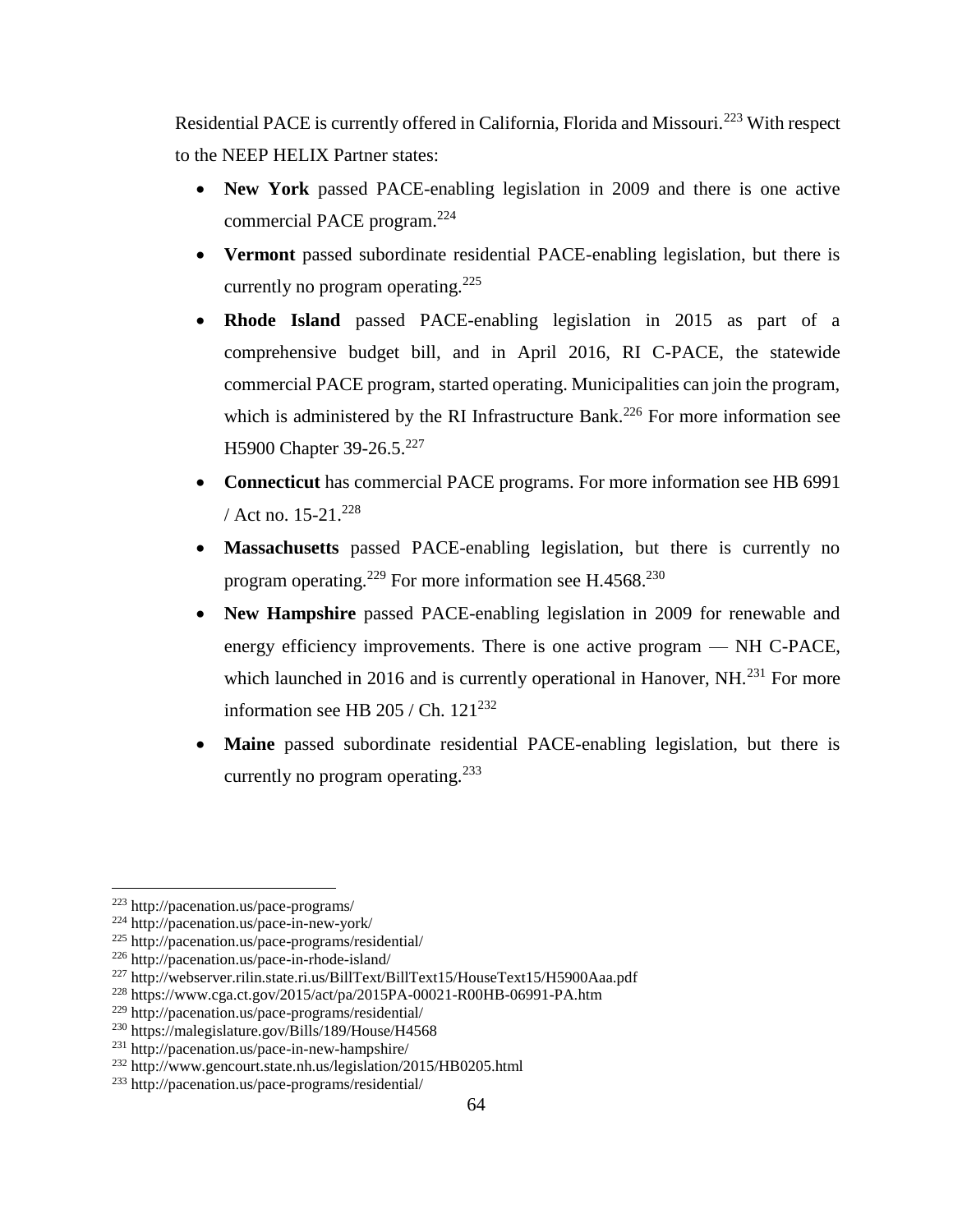Residential PACE is currently offered in California, Florida and Missouri.[223] With respect to the NEEP HELIX Partner states:

- **New York** passed PACE-enabling legislation in 2009 and there is one active commercial PACE program.[224]
- **Vermont** passed subordinate residential PACE-enabling legislation, but there is currently no program operating.[225]
- **Rhode Island** passed PACE-enabling legislation in 2015 as part of a comprehensive budget bill, and in April 2016, RI C-PACE, the statewide commercial PACE program, started operating. Municipalities can join the program, which is administered by the RI Infrastructure Bank.[226] For more information see H5900 Chapter 39-26.5.[227]
- **Connecticut** has commercial PACE programs. For more information see HB 6991 / Act no. 15-21.[228]
- **Massachusetts** passed PACE-enabling legislation, but there is currently no program operating.[229] For more information see H.4568.[230]
- **New Hampshire** passed PACE-enabling legislation in 2009 for renewable and energy efficiency improvements. There is one active program — NH C-PACE, which launched in 2016 and is currently operational in Hanover, NH.[231] For more information see HB 205 / Ch. 121[232]
- **Maine** passed subordinate residential PACE-enabling legislation, but there is currently no program operating.[233]

---

[223] http://pacenation.us/pace-programs/
[224] http://pacenation.us/pace-in-new-york/
[225] http://pacenation.us/pace-programs/residential/
[226] http://pacenation.us/pace-in-rhode-island/
[227] http://webserver.rilin.state.ri.us/BillText/BillText15/HouseText15/H5900Aaa.pdf
[228] https://www.cga.ct.gov/2015/act/pa/2015PA-00021-R00HB-06991-PA.htm
[229] http://pacenation.us/pace-programs/residential/
[230] https://malegislature.gov/Bills/189/House/H4568
[231] http://pacenation.us/pace-in-new-hampshire/
[232] http://www.gencourt.state.nh.us/legislation/2015/HB0205.html
[233] http://pacenation.us/pace-programs/residential/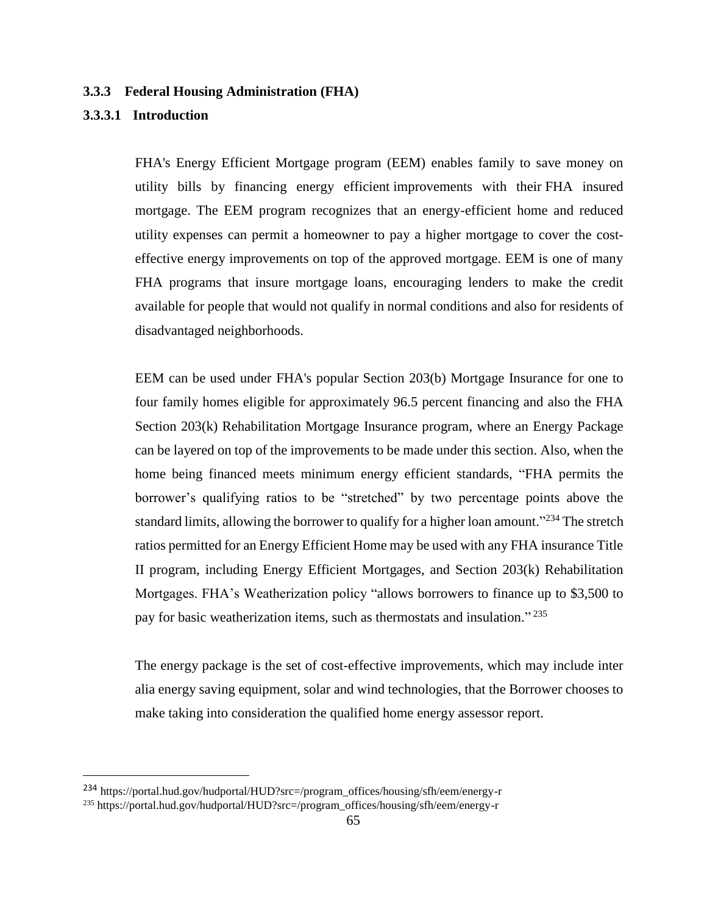### 3.3.3 Federal Housing Administration (FHA)

#### 3.3.3.1 Introduction

FHA's Energy Efficient Mortgage program (EEM) enables family to save money on utility bills by financing energy efficient improvements with their FHA insured mortgage. The EEM program recognizes that an energy-efficient home and reduced utility expenses can permit a homeowner to pay a higher mortgage to cover the cost-effective energy improvements on top of the approved mortgage. EEM is one of many FHA programs that insure mortgage loans, encouraging lenders to make the credit available for people that would not qualify in normal conditions and also for residents of disadvantaged neighborhoods.

EEM can be used under FHA's popular Section 203(b) Mortgage Insurance for one to four family homes eligible for approximately 96.5 percent financing and also the FHA Section 203(k) Rehabilitation Mortgage Insurance program, where an Energy Package can be layered on top of the improvements to be made under this section. Also, when the home being financed meets minimum energy efficient standards, "FHA permits the borrower's qualifying ratios to be "stretched" by two percentage points above the standard limits, allowing the borrower to qualify for a higher loan amount."[234] The stretch ratios permitted for an Energy Efficient Home may be used with any FHA insurance Title II program, including Energy Efficient Mortgages, and Section 203(k) Rehabilitation Mortgages. FHA's Weatherization policy "allows borrowers to finance up to $3,500 to pay for basic weatherization items, such as thermostats and insulation."[235]

The energy package is the set of cost-effective improvements, which may include inter alia energy saving equipment, solar and wind technologies, that the Borrower chooses to make taking into consideration the qualified home energy assessor report.

---

[234] https://portal.hud.gov/hudportal/HUD?src=/program_offices/housing/sfh/eem/energy-r

[235] https://portal.hud.gov/hudportal/HUD?src=/program_offices/housing/sfh/eem/energy-r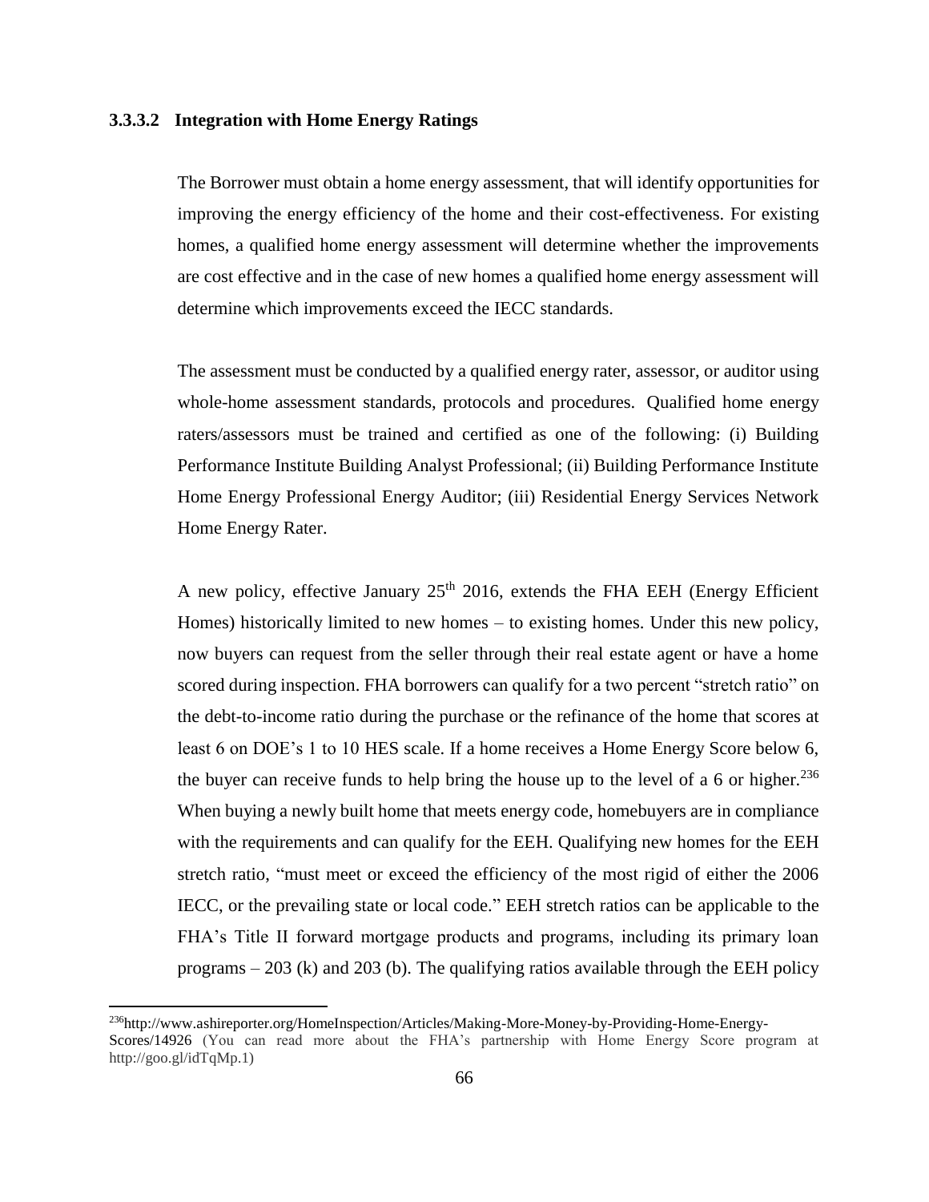#### 3.3.3.2 Integration with Home Energy Ratings

The Borrower must obtain a home energy assessment, that will identify opportunities for improving the energy efficiency of the home and their cost-effectiveness. For existing homes, a qualified home energy assessment will determine whether the improvements are cost effective and in the case of new homes a qualified home energy assessment will determine which improvements exceed the IECC standards.

The assessment must be conducted by a qualified energy rater, assessor, or auditor using whole-home assessment standards, protocols and procedures. Qualified home energy raters/assessors must be trained and certified as one of the following: (i) Building Performance Institute Building Analyst Professional; (ii) Building Performance Institute Home Energy Professional Energy Auditor; (iii) Residential Energy Services Network Home Energy Rater.

A new policy, effective January 25th 2016, extends the FHA EEH (Energy Efficient Homes) historically limited to new homes – to existing homes. Under this new policy, now buyers can request from the seller through their real estate agent or have a home scored during inspection. FHA borrowers can qualify for a two percent "stretch ratio" on the debt-to-income ratio during the purchase or the refinance of the home that scores at least 6 on DOE's 1 to 10 HES scale. If a home receives a Home Energy Score below 6, the buyer can receive funds to help bring the house up to the level of a 6 or higher.[236] When buying a newly built home that meets energy code, homebuyers are in compliance with the requirements and can qualify for the EEH. Qualifying new homes for the EEH stretch ratio, "must meet or exceed the efficiency of the most rigid of either the 2006 IECC, or the prevailing state or local code." EEH stretch ratios can be applicable to the FHA's Title II forward mortgage products and programs, including its primary loan programs – 203 (k) and 203 (b). The qualifying ratios available through the EEH policy

---

[236] http://www.ashireporter.org/HomeInspection/Articles/Making-More-Money-by-Providing-Home-Energy-Scores/14926 (You can read more about the FHA's partnership with Home Energy Score program at http://goo.gl/idTqMp.1)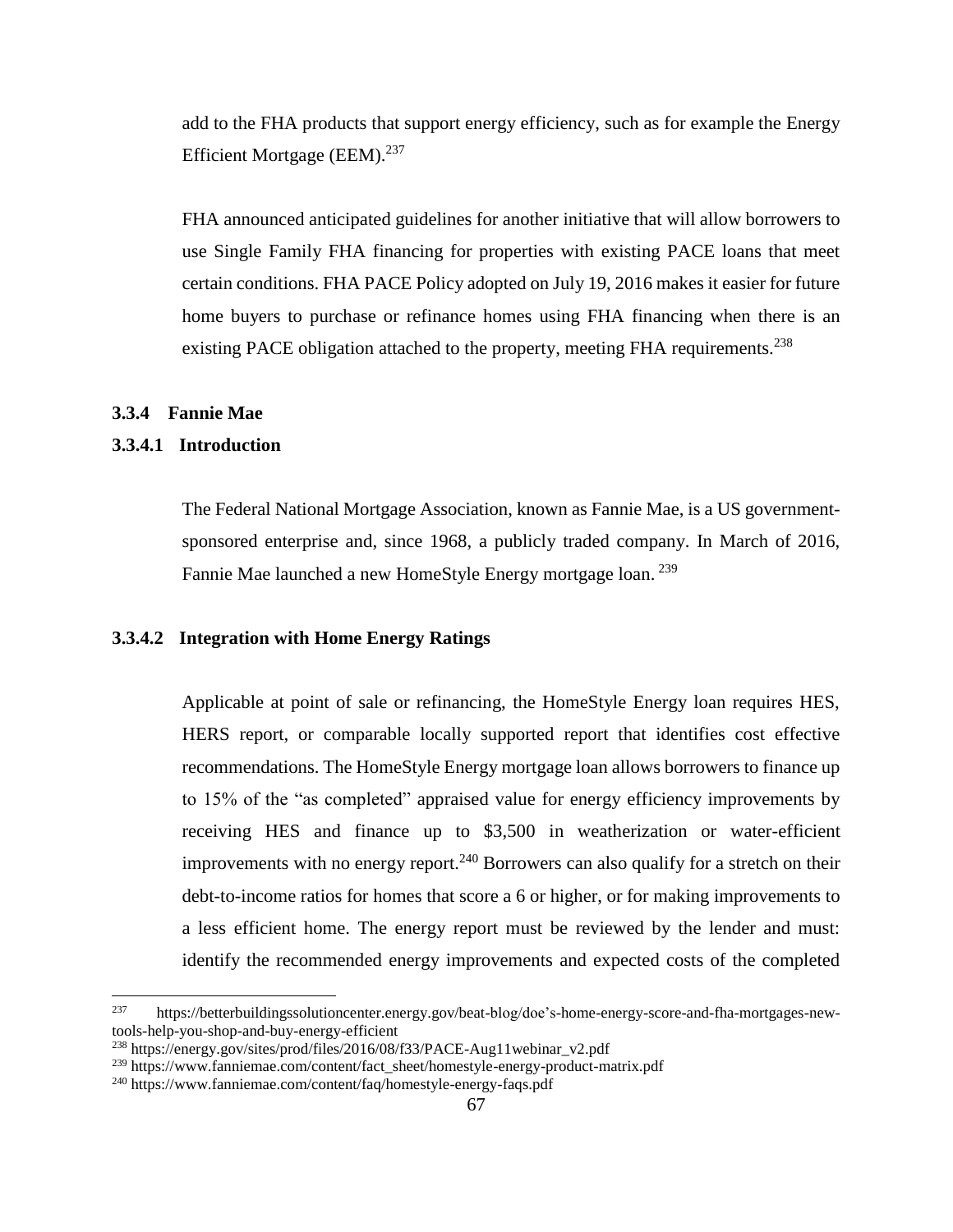add to the FHA products that support energy efficiency, such as for example the Energy Efficient Mortgage (EEM).[237]

FHA announced anticipated guidelines for another initiative that will allow borrowers to use Single Family FHA financing for properties with existing PACE loans that meet certain conditions. FHA PACE Policy adopted on July 19, 2016 makes it easier for future home buyers to purchase or refinance homes using FHA financing when there is an existing PACE obligation attached to the property, meeting FHA requirements.[238]

### 3.3.4 Fannie Mae

#### 3.3.4.1 Introduction

The Federal National Mortgage Association, known as Fannie Mae, is a US government-sponsored enterprise and, since 1968, a publicly traded company. In March of 2016, Fannie Mae launched a new HomeStyle Energy mortgage loan. [239]

#### 3.3.4.2 Integration with Home Energy Ratings

Applicable at point of sale or refinancing, the HomeStyle Energy loan requires HES, HERS report, or comparable locally supported report that identifies cost effective recommendations. The HomeStyle Energy mortgage loan allows borrowers to finance up to 15% of the "as completed" appraised value for energy efficiency improvements by receiving HES and finance up to $3,500 in weatherization or water-efficient improvements with no energy report.[240] Borrowers can also qualify for a stretch on their debt-to-income ratios for homes that score a 6 or higher, or for making improvements to a less efficient home. The energy report must be reviewed by the lender and must: identify the recommended energy improvements and expected costs of the completed

---

[237] https://betterbuildingssolutioncenter.energy.gov/beat-blog/doe's-home-energy-score-and-fha-mortgages-new-tools-help-you-shop-and-buy-energy-efficient

[238] https://energy.gov/sites/prod/files/2016/08/f33/PACE-Aug11webinar_v2.pdf

[239] https://www.fanniemae.com/content/fact_sheet/homestyle-energy-product-matrix.pdf

[240] https://www.fanniemae.com/content/faq/homestyle-energy-faqs.pdf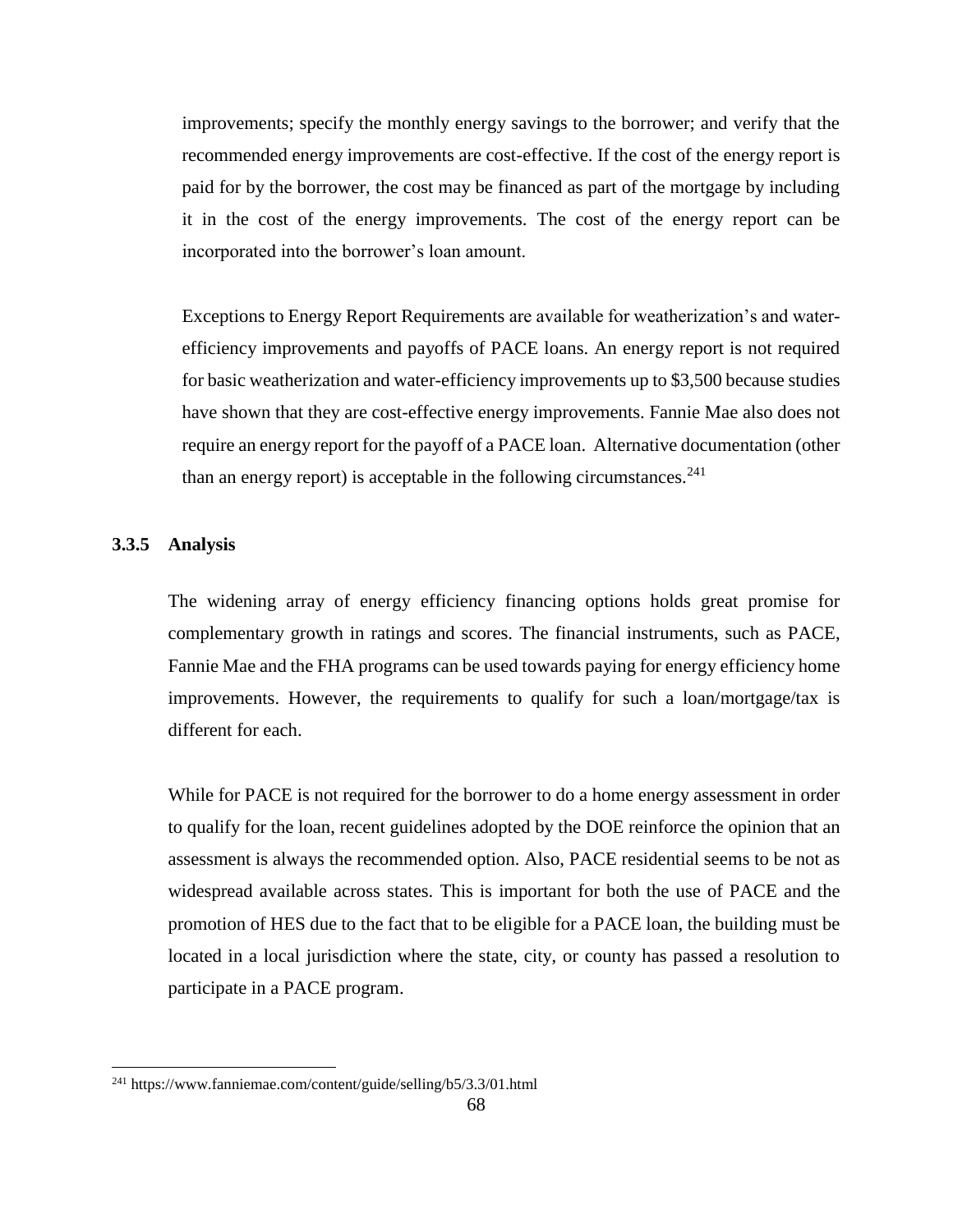improvements; specify the monthly energy savings to the borrower; and verify that the recommended energy improvements are cost-effective. If the cost of the energy report is paid for by the borrower, the cost may be financed as part of the mortgage by including it in the cost of the energy improvements. The cost of the energy report can be incorporated into the borrower's loan amount.

Exceptions to Energy Report Requirements are available for weatherization's and water-efficiency improvements and payoffs of PACE loans. An energy report is not required for basic weatherization and water-efficiency improvements up to $3,500 because studies have shown that they are cost-effective energy improvements. Fannie Mae also does not require an energy report for the payoff of a PACE loan. Alternative documentation (other than an energy report) is acceptable in the following circumstances.[241]

### 3.3.5 Analysis

The widening array of energy efficiency financing options holds great promise for complementary growth in ratings and scores. The financial instruments, such as PACE, Fannie Mae and the FHA programs can be used towards paying for energy efficiency home improvements. However, the requirements to qualify for such a loan/mortgage/tax is different for each.

While for PACE is not required for the borrower to do a home energy assessment in order to qualify for the loan, recent guidelines adopted by the DOE reinforce the opinion that an assessment is always the recommended option. Also, PACE residential seems to be not as widespread available across states. This is important for both the use of PACE and the promotion of HES due to the fact that to be eligible for a PACE loan, the building must be located in a local jurisdiction where the state, city, or county has passed a resolution to participate in a PACE program.

[241] https://www.fanniemae.com/content/guide/selling/b5/3.3/01.html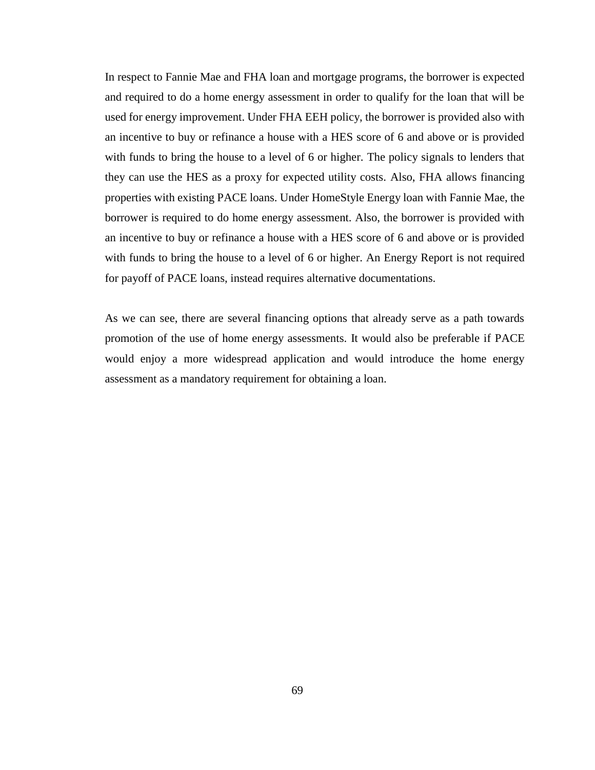In respect to Fannie Mae and FHA loan and mortgage programs, the borrower is expected and required to do a home energy assessment in order to qualify for the loan that will be used for energy improvement. Under FHA EEH policy, the borrower is provided also with an incentive to buy or refinance a house with a HES score of 6 and above or is provided with funds to bring the house to a level of 6 or higher. The policy signals to lenders that they can use the HES as a proxy for expected utility costs. Also, FHA allows financing properties with existing PACE loans. Under HomeStyle Energy loan with Fannie Mae, the borrower is required to do home energy assessment. Also, the borrower is provided with an incentive to buy or refinance a house with a HES score of 6 and above or is provided with funds to bring the house to a level of 6 or higher. An Energy Report is not required for payoff of PACE loans, instead requires alternative documentations.

As we can see, there are several financing options that already serve as a path towards promotion of the use of home energy assessments. It would also be preferable if PACE would enjoy a more widespread application and would introduce the home energy assessment as a mandatory requirement for obtaining a loan.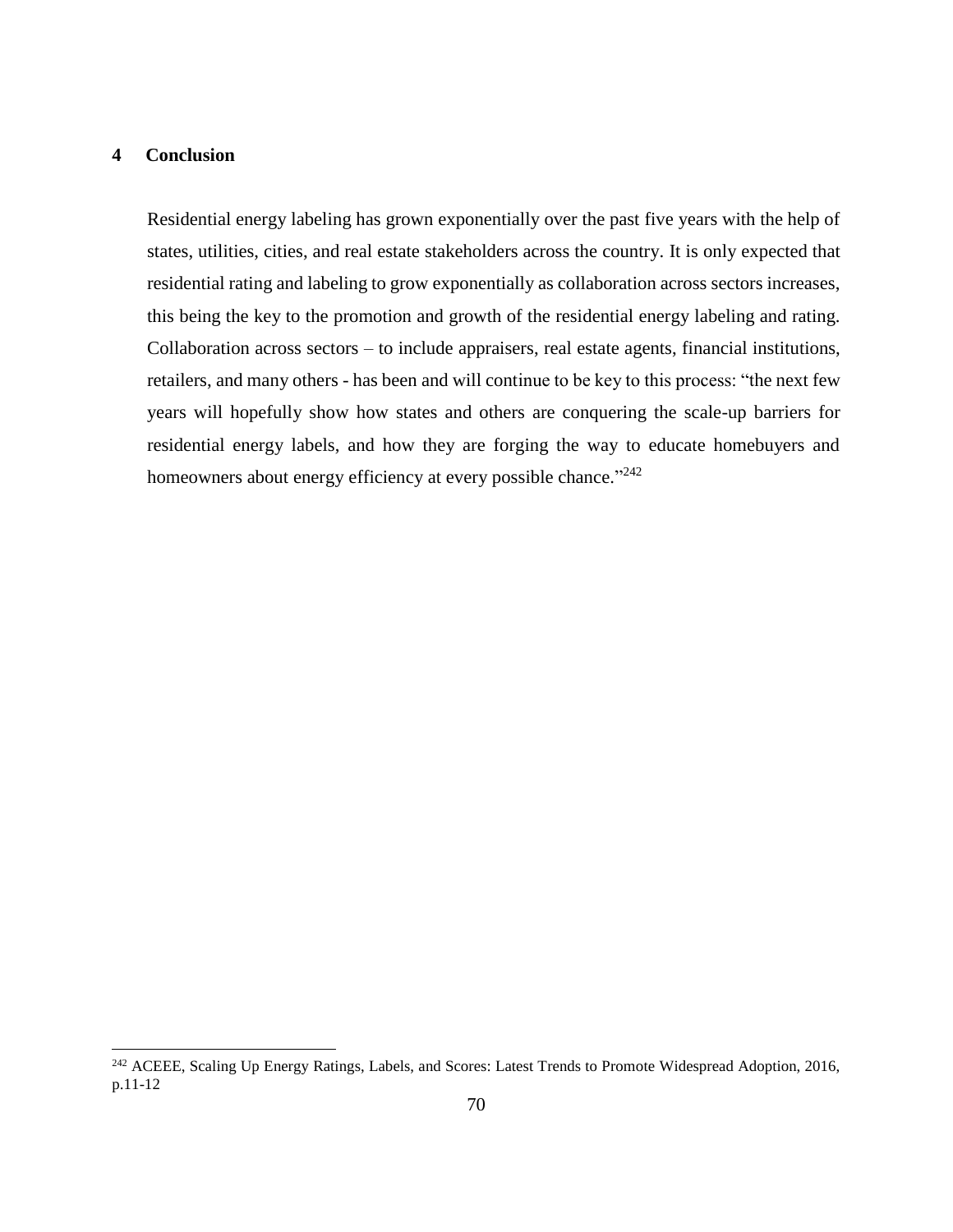# 4 Conclusion

Residential energy labeling has grown exponentially over the past five years with the help of states, utilities, cities, and real estate stakeholders across the country. It is only expected that residential rating and labeling to grow exponentially as collaboration across sectors increases, this being the key to the promotion and growth of the residential energy labeling and rating. Collaboration across sectors – to include appraisers, real estate agents, financial institutions, retailers, and many others - has been and will continue to be key to this process: "the next few years will hopefully show how states and others are conquering the scale-up barriers for residential energy labels, and how they are forging the way to educate homebuyers and homeowners about energy efficiency at every possible chance."[242]

---

[242] ACEEE, Scaling Up Energy Ratings, Labels, and Scores: Latest Trends to Promote Widespread Adoption, 2016, p.11-12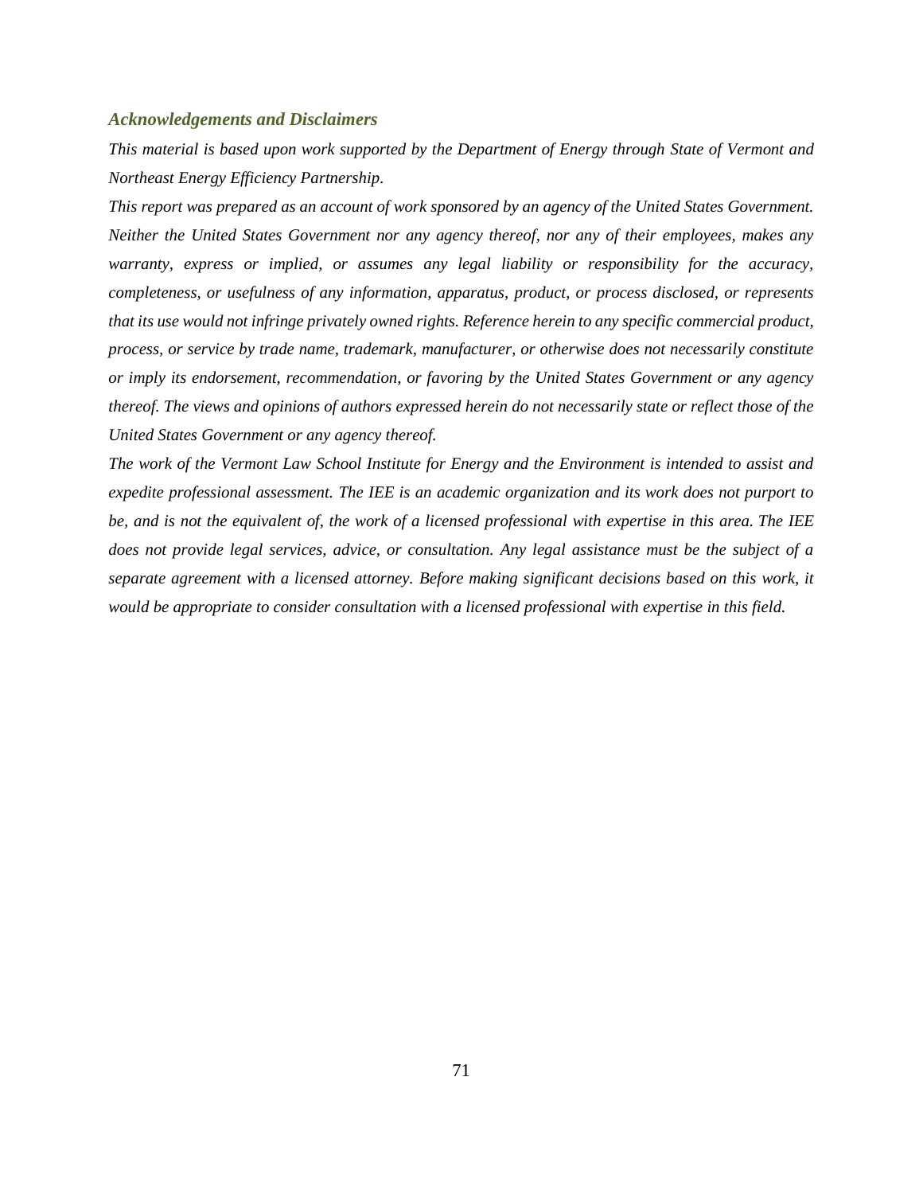### *Acknowledgements and Disclaimers*

*This material is based upon work supported by the Department of Energy through State of Vermont and Northeast Energy Efficiency Partnership.*

*This report was prepared as an account of work sponsored by an agency of the United States Government. Neither the United States Government nor any agency thereof, nor any of their employees, makes any warranty, express or implied, or assumes any legal liability or responsibility for the accuracy, completeness, or usefulness of any information, apparatus, product, or process disclosed, or represents that its use would not infringe privately owned rights. Reference herein to any specific commercial product, process, or service by trade name, trademark, manufacturer, or otherwise does not necessarily constitute or imply its endorsement, recommendation, or favoring by the United States Government or any agency thereof. The views and opinions of authors expressed herein do not necessarily state or reflect those of the United States Government or any agency thereof.*

*The work of the Vermont Law School Institute for Energy and the Environment is intended to assist and expedite professional assessment. The IEE is an academic organization and its work does not purport to be, and is not the equivalent of, the work of a licensed professional with expertise in this area. The IEE does not provide legal services, advice, or consultation. Any legal assistance must be the subject of a separate agreement with a licensed attorney. Before making significant decisions based on this work, it would be appropriate to consider consultation with a licensed professional with expertise in this field.*